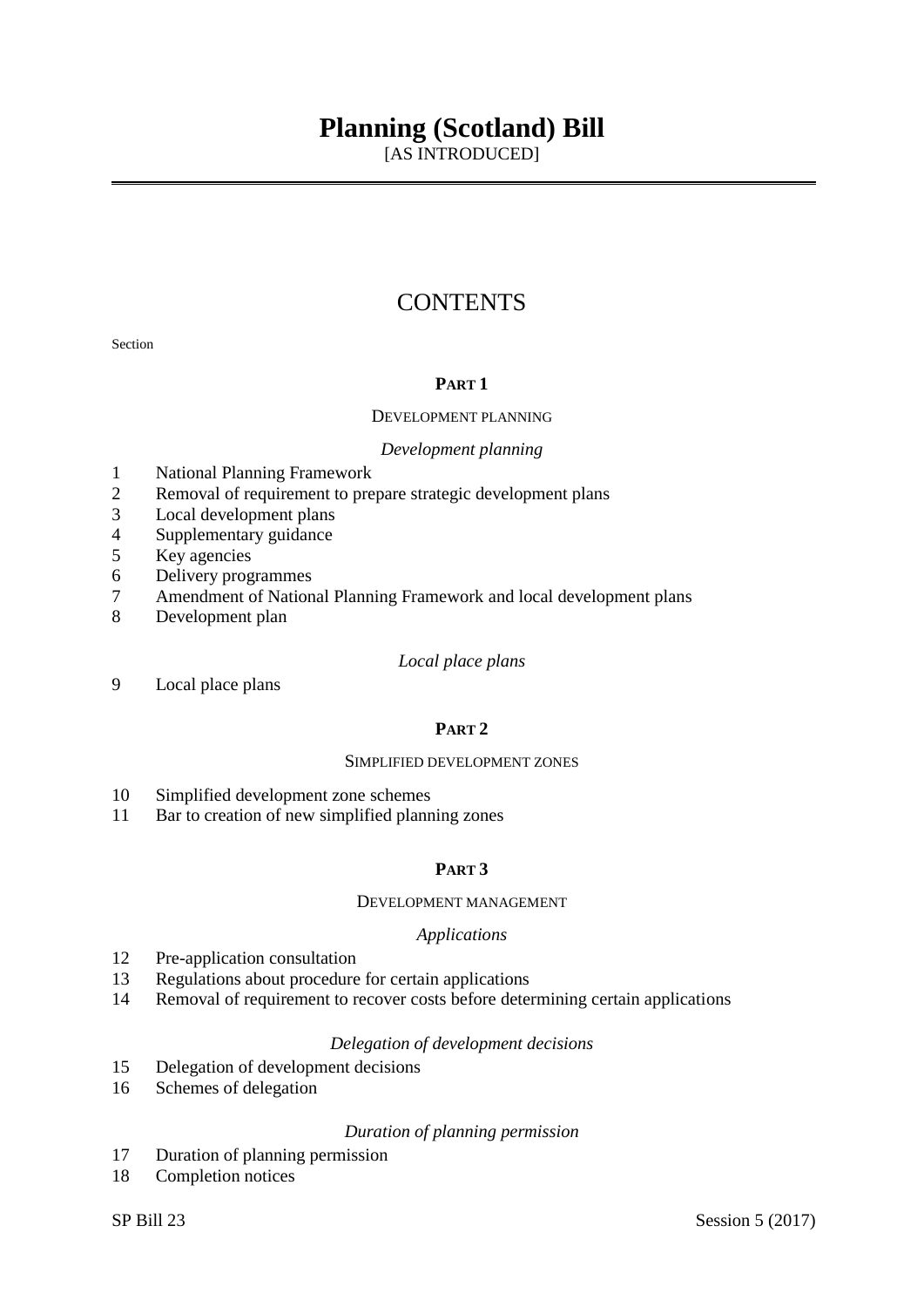# Planning (Scotland) Bill

[AS INTRODUCED]

## CONTENTS

Section

### PART 1

DEVELOPMENT PLANNING

*Development planning*

1 National Planning Framework
2 Removal of requirement to prepare strategic development plans
3 Local development plans
4 Supplementary guidance
5 Key agencies
6 Delivery programmes
7 Amendment of National Planning Framework and local development plans
8 Development plan

*Local place plans*

9 Local place plans

### PART 2

SIMPLIFIED DEVELOPMENT ZONES

10 Simplified development zone schemes
11 Bar to creation of new simplified planning zones

### PART 3

DEVELOPMENT MANAGEMENT

*Applications*

12 Pre-application consultation
13 Regulations about procedure for certain applications
14 Removal of requirement to recover costs before determining certain applications

*Delegation of development decisions*

15 Delegation of development decisions
16 Schemes of delegation

*Duration of planning permission*

17 Duration of planning permission
18 Completion notices

SP Bill 23 Session 5 (2017)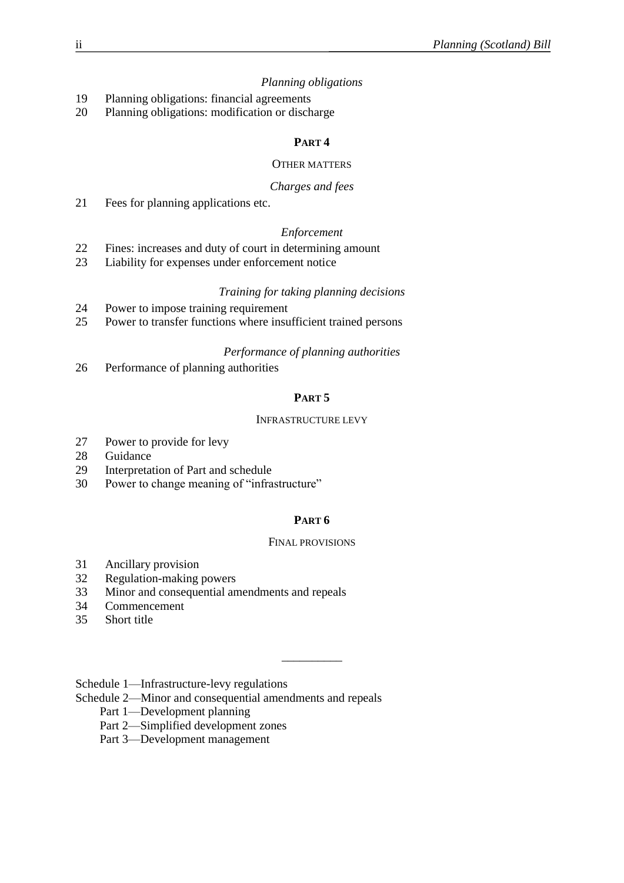*Planning obligations*

19 Planning obligations: financial agreements
20 Planning obligations: modification or discharge

**PART 4**

OTHER MATTERS

*Charges and fees*

21 Fees for planning applications etc.

*Enforcement*

22 Fines: increases and duty of court in determining amount
23 Liability for expenses under enforcement notice

*Training for taking planning decisions*

24 Power to impose training requirement
25 Power to transfer functions where insufficient trained persons

*Performance of planning authorities*

26 Performance of planning authorities

**PART 5**

INFRASTRUCTURE LEVY

27 Power to provide for levy
28 Guidance
29 Interpretation of Part and schedule
30 Power to change meaning of "infrastructure"

**PART 6**

FINAL PROVISIONS

31 Ancillary provision
32 Regulation-making powers
33 Minor and consequential amendments and repeals
34 Commencement
35 Short title

\_\_\_\_\_\_\_\_\_\_

Schedule 1—Infrastructure-levy regulations
Schedule 2—Minor and consequential amendments and repeals
 Part 1—Development planning
 Part 2—Simplified development zones
 Part 3—Development management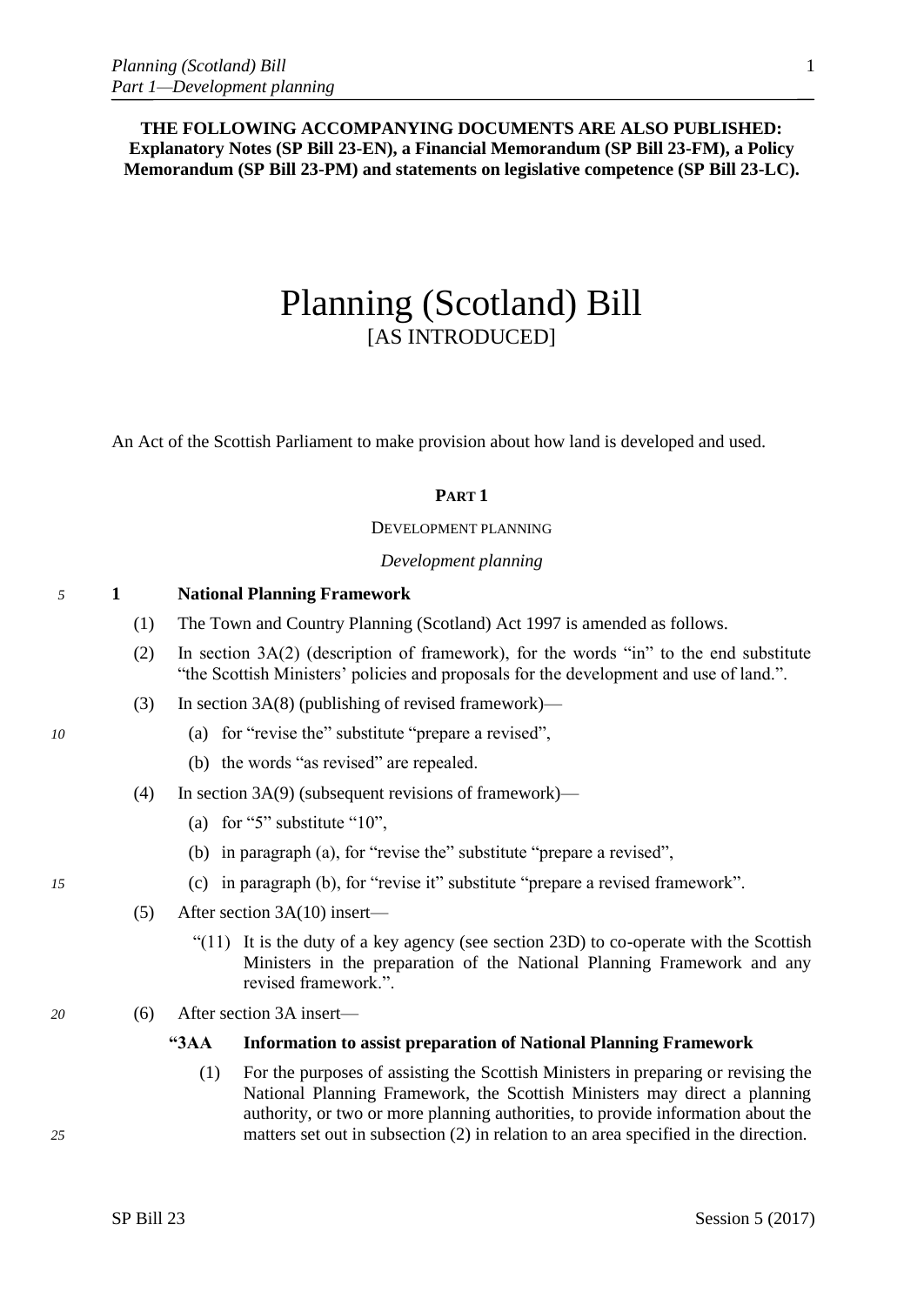**THE FOLLOWING ACCOMPANYING DOCUMENTS ARE ALSO PUBLISHED: Explanatory Notes (SP Bill 23-EN), a Financial Memorandum (SP Bill 23-FM), a Policy Memorandum (SP Bill 23-PM) and statements on legislative competence (SP Bill 23-LC).**

# Planning (Scotland) Bill

[AS INTRODUCED]

An Act of the Scottish Parliament to make provision about how land is developed and used.

## PART 1

DEVELOPMENT PLANNING

*Development planning*

### 1 National Planning Framework

(1) The Town and Country Planning (Scotland) Act 1997 is amended as follows.

(2) In section 3A(2) (description of framework), for the words "in" to the end substitute "the Scottish Ministers' policies and proposals for the development and use of land.".

(3) In section 3A(8) (publishing of revised framework)—

(a) for "revise the" substitute "prepare a revised",

(b) the words "as revised" are repealed.

(4) In section 3A(9) (subsequent revisions of framework)—

(a) for "5" substitute "10",

(b) in paragraph (a), for "revise the" substitute "prepare a revised",

(c) in paragraph (b), for "revise it" substitute "prepare a revised framework".

(5) After section 3A(10) insert—

"(11) It is the duty of a key agency (see section 23D) to co-operate with the Scottish Ministers in the preparation of the National Planning Framework and any revised framework.".

(6) After section 3A insert—

**"3AA Information to assist preparation of National Planning Framework**

(1) For the purposes of assisting the Scottish Ministers in preparing or revising the National Planning Framework, the Scottish Ministers may direct a planning authority, or two or more planning authorities, to provide information about the matters set out in subsection (2) in relation to an area specified in the direction.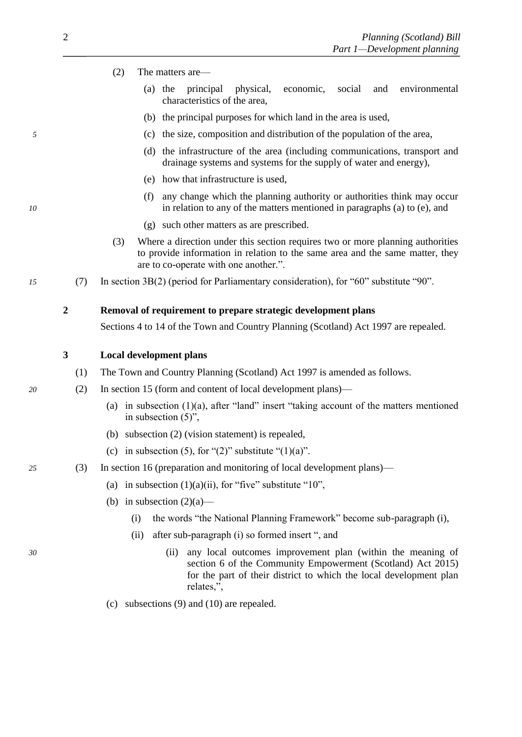(2) The matters are—

(a) the principal physical, economic, social and environmental characteristics of the area,

(b) the principal purposes for which land in the area is used,

(c) the size, composition and distribution of the population of the area,

(d) the infrastructure of the area (including communications, transport and drainage systems and systems for the supply of water and energy),

(e) how that infrastructure is used,

(f) any change which the planning authority or authorities think may occur in relation to any of the matters mentioned in paragraphs (a) to (e), and

(g) such other matters as are prescribed.

(3) Where a direction under this section requires two or more planning authorities to provide information in relation to the same area and the same matter, they are to co-operate with one another.".

(7) In section 3B(2) (period for Parliamentary consideration), for "60" substitute "90".

**2 Removal of requirement to prepare strategic development plans**

Sections 4 to 14 of the Town and Country Planning (Scotland) Act 1997 are repealed.

**3 Local development plans**

(1) The Town and Country Planning (Scotland) Act 1997 is amended as follows.

(2) In section 15 (form and content of local development plans)—

(a) in subsection (1)(a), after "land" insert "taking account of the matters mentioned in subsection (5)",

(b) subsection (2) (vision statement) is repealed,

(c) in subsection (5), for "(2)" substitute "(1)(a)".

(3) In section 16 (preparation and monitoring of local development plans)—

(a) in subsection (1)(a)(ii), for "five" substitute "10",

(b) in subsection (2)(a)—

(i) the words "the National Planning Framework" become sub-paragraph (i),

(ii) after sub-paragraph (i) so formed insert ", and

(ii) any local outcomes improvement plan (within the meaning of section 6 of the Community Empowerment (Scotland) Act 2015) for the part of their district to which the local development plan relates,",

(c) subsections (9) and (10) are repealed.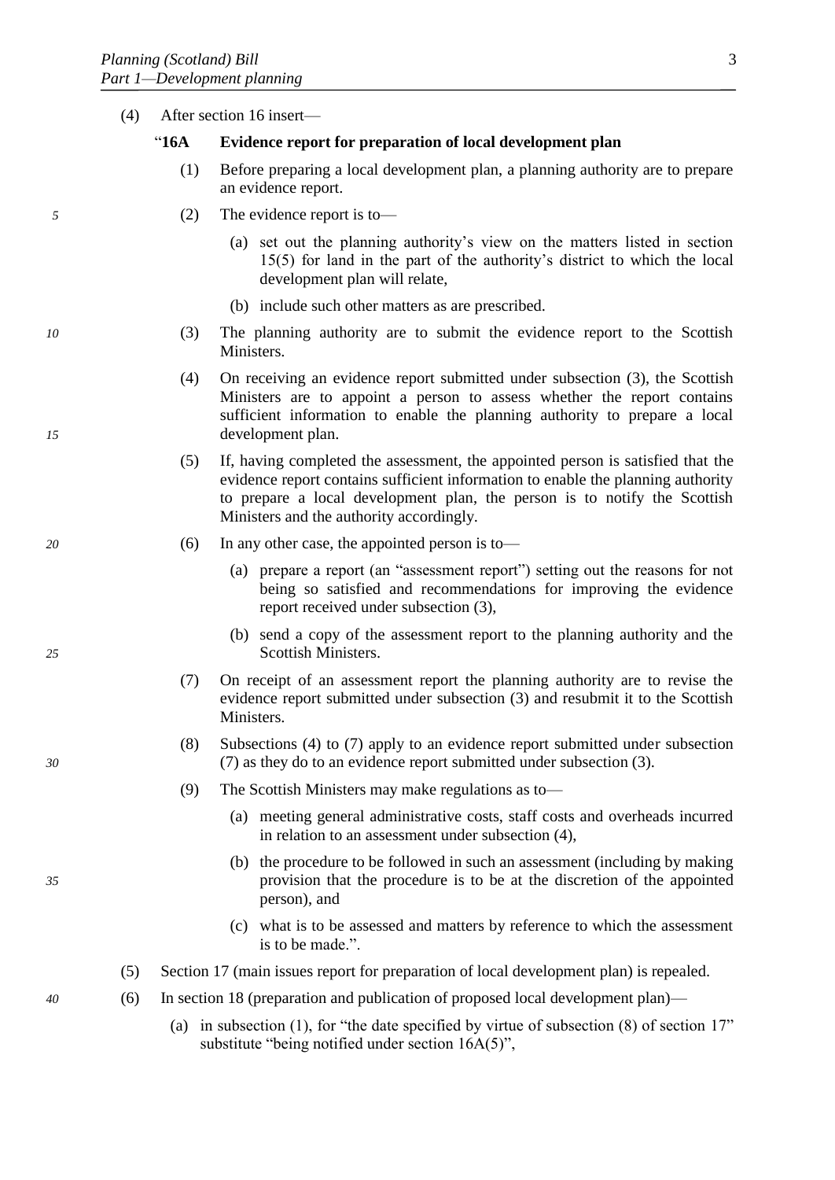(4) After section 16 insert—

"**16A Evidence report for preparation of local development plan**

(1) Before preparing a local development plan, a planning authority are to prepare an evidence report.

(2) The evidence report is to—

(a) set out the planning authority's view on the matters listed in section 15(5) for land in the part of the authority's district to which the local development plan will relate,

(b) include such other matters as are prescribed.

(3) The planning authority are to submit the evidence report to the Scottish Ministers.

(4) On receiving an evidence report submitted under subsection (3), the Scottish Ministers are to appoint a person to assess whether the report contains sufficient information to enable the planning authority to prepare a local development plan.

(5) If, having completed the assessment, the appointed person is satisfied that the evidence report contains sufficient information to enable the planning authority to prepare a local development plan, the person is to notify the Scottish Ministers and the authority accordingly.

(6) In any other case, the appointed person is to—

(a) prepare a report (an "assessment report") setting out the reasons for not being so satisfied and recommendations for improving the evidence report received under subsection (3),

(b) send a copy of the assessment report to the planning authority and the Scottish Ministers.

(7) On receipt of an assessment report the planning authority are to revise the evidence report submitted under subsection (3) and resubmit it to the Scottish Ministers.

(8) Subsections (4) to (7) apply to an evidence report submitted under subsection (7) as they do to an evidence report submitted under subsection (3).

(9) The Scottish Ministers may make regulations as to—

(a) meeting general administrative costs, staff costs and overheads incurred in relation to an assessment under subsection (4),

(b) the procedure to be followed in such an assessment (including by making provision that the procedure is to be at the discretion of the appointed person), and

(c) what is to be assessed and matters by reference to which the assessment is to be made.".

(5) Section 17 (main issues report for preparation of local development plan) is repealed.

(6) In section 18 (preparation and publication of proposed local development plan)—

(a) in subsection (1), for "the date specified by virtue of subsection (8) of section 17" substitute "being notified under section 16A(5)",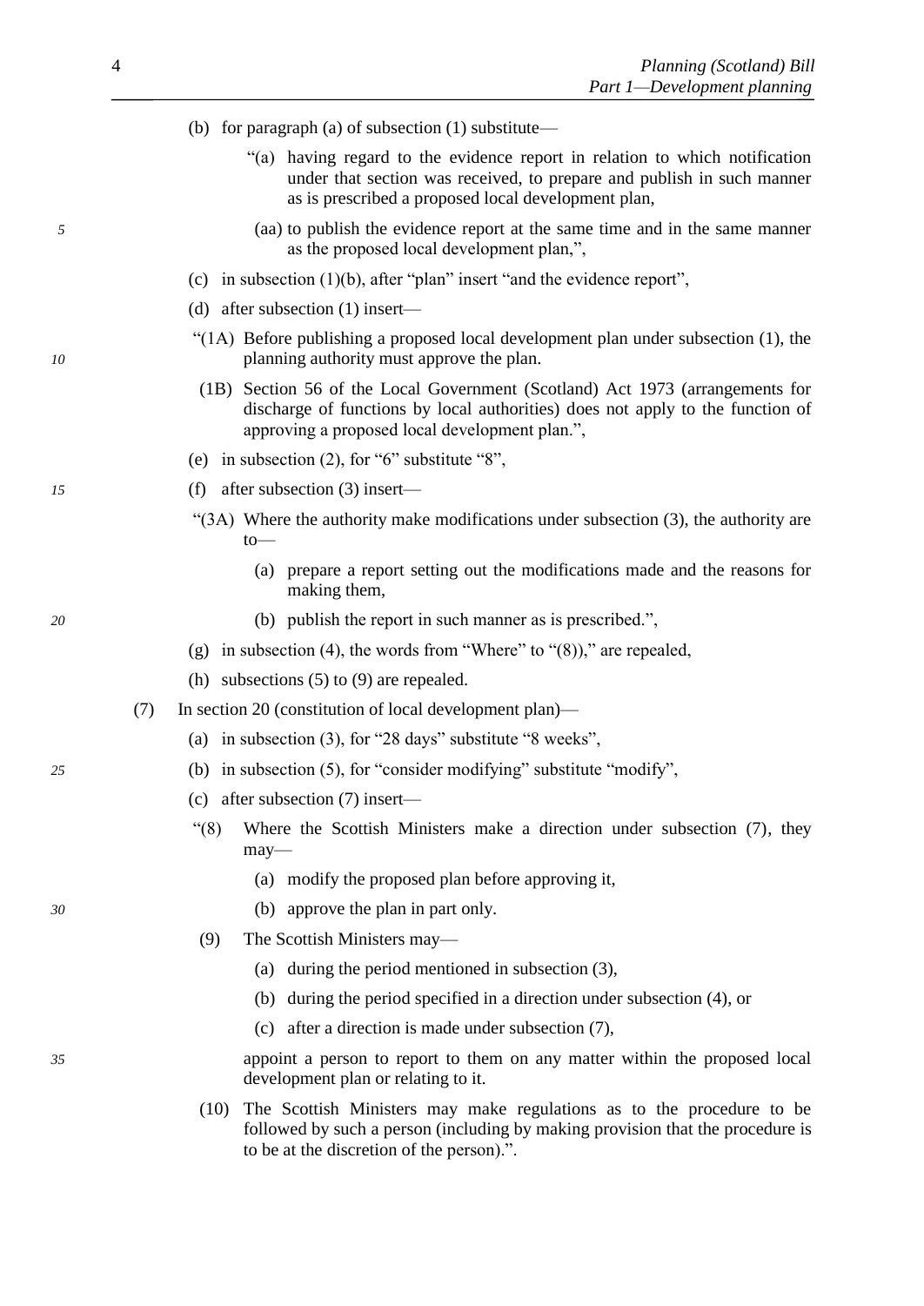(b) for paragraph (a) of subsection (1) substitute—

> "(a) having regard to the evidence report in relation to which notification under that section was received, to prepare and publish in such manner as is prescribed a proposed local development plan,
>
> (aa) to publish the evidence report at the same time and in the same manner as the proposed local development plan,",

(c) in subsection (1)(b), after "plan" insert "and the evidence report",

(d) after subsection (1) insert—

> "(1A) Before publishing a proposed local development plan under subsection (1), the planning authority must approve the plan.
>
> (1B) Section 56 of the Local Government (Scotland) Act 1973 (arrangements for discharge of functions by local authorities) does not apply to the function of approving a proposed local development plan.",

(e) in subsection (2), for "6" substitute "8",

(f) after subsection (3) insert—

> "(3A) Where the authority make modifications under subsection (3), the authority are to—
>
> (a) prepare a report setting out the modifications made and the reasons for making them,
>
> (b) publish the report in such manner as is prescribed.",

(g) in subsection (4), the words from "Where" to "(8))," are repealed,

(h) subsections (5) to (9) are repealed.

(7) In section 20 (constitution of local development plan)—

(a) in subsection (3), for "28 days" substitute "8 weeks",

(b) in subsection (5), for "consider modifying" substitute "modify",

(c) after subsection (7) insert—

> "(8) Where the Scottish Ministers make a direction under subsection (7), they may—
>
> (a) modify the proposed plan before approving it,
>
> (b) approve the plan in part only.
>
> (9) The Scottish Ministers may—
>
> (a) during the period mentioned in subsection (3),
>
> (b) during the period specified in a direction under subsection (4), or
>
> (c) after a direction is made under subsection (7),
>
> appoint a person to report to them on any matter within the proposed local development plan or relating to it.
>
> (10) The Scottish Ministers may make regulations as to the procedure to be followed by such a person (including by making provision that the procedure is to be at the discretion of the person).".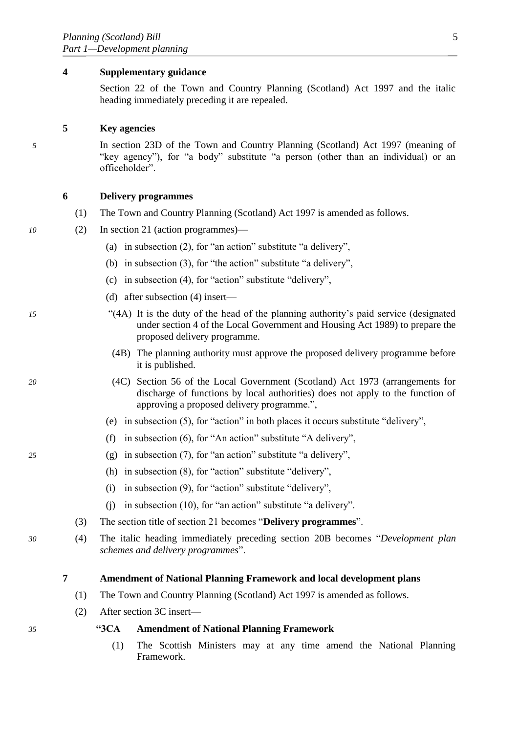## 4 Supplementary guidance

Section 22 of the Town and Country Planning (Scotland) Act 1997 and the italic heading immediately preceding it are repealed.

## 5 Key agencies

In section 23D of the Town and Country Planning (Scotland) Act 1997 (meaning of "key agency"), for "a body" substitute "a person (other than an individual) or an officeholder".

## 6 Delivery programmes

(1) The Town and Country Planning (Scotland) Act 1997 is amended as follows.

(2) In section 21 (action programmes)—

- (a) in subsection (2), for "an action" substitute "a delivery",
- (b) in subsection (3), for "the action" substitute "a delivery",
- (c) in subsection (4), for "action" substitute "delivery",
- (d) after subsection (4) insert—

> "(4A) It is the duty of the head of the planning authority's paid service (designated under section 4 of the Local Government and Housing Act 1989) to prepare the proposed delivery programme.
>
> (4B) The planning authority must approve the proposed delivery programme before it is published.
>
> (4C) Section 56 of the Local Government (Scotland) Act 1973 (arrangements for discharge of functions by local authorities) does not apply to the function of approving a proposed delivery programme.",

- (e) in subsection (5), for "action" in both places it occurs substitute "delivery",
- (f) in subsection (6), for "An action" substitute "A delivery",
- (g) in subsection (7), for "an action" substitute "a delivery",
- (h) in subsection (8), for "action" substitute "delivery",
- (i) in subsection (9), for "action" substitute "delivery",
- (j) in subsection (10), for "an action" substitute "a delivery".

(3) The section title of section 21 becomes "**Delivery programmes**".

(4) The italic heading immediately preceding section 20B becomes "*Development plan schemes and delivery programmes*".

## 7 Amendment of National Planning Framework and local development plans

(1) The Town and Country Planning (Scotland) Act 1997 is amended as follows.

(2) After section 3C insert—

> **"3CA Amendment of National Planning Framework**
>
> (1) The Scottish Ministers may at any time amend the National Planning Framework.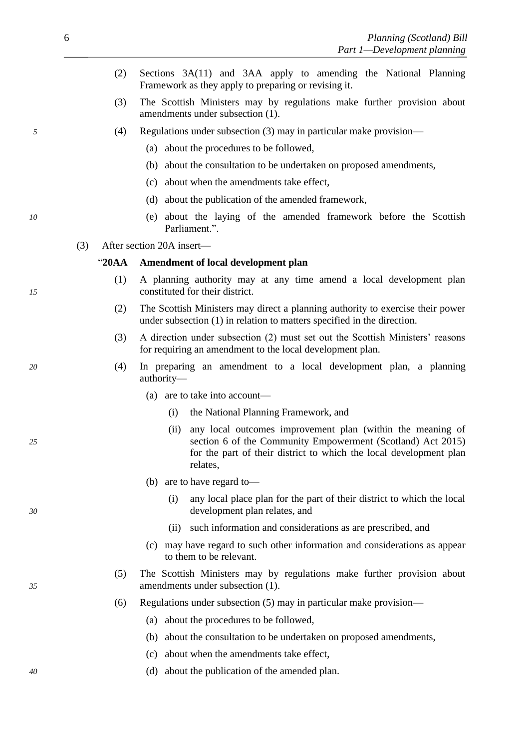(2) Sections 3A(11) and 3AA apply to amending the National Planning Framework as they apply to preparing or revising it.

(3) The Scottish Ministers may by regulations make further provision about amendments under subsection (1).

(4) Regulations under subsection (3) may in particular make provision—

(a) about the procedures to be followed,

(b) about the consultation to be undertaken on proposed amendments,

(c) about when the amendments take effect,

(d) about the publication of the amended framework,

(e) about the laying of the amended framework before the Scottish Parliament.".

(3) After section 20A insert—

**"20AA Amendment of local development plan**

(1) A planning authority may at any time amend a local development plan constituted for their district.

(2) The Scottish Ministers may direct a planning authority to exercise their power under subsection (1) in relation to matters specified in the direction.

(3) A direction under subsection (2) must set out the Scottish Ministers' reasons for requiring an amendment to the local development plan.

(4) In preparing an amendment to a local development plan, a planning authority—

(a) are to take into account—

(i) the National Planning Framework, and

(ii) any local outcomes improvement plan (within the meaning of section 6 of the Community Empowerment (Scotland) Act 2015) for the part of their district to which the local development plan relates,

(b) are to have regard to—

(i) any local place plan for the part of their district to which the local development plan relates, and

(ii) such information and considerations as are prescribed, and

(c) may have regard to such other information and considerations as appear to them to be relevant.

(5) The Scottish Ministers may by regulations make further provision about amendments under subsection (1).

(6) Regulations under subsection (5) may in particular make provision—

(a) about the procedures to be followed,

(b) about the consultation to be undertaken on proposed amendments,

(c) about when the amendments take effect,

(d) about the publication of the amended plan.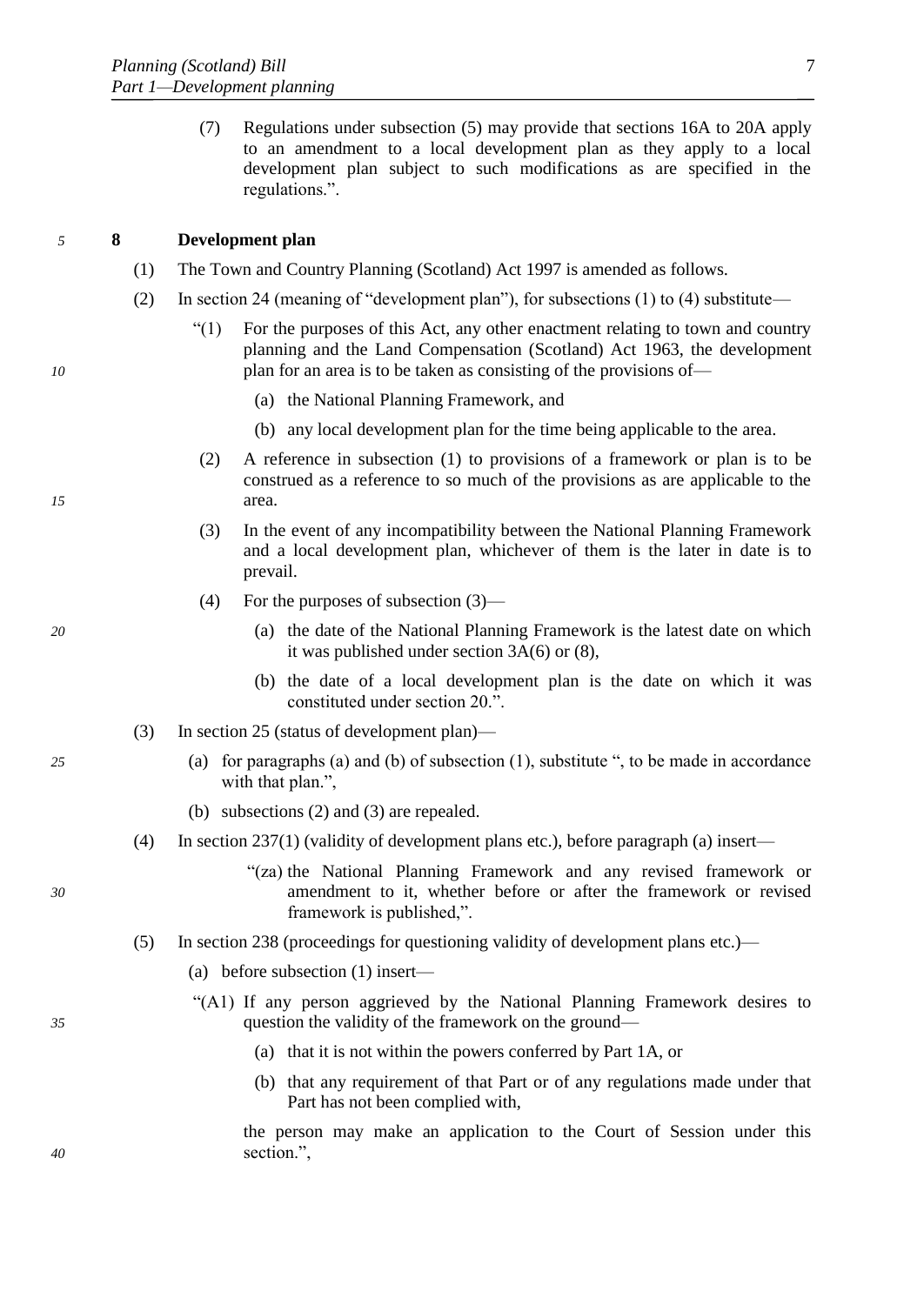(7) Regulations under subsection (5) may provide that sections 16A to 20A apply to an amendment to a local development plan as they apply to a local development plan subject to such modifications as are specified in the regulations.".

## 8 Development plan

(1) The Town and Country Planning (Scotland) Act 1997 is amended as follows.

(2) In section 24 (meaning of "development plan"), for subsections (1) to (4) substitute—

"(1) For the purposes of this Act, any other enactment relating to town and country planning and the Land Compensation (Scotland) Act 1963, the development plan for an area is to be taken as consisting of the provisions of—

(a) the National Planning Framework, and

(b) any local development plan for the time being applicable to the area.

(2) A reference in subsection (1) to provisions of a framework or plan is to be construed as a reference to so much of the provisions as are applicable to the area.

(3) In the event of any incompatibility between the National Planning Framework and a local development plan, whichever of them is the later in date is to prevail.

(4) For the purposes of subsection (3)—

(a) the date of the National Planning Framework is the latest date on which it was published under section 3A(6) or (8),

(b) the date of a local development plan is the date on which it was constituted under section 20.".

(3) In section 25 (status of development plan)—

(a) for paragraphs (a) and (b) of subsection (1), substitute ", to be made in accordance with that plan.",

(b) subsections (2) and (3) are repealed.

(4) In section 237(1) (validity of development plans etc.), before paragraph (a) insert—

"(za) the National Planning Framework and any revised framework or amendment to it, whether before or after the framework or revised framework is published,".

(5) In section 238 (proceedings for questioning validity of development plans etc.)—

(a) before subsection (1) insert—

"(A1) If any person aggrieved by the National Planning Framework desires to question the validity of the framework on the ground—

(a) that it is not within the powers conferred by Part 1A, or

(b) that any requirement of that Part or of any regulations made under that Part has not been complied with,

the person may make an application to the Court of Session under this section.",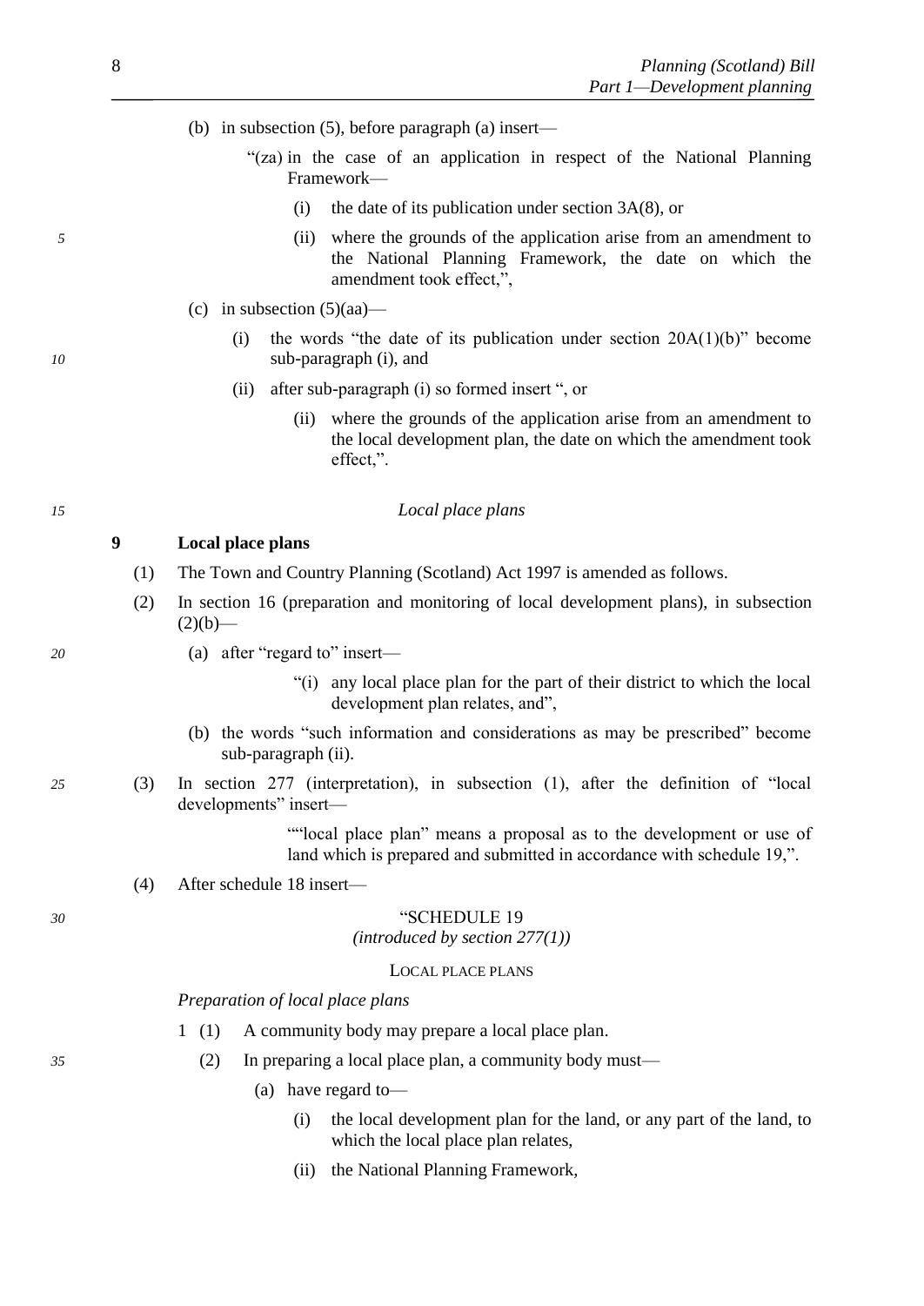(b) in subsection (5), before paragraph (a) insert—

“(za) in the case of an application in respect of the National Planning Framework—

(i) the date of its publication under section 3A(8), or

(ii) where the grounds of the application arise from an amendment to the National Planning Framework, the date on which the amendment took effect,”,

(c) in subsection (5)(aa)—

(i) the words “the date of its publication under section 20A(1)(b)” become sub-paragraph (i), and

(ii) after sub-paragraph (i) so formed insert “, or

(ii) where the grounds of the application arise from an amendment to the local development plan, the date on which the amendment took effect,”.

*Local place plans*

**9 Local place plans**

(1) The Town and Country Planning (Scotland) Act 1997 is amended as follows.

(2) In section 16 (preparation and monitoring of local development plans), in subsection (2)(b)—

(a) after “regard to” insert—

“(i) any local place plan for the part of their district to which the local development plan relates, and”,

(b) the words “such information and considerations as may be prescribed” become sub-paragraph (ii).

(3) In section 277 (interpretation), in subsection (1), after the definition of “local developments” insert—

““local place plan” means a proposal as to the development or use of land which is prepared and submitted in accordance with schedule 19,”.

(4) After schedule 18 insert—

“SCHEDULE 19
*(introduced by section 277(1))*

LOCAL PLACE PLANS

*Preparation of local place plans*

1 (1) A community body may prepare a local place plan.

(2) In preparing a local place plan, a community body must—

(a) have regard to—

(i) the local development plan for the land, or any part of the land, to which the local place plan relates,

(ii) the National Planning Framework,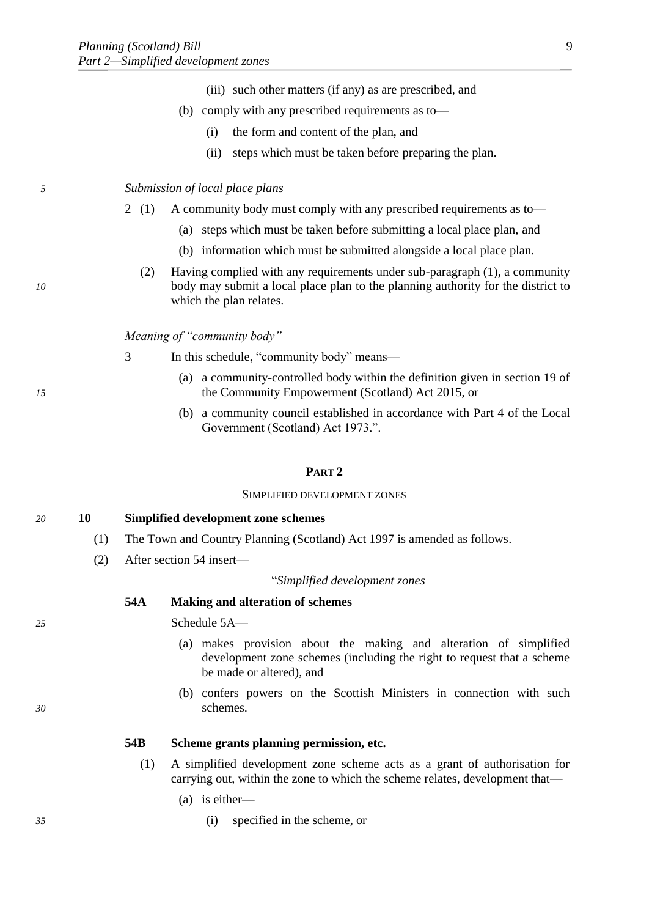(iii) such other matters (if any) as are prescribed, and

(b) comply with any prescribed requirements as to—

(i) the form and content of the plan, and

(ii) steps which must be taken before preparing the plan.

*Submission of local place plans*

2 (1) A community body must comply with any prescribed requirements as to—

(a) steps which must be taken before submitting a local place plan, and

(b) information which must be submitted alongside a local place plan.

(2) Having complied with any requirements under sub-paragraph (1), a community body may submit a local place plan to the planning authority for the district to which the plan relates.

*Meaning of "community body"*

3 In this schedule, "community body" means—

(a) a community-controlled body within the definition given in section 19 of the Community Empowerment (Scotland) Act 2015, or

(b) a community council established in accordance with Part 4 of the Local Government (Scotland) Act 1973.".

## PART 2

### SIMPLIFIED DEVELOPMENT ZONES

### 10 Simplified development zone schemes

(1) The Town and Country Planning (Scotland) Act 1997 is amended as follows.

(2) After section 54 insert—

"*Simplified development zones*

**54A Making and alteration of schemes**

Schedule 5A—

(a) makes provision about the making and alteration of simplified development zone schemes (including the right to request that a scheme be made or altered), and

(b) confers powers on the Scottish Ministers in connection with such schemes.

**54B Scheme grants planning permission, etc.**

(1) A simplified development zone scheme acts as a grant of authorisation for carrying out, within the zone to which the scheme relates, development that—

(a) is either—

(i) specified in the scheme, or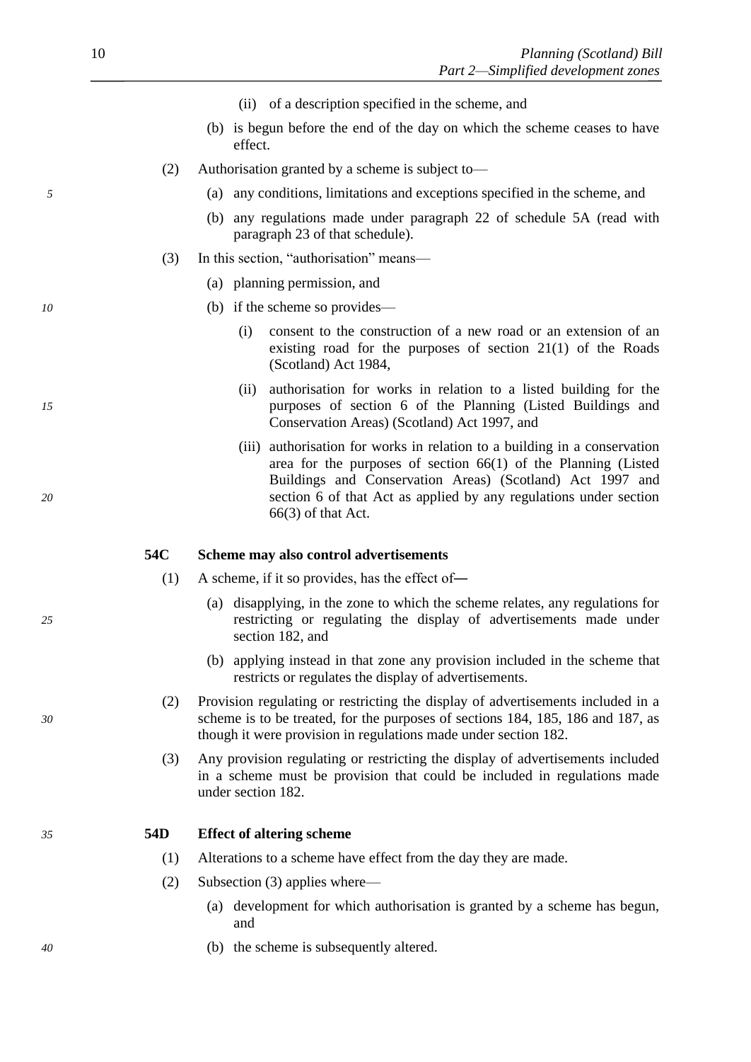(ii) of a description specified in the scheme, and

(b) is begun before the end of the day on which the scheme ceases to have effect.

(2) Authorisation granted by a scheme is subject to—

(a) any conditions, limitations and exceptions specified in the scheme, and

(b) any regulations made under paragraph 22 of schedule 5A (read with paragraph 23 of that schedule).

(3) In this section, "authorisation" means—

(a) planning permission, and

(b) if the scheme so provides—

(i) consent to the construction of a new road or an extension of an existing road for the purposes of section 21(1) of the Roads (Scotland) Act 1984,

(ii) authorisation for works in relation to a listed building for the purposes of section 6 of the Planning (Listed Buildings and Conservation Areas) (Scotland) Act 1997, and

(iii) authorisation for works in relation to a building in a conservation area for the purposes of section 66(1) of the Planning (Listed Buildings and Conservation Areas) (Scotland) Act 1997 and section 6 of that Act as applied by any regulations under section 66(3) of that Act.

**54C Scheme may also control advertisements**

(1) A scheme, if it so provides, has the effect of—

(a) disapplying, in the zone to which the scheme relates, any regulations for restricting or regulating the display of advertisements made under section 182, and

(b) applying instead in that zone any provision included in the scheme that restricts or regulates the display of advertisements.

(2) Provision regulating or restricting the display of advertisements included in a scheme is to be treated, for the purposes of sections 184, 185, 186 and 187, as though it were provision in regulations made under section 182.

(3) Any provision regulating or restricting the display of advertisements included in a scheme must be provision that could be included in regulations made under section 182.

**54D Effect of altering scheme**

(1) Alterations to a scheme have effect from the day they are made.

(2) Subsection (3) applies where—

(a) development for which authorisation is granted by a scheme has begun, and

(b) the scheme is subsequently altered.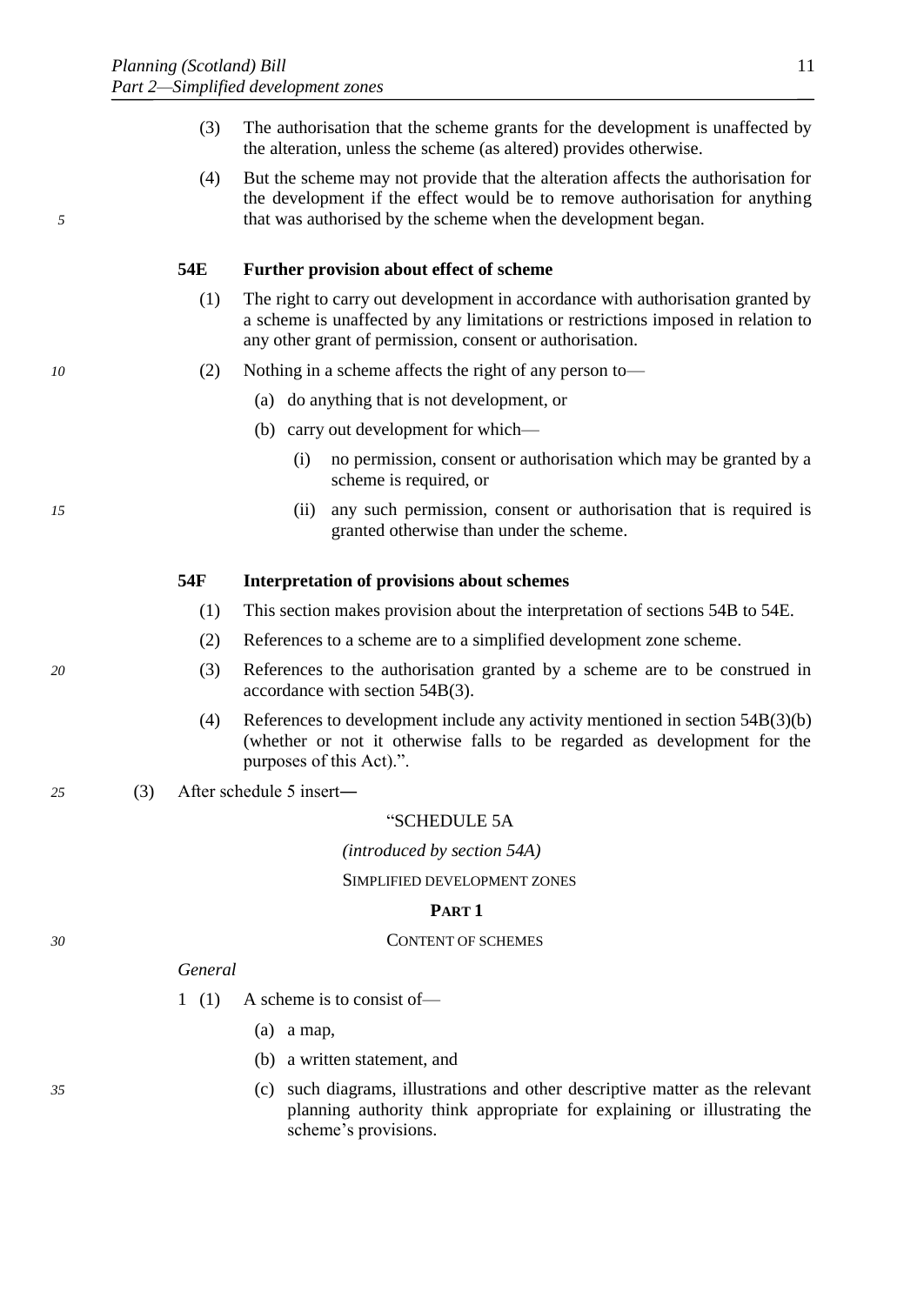(3) The authorisation that the scheme grants for the development is unaffected by the alteration, unless the scheme (as altered) provides otherwise.

(4) But the scheme may not provide that the alteration affects the authorisation for the development if the effect would be to remove authorisation for anything that was authorised by the scheme when the development began.

**54E Further provision about effect of scheme**

(1) The right to carry out development in accordance with authorisation granted by a scheme is unaffected by any limitations or restrictions imposed in relation to any other grant of permission, consent or authorisation.

(2) Nothing in a scheme affects the right of any person to—

(a) do anything that is not development, or

(b) carry out development for which—

(i) no permission, consent or authorisation which may be granted by a scheme is required, or

(ii) any such permission, consent or authorisation that is required is granted otherwise than under the scheme.

**54F Interpretation of provisions about schemes**

(1) This section makes provision about the interpretation of sections 54B to 54E.

(2) References to a scheme are to a simplified development zone scheme.

(3) References to the authorisation granted by a scheme are to be construed in accordance with section 54B(3).

(4) References to development include any activity mentioned in section 54B(3)(b) (whether or not it otherwise falls to be regarded as development for the purposes of this Act).".

(3) After schedule 5 insert―

"SCHEDULE 5A

*(introduced by section 54A)*

SIMPLIFIED DEVELOPMENT ZONES

**PART 1**

CONTENT OF SCHEMES

*General*

1 (1) A scheme is to consist of—

(a) a map,

(b) a written statement, and

(c) such diagrams, illustrations and other descriptive matter as the relevant planning authority think appropriate for explaining or illustrating the scheme's provisions.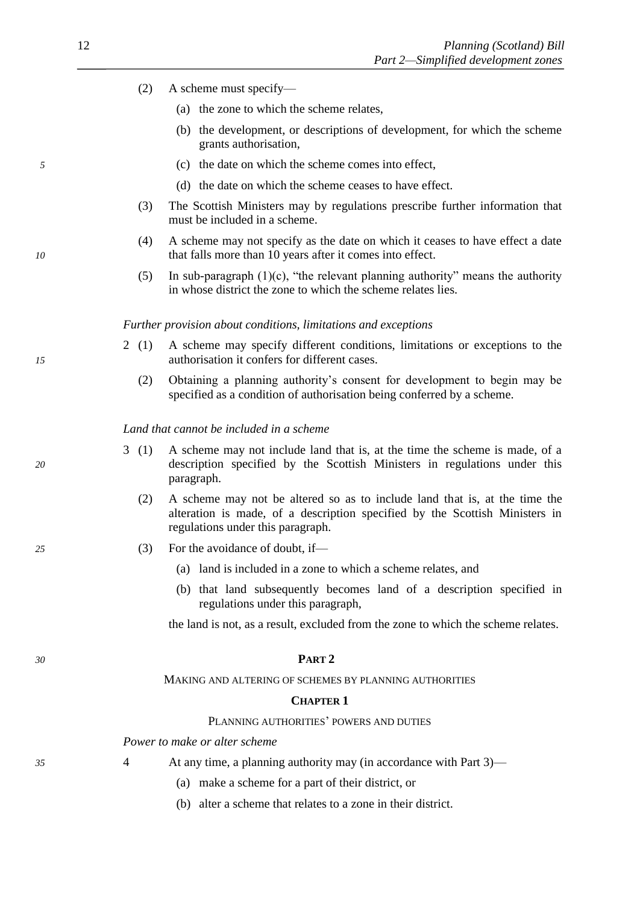(2) A scheme must specify—

(a) the zone to which the scheme relates,

(b) the development, or descriptions of development, for which the scheme grants authorisation,

(c) the date on which the scheme comes into effect,

(d) the date on which the scheme ceases to have effect.

(3) The Scottish Ministers may by regulations prescribe further information that must be included in a scheme.

(4) A scheme may not specify as the date on which it ceases to have effect a date that falls more than 10 years after it comes into effect.

(5) In sub-paragraph (1)(c), "the relevant planning authority" means the authority in whose district the zone to which the scheme relates lies.

*Further provision about conditions, limitations and exceptions*

2 (1) A scheme may specify different conditions, limitations or exceptions to the authorisation it confers for different cases.

(2) Obtaining a planning authority's consent for development to begin may be specified as a condition of authorisation being conferred by a scheme.

*Land that cannot be included in a scheme*

3 (1) A scheme may not include land that is, at the time the scheme is made, of a description specified by the Scottish Ministers in regulations under this paragraph.

(2) A scheme may not be altered so as to include land that is, at the time the alteration is made, of a description specified by the Scottish Ministers in regulations under this paragraph.

(3) For the avoidance of doubt, if—

(a) land is included in a zone to which a scheme relates, and

(b) that land subsequently becomes land of a description specified in regulations under this paragraph,

the land is not, as a result, excluded from the zone to which the scheme relates.

## PART 2

### MAKING AND ALTERING OF SCHEMES BY PLANNING AUTHORITIES

### CHAPTER 1

#### PLANNING AUTHORITIES' POWERS AND DUTIES

*Power to make or alter scheme*

4 At any time, a planning authority may (in accordance with Part 3)—

(a) make a scheme for a part of their district, or

(b) alter a scheme that relates to a zone in their district.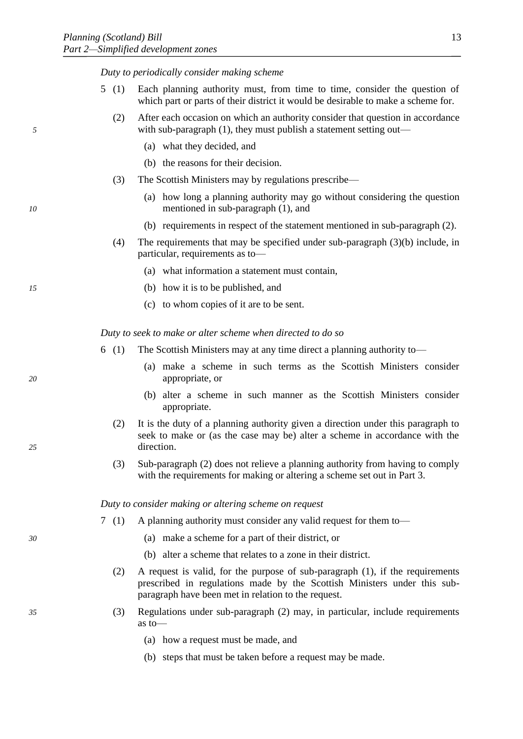*Duty to periodically consider making scheme*

5 (1) Each planning authority must, from time to time, consider the question of which part or parts of their district it would be desirable to make a scheme for.

(2) After each occasion on which an authority consider that question in accordance with sub-paragraph (1), they must publish a statement setting out—

(a) what they decided, and

(b) the reasons for their decision.

(3) The Scottish Ministers may by regulations prescribe—

(a) how long a planning authority may go without considering the question mentioned in sub-paragraph (1), and

(b) requirements in respect of the statement mentioned in sub-paragraph (2).

(4) The requirements that may be specified under sub-paragraph (3)(b) include, in particular, requirements as to—

(a) what information a statement must contain,

(b) how it is to be published, and

(c) to whom copies of it are to be sent.

*Duty to seek to make or alter scheme when directed to do so*

6 (1) The Scottish Ministers may at any time direct a planning authority to—

(a) make a scheme in such terms as the Scottish Ministers consider appropriate, or

(b) alter a scheme in such manner as the Scottish Ministers consider appropriate.

(2) It is the duty of a planning authority given a direction under this paragraph to seek to make or (as the case may be) alter a scheme in accordance with the direction.

(3) Sub-paragraph (2) does not relieve a planning authority from having to comply with the requirements for making or altering a scheme set out in Part 3.

*Duty to consider making or altering scheme on request*

7 (1) A planning authority must consider any valid request for them to—

(a) make a scheme for a part of their district, or

(b) alter a scheme that relates to a zone in their district.

(2) A request is valid, for the purpose of sub-paragraph (1), if the requirements prescribed in regulations made by the Scottish Ministers under this sub-paragraph have been met in relation to the request.

(3) Regulations under sub-paragraph (2) may, in particular, include requirements as to—

(a) how a request must be made, and

(b) steps that must be taken before a request may be made.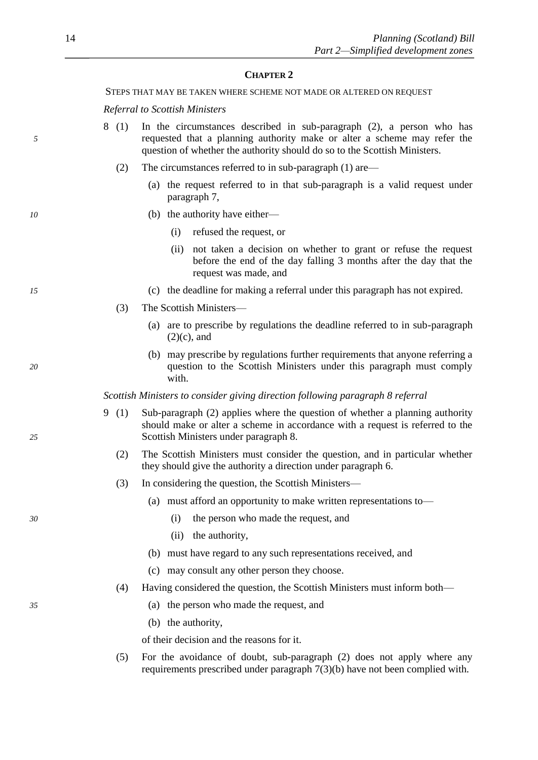## CHAPTER 2

STEPS THAT MAY BE TAKEN WHERE SCHEME NOT MADE OR ALTERED ON REQUEST

*Referral to Scottish Ministers*

8 (1) In the circumstances described in sub-paragraph (2), a person who has requested that a planning authority make or alter a scheme may refer the question of whether the authority should do so to the Scottish Ministers.

(2) The circumstances referred to in sub-paragraph (1) are—

(a) the request referred to in that sub-paragraph is a valid request under paragraph 7,

(b) the authority have either—

(i) refused the request, or

(ii) not taken a decision on whether to grant or refuse the request before the end of the day falling 3 months after the day that the request was made, and

(c) the deadline for making a referral under this paragraph has not expired.

(3) The Scottish Ministers—

(a) are to prescribe by regulations the deadline referred to in sub-paragraph (2)(c), and

(b) may prescribe by regulations further requirements that anyone referring a question to the Scottish Ministers under this paragraph must comply with.

*Scottish Ministers to consider giving direction following paragraph 8 referral*

9 (1) Sub-paragraph (2) applies where the question of whether a planning authority should make or alter a scheme in accordance with a request is referred to the Scottish Ministers under paragraph 8.

(2) The Scottish Ministers must consider the question, and in particular whether they should give the authority a direction under paragraph 6.

(3) In considering the question, the Scottish Ministers—

(a) must afford an opportunity to make written representations to—

(i) the person who made the request, and

(ii) the authority,

(b) must have regard to any such representations received, and

(c) may consult any other person they choose.

(4) Having considered the question, the Scottish Ministers must inform both—

(a) the person who made the request, and

(b) the authority,

of their decision and the reasons for it.

(5) For the avoidance of doubt, sub-paragraph (2) does not apply where any requirements prescribed under paragraph 7(3)(b) have not been complied with.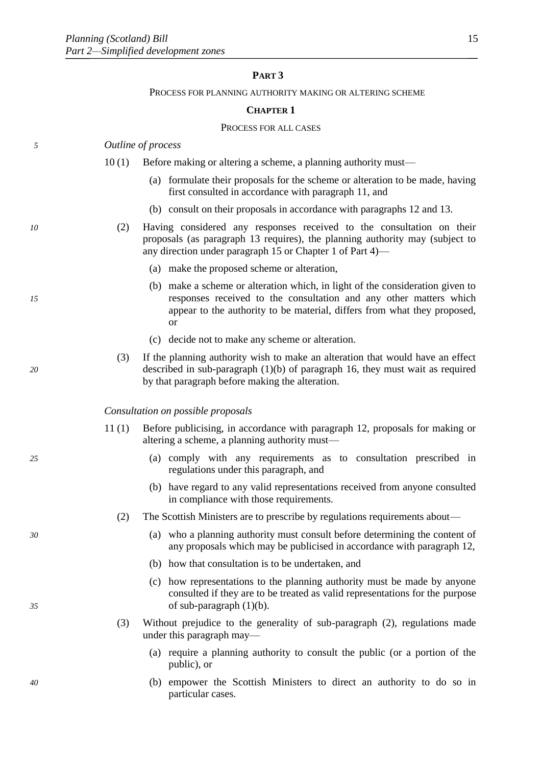## PART 3

### PROCESS FOR PLANNING AUTHORITY MAKING OR ALTERING SCHEME

#### CHAPTER 1

##### PROCESS FOR ALL CASES

*Outline of process*

10 (1) Before making or altering a scheme, a planning authority must—

(a) formulate their proposals for the scheme or alteration to be made, having first consulted in accordance with paragraph 11, and

(b) consult on their proposals in accordance with paragraphs 12 and 13.

(2) Having considered any responses received to the consultation on their proposals (as paragraph 13 requires), the planning authority may (subject to any direction under paragraph 15 or Chapter 1 of Part 4)—

(a) make the proposed scheme or alteration,

(b) make a scheme or alteration which, in light of the consideration given to responses received to the consultation and any other matters which appear to the authority to be material, differs from what they proposed, or

(c) decide not to make any scheme or alteration.

(3) If the planning authority wish to make an alteration that would have an effect described in sub-paragraph (1)(b) of paragraph 16, they must wait as required by that paragraph before making the alteration.

*Consultation on possible proposals*

11 (1) Before publicising, in accordance with paragraph 12, proposals for making or altering a scheme, a planning authority must—

(a) comply with any requirements as to consultation prescribed in regulations under this paragraph, and

(b) have regard to any valid representations received from anyone consulted in compliance with those requirements.

(2) The Scottish Ministers are to prescribe by regulations requirements about—

(a) who a planning authority must consult before determining the content of any proposals which may be publicised in accordance with paragraph 12,

(b) how that consultation is to be undertaken, and

(c) how representations to the planning authority must be made by anyone consulted if they are to be treated as valid representations for the purpose of sub-paragraph (1)(b).

(3) Without prejudice to the generality of sub-paragraph (2), regulations made under this paragraph may—

(a) require a planning authority to consult the public (or a portion of the public), or

(b) empower the Scottish Ministers to direct an authority to do so in particular cases.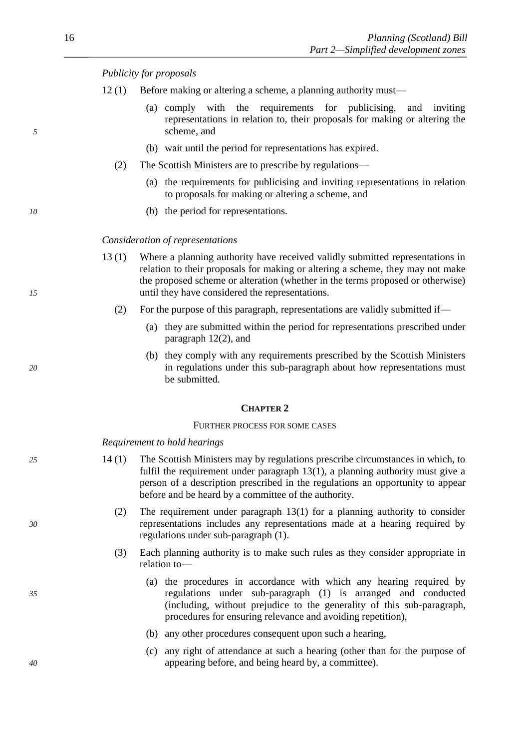*Publicity for proposals*

12 (1) Before making or altering a scheme, a planning authority must—

(a) comply with the requirements for publicising, and inviting representations in relation to, their proposals for making or altering the scheme, and

(b) wait until the period for representations has expired.

(2) The Scottish Ministers are to prescribe by regulations—

(a) the requirements for publicising and inviting representations in relation to proposals for making or altering a scheme, and

(b) the period for representations.

*Consideration of representations*

13 (1) Where a planning authority have received validly submitted representations in relation to their proposals for making or altering a scheme, they may not make the proposed scheme or alteration (whether in the terms proposed or otherwise) until they have considered the representations.

(2) For the purpose of this paragraph, representations are validly submitted if—

(a) they are submitted within the period for representations prescribed under paragraph 12(2), and

(b) they comply with any requirements prescribed by the Scottish Ministers in regulations under this sub-paragraph about how representations must be submitted.

## CHAPTER 2

### FURTHER PROCESS FOR SOME CASES

*Requirement to hold hearings*

14 (1) The Scottish Ministers may by regulations prescribe circumstances in which, to fulfil the requirement under paragraph 13(1), a planning authority must give a person of a description prescribed in the regulations an opportunity to appear before and be heard by a committee of the authority.

(2) The requirement under paragraph 13(1) for a planning authority to consider representations includes any representations made at a hearing required by regulations under sub-paragraph (1).

(3) Each planning authority is to make such rules as they consider appropriate in relation to—

(a) the procedures in accordance with which any hearing required by regulations under sub-paragraph (1) is arranged and conducted (including, without prejudice to the generality of this sub-paragraph, procedures for ensuring relevance and avoiding repetition),

(b) any other procedures consequent upon such a hearing,

(c) any right of attendance at such a hearing (other than for the purpose of appearing before, and being heard by, a committee).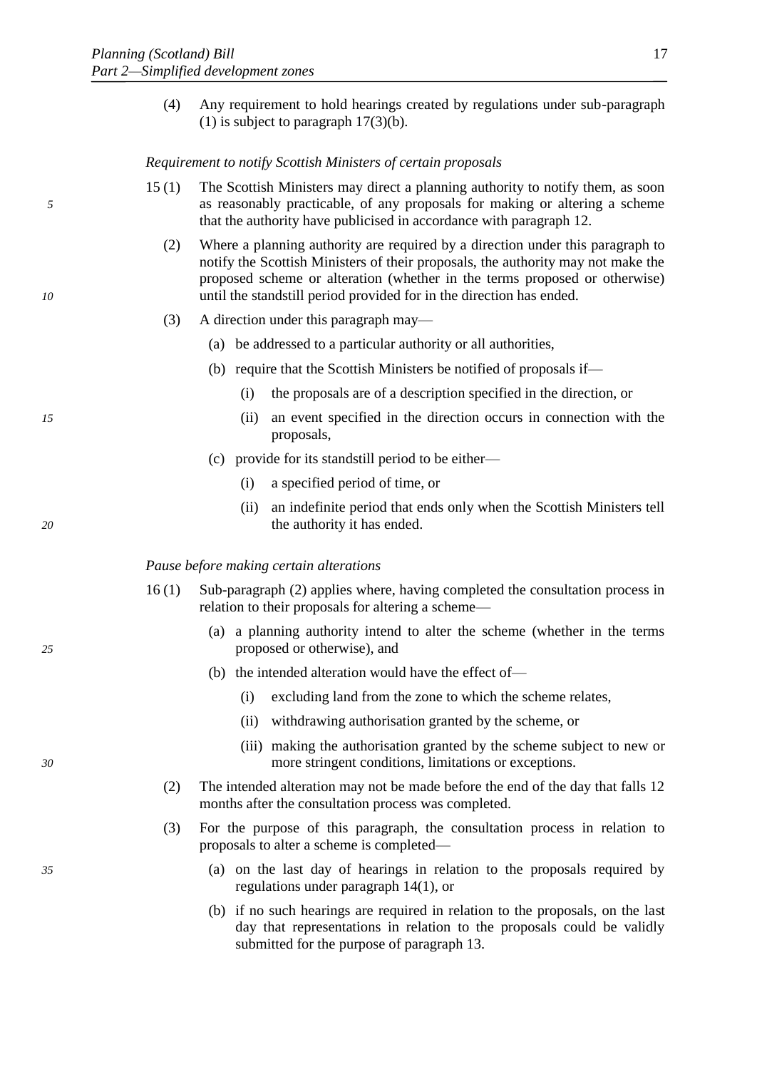(4) Any requirement to hold hearings created by regulations under sub-paragraph (1) is subject to paragraph 17(3)(b).

*Requirement to notify Scottish Ministers of certain proposals*

15 (1) The Scottish Ministers may direct a planning authority to notify them, as soon as reasonably practicable, of any proposals for making or altering a scheme that the authority have publicised in accordance with paragraph 12.

(2) Where a planning authority are required by a direction under this paragraph to notify the Scottish Ministers of their proposals, the authority may not make the proposed scheme or alteration (whether in the terms proposed or otherwise) until the standstill period provided for in the direction has ended.

(3) A direction under this paragraph may—

- (a) be addressed to a particular authority or all authorities,
- (b) require that the Scottish Ministers be notified of proposals if—
  - (i) the proposals are of a description specified in the direction, or
  - (ii) an event specified in the direction occurs in connection with the proposals,
- (c) provide for its standstill period to be either—
  - (i) a specified period of time, or
  - (ii) an indefinite period that ends only when the Scottish Ministers tell the authority it has ended.

*Pause before making certain alterations*

16 (1) Sub-paragraph (2) applies where, having completed the consultation process in relation to their proposals for altering a scheme—

- (a) a planning authority intend to alter the scheme (whether in the terms proposed or otherwise), and
- (b) the intended alteration would have the effect of—
  - (i) excluding land from the zone to which the scheme relates,
  - (ii) withdrawing authorisation granted by the scheme, or
  - (iii) making the authorisation granted by the scheme subject to new or more stringent conditions, limitations or exceptions.

(2) The intended alteration may not be made before the end of the day that falls 12 months after the consultation process was completed.

(3) For the purpose of this paragraph, the consultation process in relation to proposals to alter a scheme is completed—

- (a) on the last day of hearings in relation to the proposals required by regulations under paragraph 14(1), or
- (b) if no such hearings are required in relation to the proposals, on the last day that representations in relation to the proposals could be validly submitted for the purpose of paragraph 13.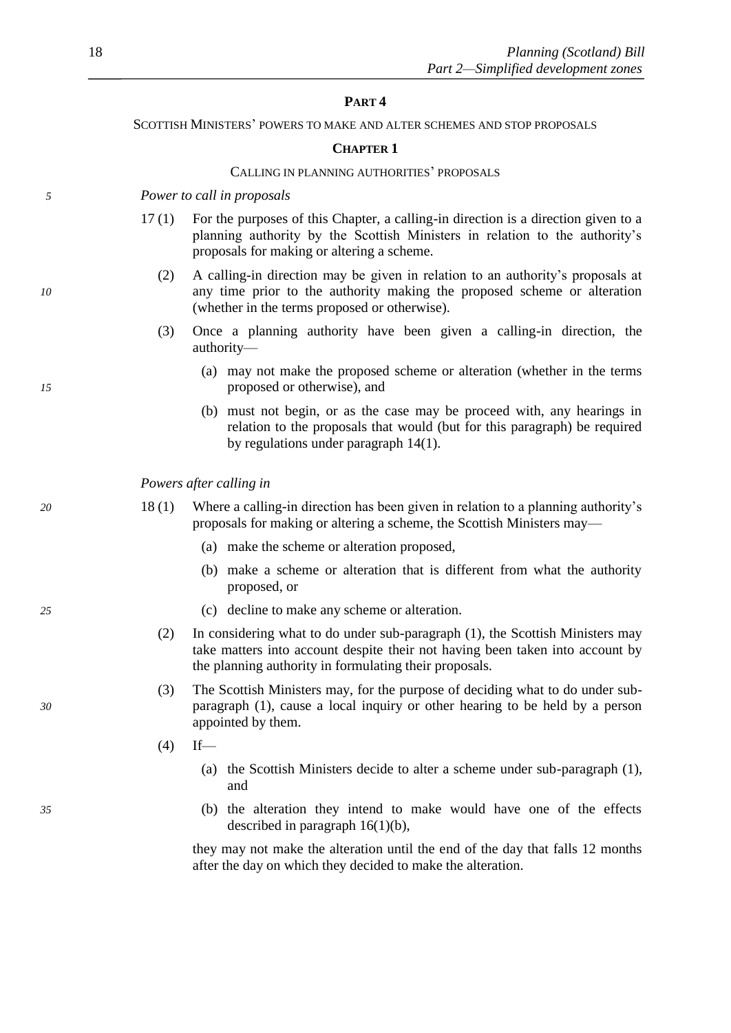## PART 4

### SCOTTISH MINISTERS' POWERS TO MAKE AND ALTER SCHEMES AND STOP PROPOSALS

### CHAPTER 1

### CALLING IN PLANNING AUTHORITIES' PROPOSALS

*Power to call in proposals*

17 (1) For the purposes of this Chapter, a calling-in direction is a direction given to a planning authority by the Scottish Ministers in relation to the authority's proposals for making or altering a scheme.

(2) A calling-in direction may be given in relation to an authority's proposals at any time prior to the authority making the proposed scheme or alteration (whether in the terms proposed or otherwise).

(3) Once a planning authority have been given a calling-in direction, the authority—

(a) may not make the proposed scheme or alteration (whether in the terms proposed or otherwise), and

(b) must not begin, or as the case may be proceed with, any hearings in relation to the proposals that would (but for this paragraph) be required by regulations under paragraph 14(1).

*Powers after calling in*

18 (1) Where a calling-in direction has been given in relation to a planning authority's proposals for making or altering a scheme, the Scottish Ministers may—

(a) make the scheme or alteration proposed,

(b) make a scheme or alteration that is different from what the authority proposed, or

(c) decline to make any scheme or alteration.

(2) In considering what to do under sub-paragraph (1), the Scottish Ministers may take matters into account despite their not having been taken into account by the planning authority in formulating their proposals.

(3) The Scottish Ministers may, for the purpose of deciding what to do under sub-paragraph (1), cause a local inquiry or other hearing to be held by a person appointed by them.

(4) If—

(a) the Scottish Ministers decide to alter a scheme under sub-paragraph (1), and

(b) the alteration they intend to make would have one of the effects described in paragraph 16(1)(b),

they may not make the alteration until the end of the day that falls 12 months after the day on which they decided to make the alteration.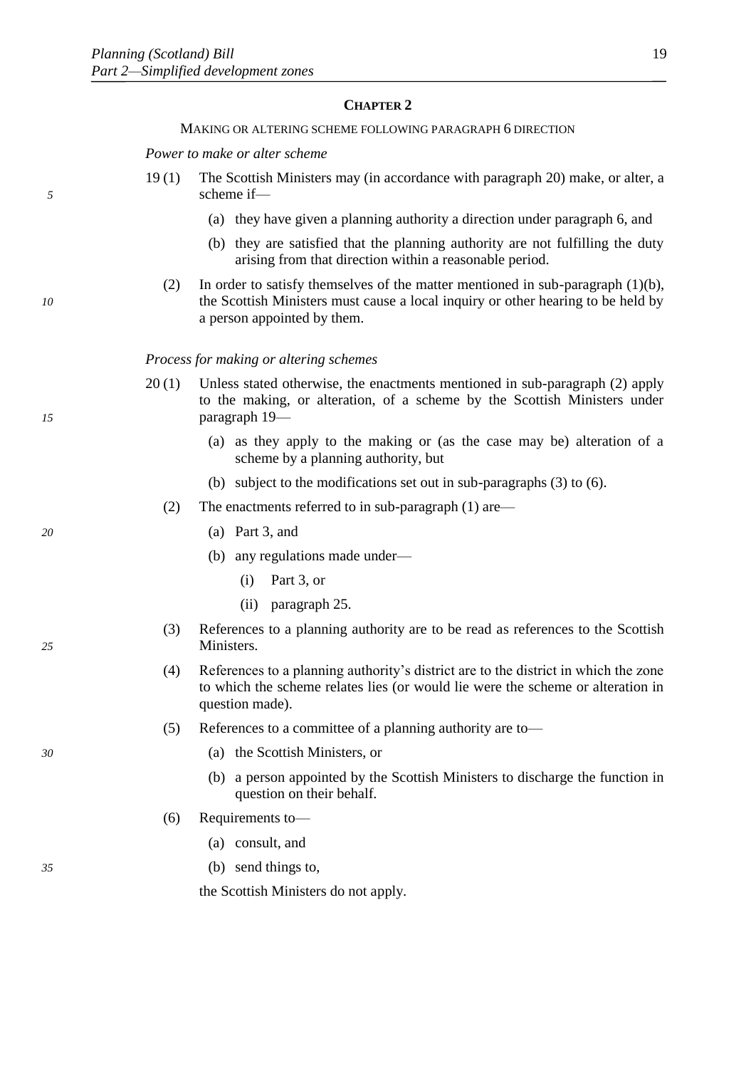## CHAPTER 2

### MAKING OR ALTERING SCHEME FOLLOWING PARAGRAPH 6 DIRECTION

*Power to make or alter scheme*

19 (1) The Scottish Ministers may (in accordance with paragraph 20) make, or alter, a scheme if—

(a) they have given a planning authority a direction under paragraph 6, and

(b) they are satisfied that the planning authority are not fulfilling the duty arising from that direction within a reasonable period.

(2) In order to satisfy themselves of the matter mentioned in sub-paragraph (1)(b), the Scottish Ministers must cause a local inquiry or other hearing to be held by a person appointed by them.

*Process for making or altering schemes*

20 (1) Unless stated otherwise, the enactments mentioned in sub-paragraph (2) apply to the making, or alteration, of a scheme by the Scottish Ministers under paragraph 19—

(a) as they apply to the making or (as the case may be) alteration of a scheme by a planning authority, but

(b) subject to the modifications set out in sub-paragraphs (3) to (6).

(2) The enactments referred to in sub-paragraph (1) are—

(a) Part 3, and

(b) any regulations made under—

(i) Part 3, or

(ii) paragraph 25.

(3) References to a planning authority are to be read as references to the Scottish Ministers.

(4) References to a planning authority's district are to the district in which the zone to which the scheme relates lies (or would lie were the scheme or alteration in question made).

(5) References to a committee of a planning authority are to—

(a) the Scottish Ministers, or

(b) a person appointed by the Scottish Ministers to discharge the function in question on their behalf.

(6) Requirements to—

(a) consult, and

(b) send things to,

the Scottish Ministers do not apply.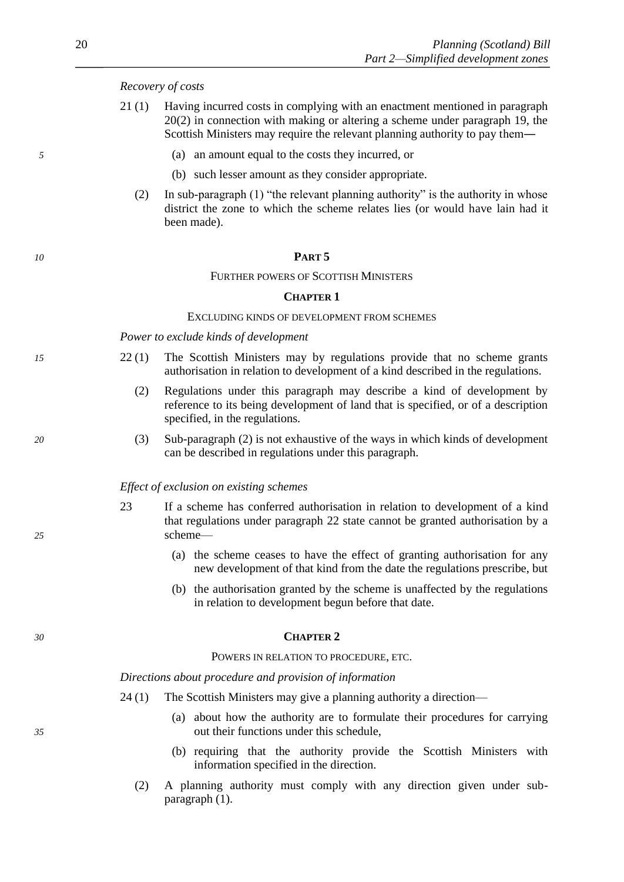*Recovery of costs*

21 (1) Having incurred costs in complying with an enactment mentioned in paragraph 20(2) in connection with making or altering a scheme under paragraph 19, the Scottish Ministers may require the relevant planning authority to pay them—

(a) an amount equal to the costs they incurred, or

(b) such lesser amount as they consider appropriate.

(2) In sub-paragraph (1) "the relevant planning authority" is the authority in whose district the zone to which the scheme relates lies (or would have lain had it been made).

## PART 5

### FURTHER POWERS OF SCOTTISH MINISTERS

### CHAPTER 1

#### EXCLUDING KINDS OF DEVELOPMENT FROM SCHEMES

*Power to exclude kinds of development*

22 (1) The Scottish Ministers may by regulations provide that no scheme grants authorisation in relation to development of a kind described in the regulations.

(2) Regulations under this paragraph may describe a kind of development by reference to its being development of land that is specified, or of a description specified, in the regulations.

(3) Sub-paragraph (2) is not exhaustive of the ways in which kinds of development can be described in regulations under this paragraph.

*Effect of exclusion on existing schemes*

23 If a scheme has conferred authorisation in relation to development of a kind that regulations under paragraph 22 state cannot be granted authorisation by a scheme—

(a) the scheme ceases to have the effect of granting authorisation for any new development of that kind from the date the regulations prescribe, but

(b) the authorisation granted by the scheme is unaffected by the regulations in relation to development begun before that date.

### CHAPTER 2

#### POWERS IN RELATION TO PROCEDURE, ETC.

*Directions about procedure and provision of information*

24 (1) The Scottish Ministers may give a planning authority a direction—

(a) about how the authority are to formulate their procedures for carrying out their functions under this schedule,

(b) requiring that the authority provide the Scottish Ministers with information specified in the direction.

(2) A planning authority must comply with any direction given under sub-paragraph (1).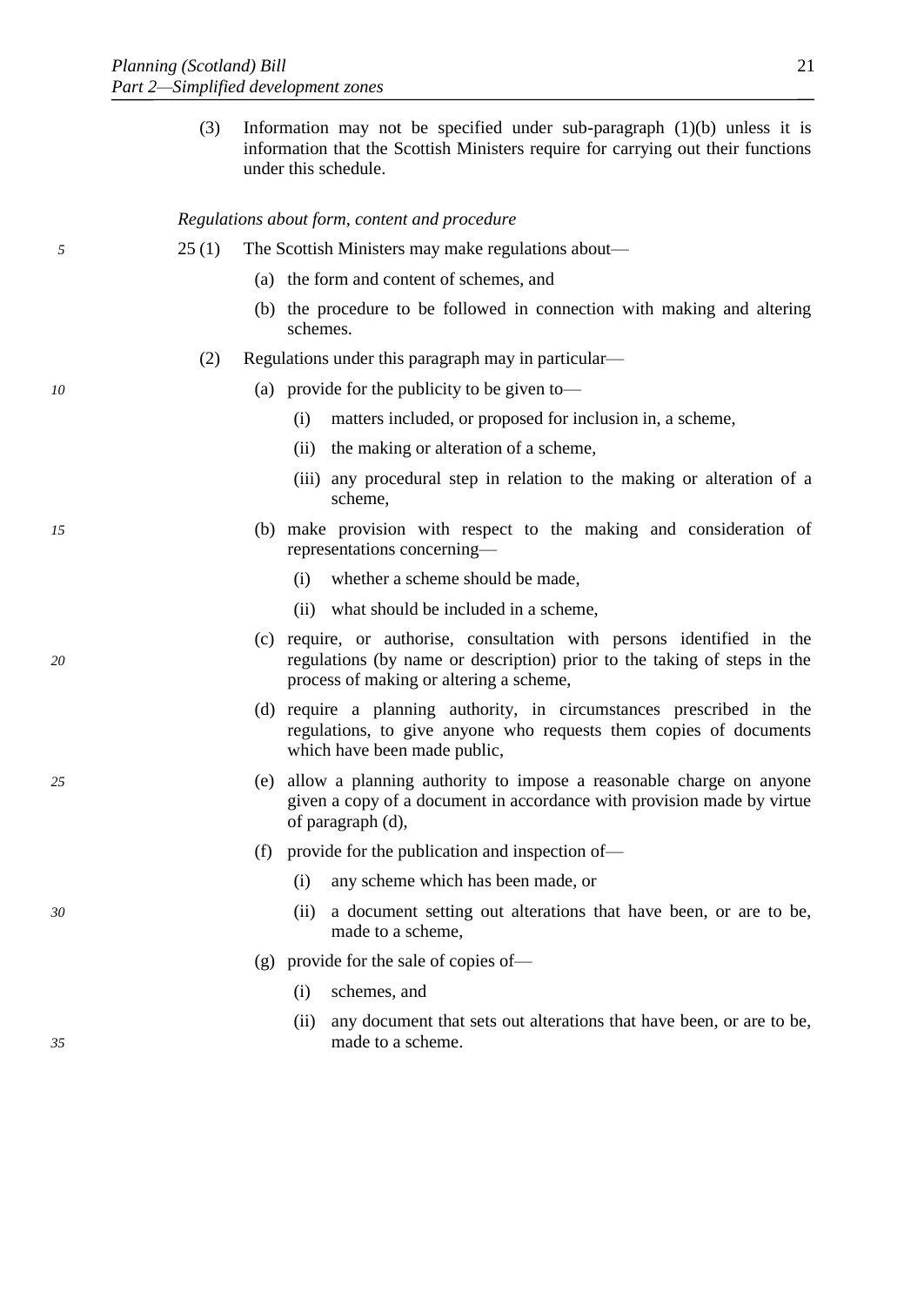(3) Information may not be specified under sub-paragraph (1)(b) unless it is information that the Scottish Ministers require for carrying out their functions under this schedule.

*Regulations about form, content and procedure*

25 (1) The Scottish Ministers may make regulations about—

(a) the form and content of schemes, and

(b) the procedure to be followed in connection with making and altering schemes.

(2) Regulations under this paragraph may in particular—

(a) provide for the publicity to be given to—

(i) matters included, or proposed for inclusion in, a scheme,

(ii) the making or alteration of a scheme,

(iii) any procedural step in relation to the making or alteration of a scheme,

(b) make provision with respect to the making and consideration of representations concerning—

(i) whether a scheme should be made,

(ii) what should be included in a scheme,

(c) require, or authorise, consultation with persons identified in the regulations (by name or description) prior to the taking of steps in the process of making or altering a scheme,

(d) require a planning authority, in circumstances prescribed in the regulations, to give anyone who requests them copies of documents which have been made public,

(e) allow a planning authority to impose a reasonable charge on anyone given a copy of a document in accordance with provision made by virtue of paragraph (d),

(f) provide for the publication and inspection of—

(i) any scheme which has been made, or

(ii) a document setting out alterations that have been, or are to be, made to a scheme,

(g) provide for the sale of copies of—

(i) schemes, and

(ii) any document that sets out alterations that have been, or are to be, made to a scheme.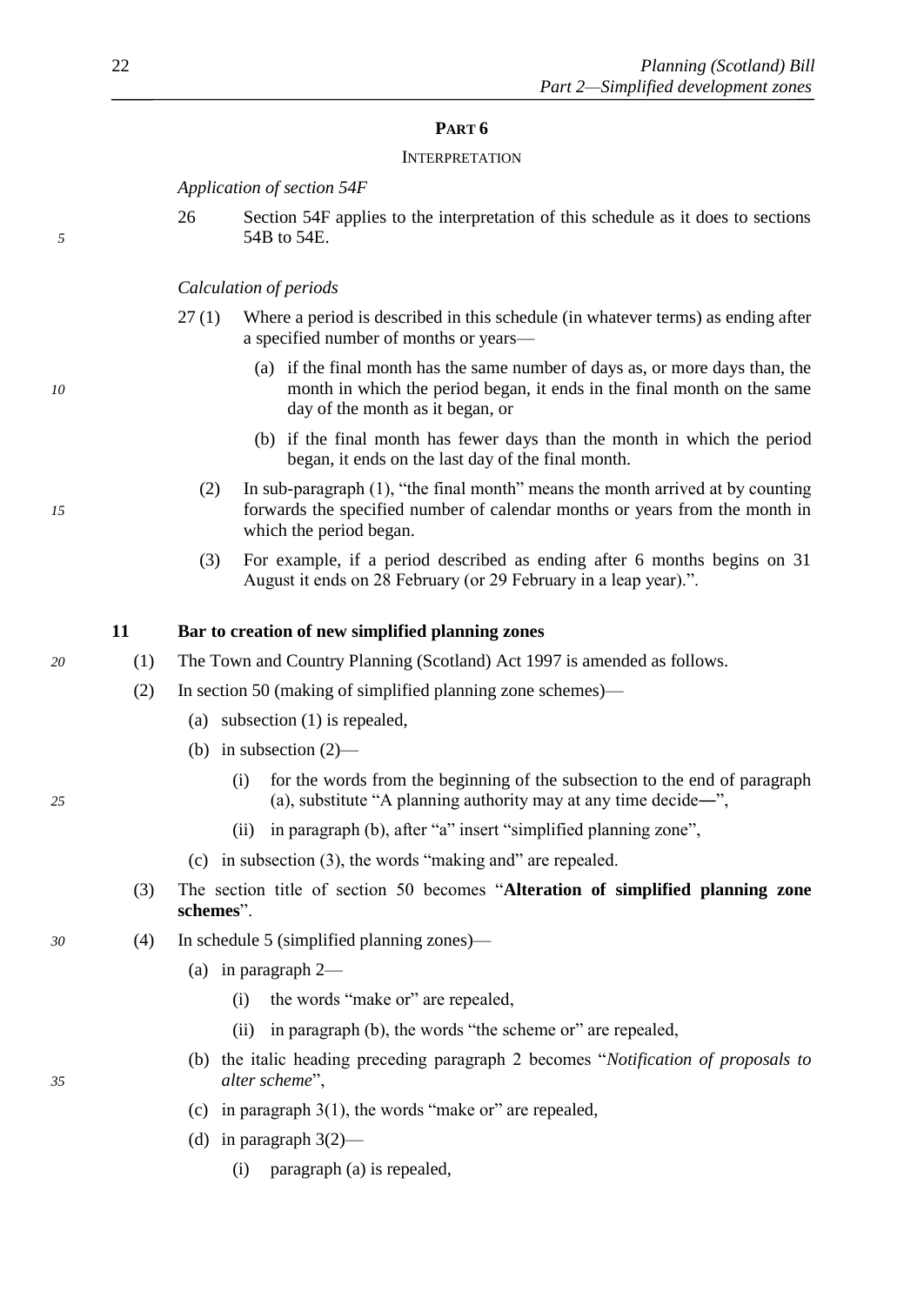PART 6

INTERPRETATION

*Application of section 54F*

26 Section 54F applies to the interpretation of this schedule as it does to sections 54B to 54E.

*Calculation of periods*

27 (1) Where a period is described in this schedule (in whatever terms) as ending after a specified number of months or years—

(a) if the final month has the same number of days as, or more days than, the month in which the period began, it ends in the final month on the same day of the month as it began, or

(b) if the final month has fewer days than the month in which the period began, it ends on the last day of the final month.

(2) In sub-paragraph (1), "the final month" means the month arrived at by counting forwards the specified number of calendar months or years from the month in which the period began.

(3) For example, if a period described as ending after 6 months begins on 31 August it ends on 28 February (or 29 February in a leap year).".

**11 Bar to creation of new simplified planning zones**

(1) The Town and Country Planning (Scotland) Act 1997 is amended as follows.

(2) In section 50 (making of simplified planning zone schemes)—

(a) subsection (1) is repealed,

(b) in subsection (2)—

(i) for the words from the beginning of the subsection to the end of paragraph (a), substitute "A planning authority may at any time decide—",

(ii) in paragraph (b), after "a" insert "simplified planning zone",

(c) in subsection (3), the words "making and" are repealed.

(3) The section title of section 50 becomes "**Alteration of simplified planning zone schemes**".

(4) In schedule 5 (simplified planning zones)—

(a) in paragraph 2—

(i) the words "make or" are repealed,

(ii) in paragraph (b), the words "the scheme or" are repealed,

(b) the italic heading preceding paragraph 2 becomes "*Notification of proposals to alter scheme*",

(c) in paragraph 3(1), the words "make or" are repealed,

(d) in paragraph 3(2)—

(i) paragraph (a) is repealed,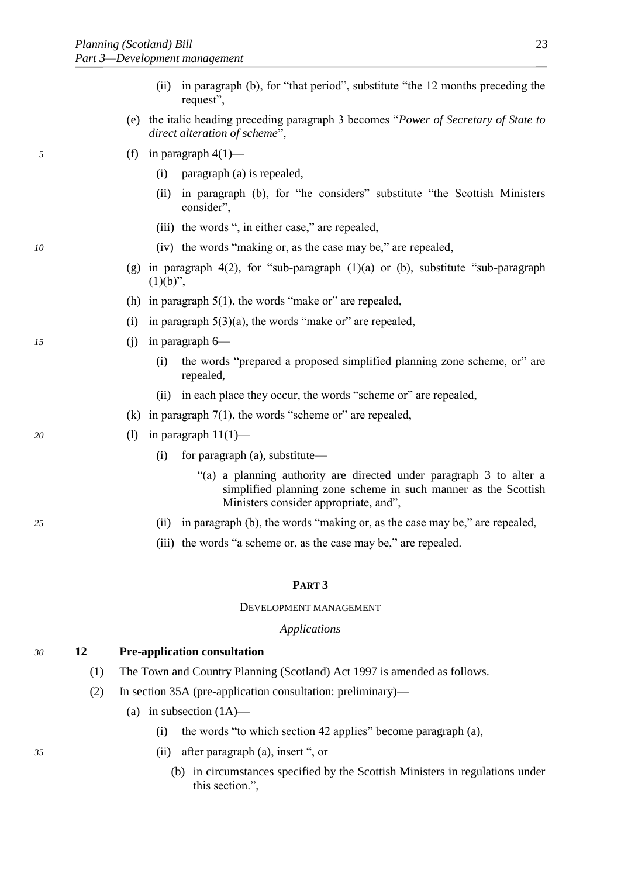(ii) in paragraph (b), for "that period", substitute "the 12 months preceding the request",

(e) the italic heading preceding paragraph 3 becomes "*Power of Secretary of State to direct alteration of scheme*",

(f) in paragraph 4(1)—

(i) paragraph (a) is repealed,

(ii) in paragraph (b), for "he considers" substitute "the Scottish Ministers consider",

(iii) the words ", in either case," are repealed,

(iv) the words "making or, as the case may be," are repealed,

(g) in paragraph 4(2), for "sub-paragraph (1)(a) or (b), substitute "sub-paragraph (1)(b)",

(h) in paragraph 5(1), the words "make or" are repealed,

(i) in paragraph 5(3)(a), the words "make or" are repealed,

(j) in paragraph 6—

(i) the words "prepared a proposed simplified planning zone scheme, or" are repealed,

(ii) in each place they occur, the words "scheme or" are repealed,

(k) in paragraph 7(1), the words "scheme or" are repealed,

(l) in paragraph 11(1)—

(i) for paragraph (a), substitute—

"(a) a planning authority are directed under paragraph 3 to alter a simplified planning zone scheme in such manner as the Scottish Ministers consider appropriate, and",

(ii) in paragraph (b), the words "making or, as the case may be," are repealed,

(iii) the words "a scheme or, as the case may be," are repealed.

## PART 3

### DEVELOPMENT MANAGEMENT

*Applications*

**12 Pre-application consultation**

(1) The Town and Country Planning (Scotland) Act 1997 is amended as follows.

(2) In section 35A (pre-application consultation: preliminary)—

(a) in subsection (1A)—

(i) the words "to which section 42 applies" become paragraph (a),

(ii) after paragraph (a), insert ", or

(b) in circumstances specified by the Scottish Ministers in regulations under this section.",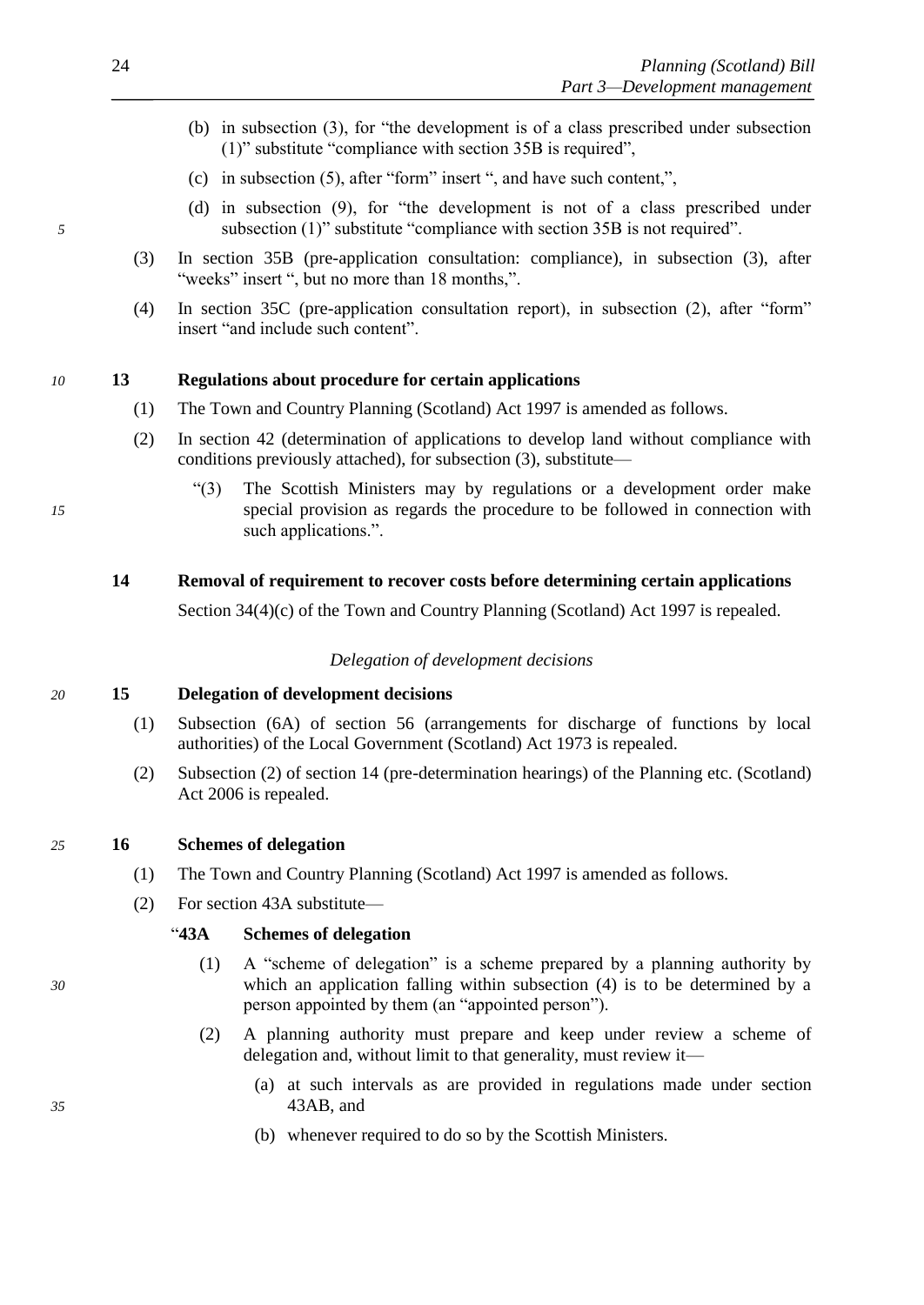(b) in subsection (3), for "the development is of a class prescribed under subsection (1)" substitute "compliance with section 35B is required",

(c) in subsection (5), after "form" insert ", and have such content,",

(d) in subsection (9), for "the development is not of a class prescribed under subsection (1)" substitute "compliance with section 35B is not required".

(3) In section 35B (pre-application consultation: compliance), in subsection (3), after "weeks" insert ", but no more than 18 months,".

(4) In section 35C (pre-application consultation report), in subsection (2), after "form" insert "and include such content".

### 13 Regulations about procedure for certain applications

(1) The Town and Country Planning (Scotland) Act 1997 is amended as follows.

(2) In section 42 (determination of applications to develop land without compliance with conditions previously attached), for subsection (3), substitute—

"(3) The Scottish Ministers may by regulations or a development order make special provision as regards the procedure to be followed in connection with such applications.".

### 14 Removal of requirement to recover costs before determining certain applications

Section 34(4)(c) of the Town and Country Planning (Scotland) Act 1997 is repealed.

*Delegation of development decisions*

### 15 Delegation of development decisions

(1) Subsection (6A) of section 56 (arrangements for discharge of functions by local authorities) of the Local Government (Scotland) Act 1973 is repealed.

(2) Subsection (2) of section 14 (pre-determination hearings) of the Planning etc. (Scotland) Act 2006 is repealed.

### 16 Schemes of delegation

(1) The Town and Country Planning (Scotland) Act 1997 is amended as follows.

(2) For section 43A substitute—

**"43A Schemes of delegation**

(1) A "scheme of delegation" is a scheme prepared by a planning authority by which an application falling within subsection (4) is to be determined by a person appointed by them (an "appointed person").

(2) A planning authority must prepare and keep under review a scheme of delegation and, without limit to that generality, must review it—

(a) at such intervals as are provided in regulations made under section 43AB, and

(b) whenever required to do so by the Scottish Ministers.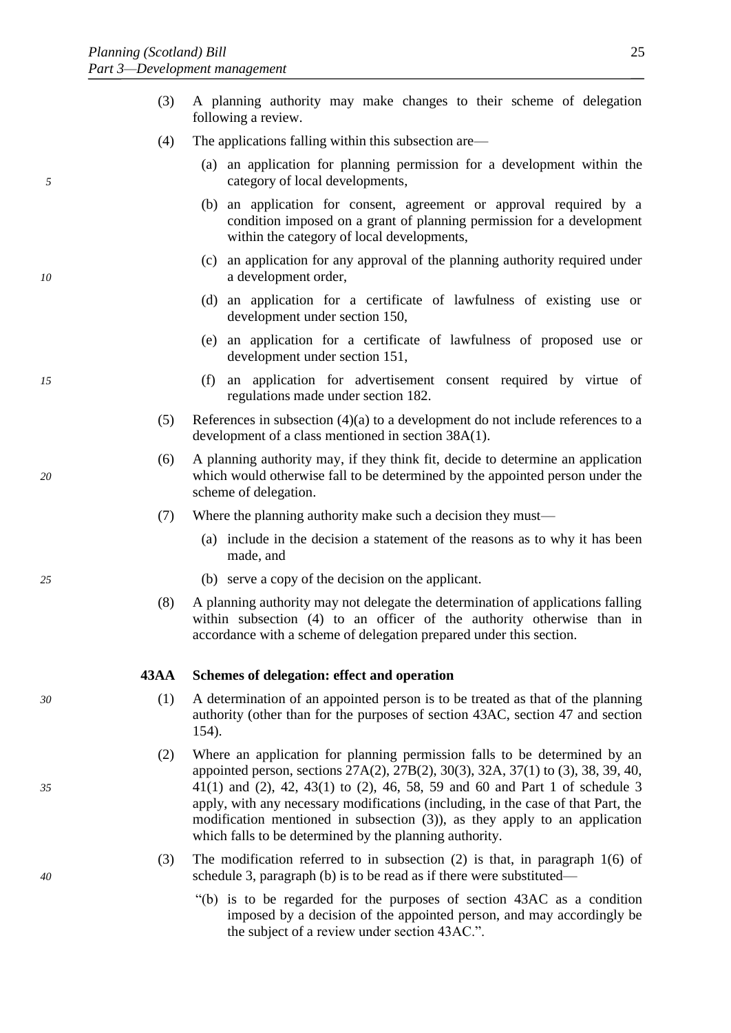(3) A planning authority may make changes to their scheme of delegation following a review.

(4) The applications falling within this subsection are—

(a) an application for planning permission for a development within the category of local developments,

(b) an application for consent, agreement or approval required by a condition imposed on a grant of planning permission for a development within the category of local developments,

(c) an application for any approval of the planning authority required under a development order,

(d) an application for a certificate of lawfulness of existing use or development under section 150,

(e) an application for a certificate of lawfulness of proposed use or development under section 151,

(f) an application for advertisement consent required by virtue of regulations made under section 182.

(5) References in subsection (4)(a) to a development do not include references to a development of a class mentioned in section 38A(1).

(6) A planning authority may, if they think fit, decide to determine an application which would otherwise fall to be determined by the appointed person under the scheme of delegation.

(7) Where the planning authority make such a decision they must—

(a) include in the decision a statement of the reasons as to why it has been made, and

(b) serve a copy of the decision on the applicant.

(8) A planning authority may not delegate the determination of applications falling within subsection (4) to an officer of the authority otherwise than in accordance with a scheme of delegation prepared under this section.

**43AA Schemes of delegation: effect and operation**

(1) A determination of an appointed person is to be treated as that of the planning authority (other than for the purposes of section 43AC, section 47 and section 154).

(2) Where an application for planning permission falls to be determined by an appointed person, sections 27A(2), 27B(2), 30(3), 32A, 37(1) to (3), 38, 39, 40, 41(1) and (2), 42, 43(1) to (2), 46, 58, 59 and 60 and Part 1 of schedule 3 apply, with any necessary modifications (including, in the case of that Part, the modification mentioned in subsection (3)), as they apply to an application which falls to be determined by the planning authority.

(3) The modification referred to in subsection (2) is that, in paragraph 1(6) of schedule 3, paragraph (b) is to be read as if there were substituted—

"(b) is to be regarded for the purposes of section 43AC as a condition imposed by a decision of the appointed person, and may accordingly be the subject of a review under section 43AC.".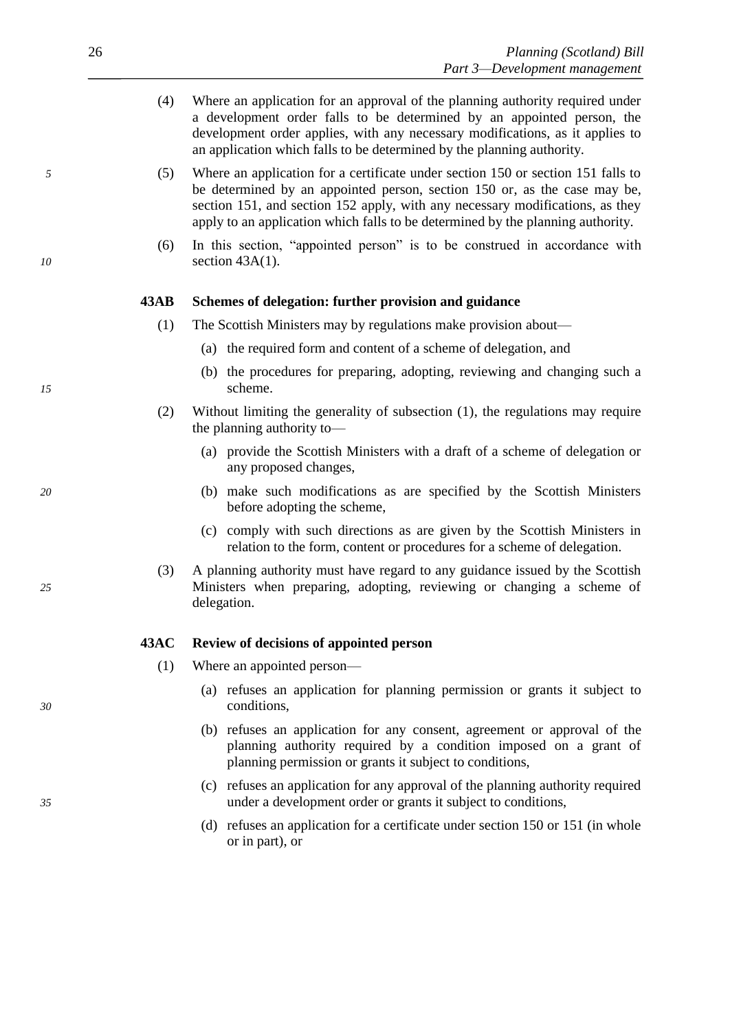(4) Where an application for an approval of the planning authority required under a development order falls to be determined by an appointed person, the development order applies, with any necessary modifications, as it applies to an application which falls to be determined by the planning authority.

(5) Where an application for a certificate under section 150 or section 151 falls to be determined by an appointed person, section 150 or, as the case may be, section 151, and section 152 apply, with any necessary modifications, as they apply to an application which falls to be determined by the planning authority.

(6) In this section, "appointed person" is to be construed in accordance with section 43A(1).

**43AB Schemes of delegation: further provision and guidance**

(1) The Scottish Ministers may by regulations make provision about—

(a) the required form and content of a scheme of delegation, and

(b) the procedures for preparing, adopting, reviewing and changing such a scheme.

(2) Without limiting the generality of subsection (1), the regulations may require the planning authority to—

(a) provide the Scottish Ministers with a draft of a scheme of delegation or any proposed changes,

(b) make such modifications as are specified by the Scottish Ministers before adopting the scheme,

(c) comply with such directions as are given by the Scottish Ministers in relation to the form, content or procedures for a scheme of delegation.

(3) A planning authority must have regard to any guidance issued by the Scottish Ministers when preparing, adopting, reviewing or changing a scheme of delegation.

**43AC Review of decisions of appointed person**

(1) Where an appointed person—

(a) refuses an application for planning permission or grants it subject to conditions,

(b) refuses an application for any consent, agreement or approval of the planning authority required by a condition imposed on a grant of planning permission or grants it subject to conditions,

(c) refuses an application for any approval of the planning authority required under a development order or grants it subject to conditions,

(d) refuses an application for a certificate under section 150 or 151 (in whole or in part), or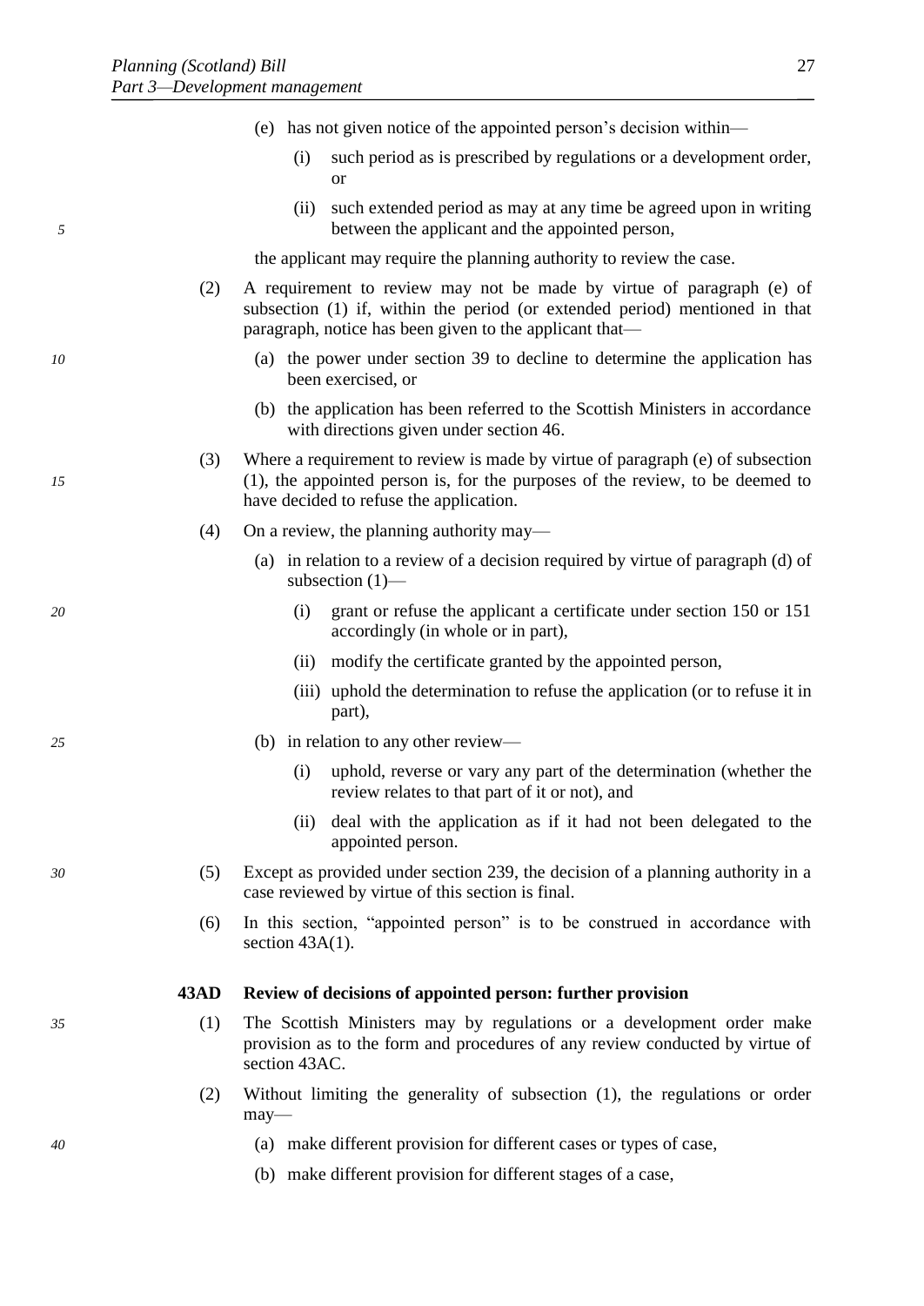(e) has not given notice of the appointed person's decision within—

(i) such period as is prescribed by regulations or a development order, or

(ii) such extended period as may at any time be agreed upon in writing between the applicant and the appointed person,

the applicant may require the planning authority to review the case.

(2) A requirement to review may not be made by virtue of paragraph (e) of subsection (1) if, within the period (or extended period) mentioned in that paragraph, notice has been given to the applicant that—

(a) the power under section 39 to decline to determine the application has been exercised, or

(b) the application has been referred to the Scottish Ministers in accordance with directions given under section 46.

(3) Where a requirement to review is made by virtue of paragraph (e) of subsection (1), the appointed person is, for the purposes of the review, to be deemed to have decided to refuse the application.

(4) On a review, the planning authority may—

(a) in relation to a review of a decision required by virtue of paragraph (d) of subsection (1)—

(i) grant or refuse the applicant a certificate under section 150 or 151 accordingly (in whole or in part),

(ii) modify the certificate granted by the appointed person,

(iii) uphold the determination to refuse the application (or to refuse it in part),

(b) in relation to any other review—

(i) uphold, reverse or vary any part of the determination (whether the review relates to that part of it or not), and

(ii) deal with the application as if it had not been delegated to the appointed person.

(5) Except as provided under section 239, the decision of a planning authority in a case reviewed by virtue of this section is final.

(6) In this section, "appointed person" is to be construed in accordance with section 43A(1).

**43AD Review of decisions of appointed person: further provision**

(1) The Scottish Ministers may by regulations or a development order make provision as to the form and procedures of any review conducted by virtue of section 43AC.

(2) Without limiting the generality of subsection (1), the regulations or order may—

(a) make different provision for different cases or types of case,

(b) make different provision for different stages of a case,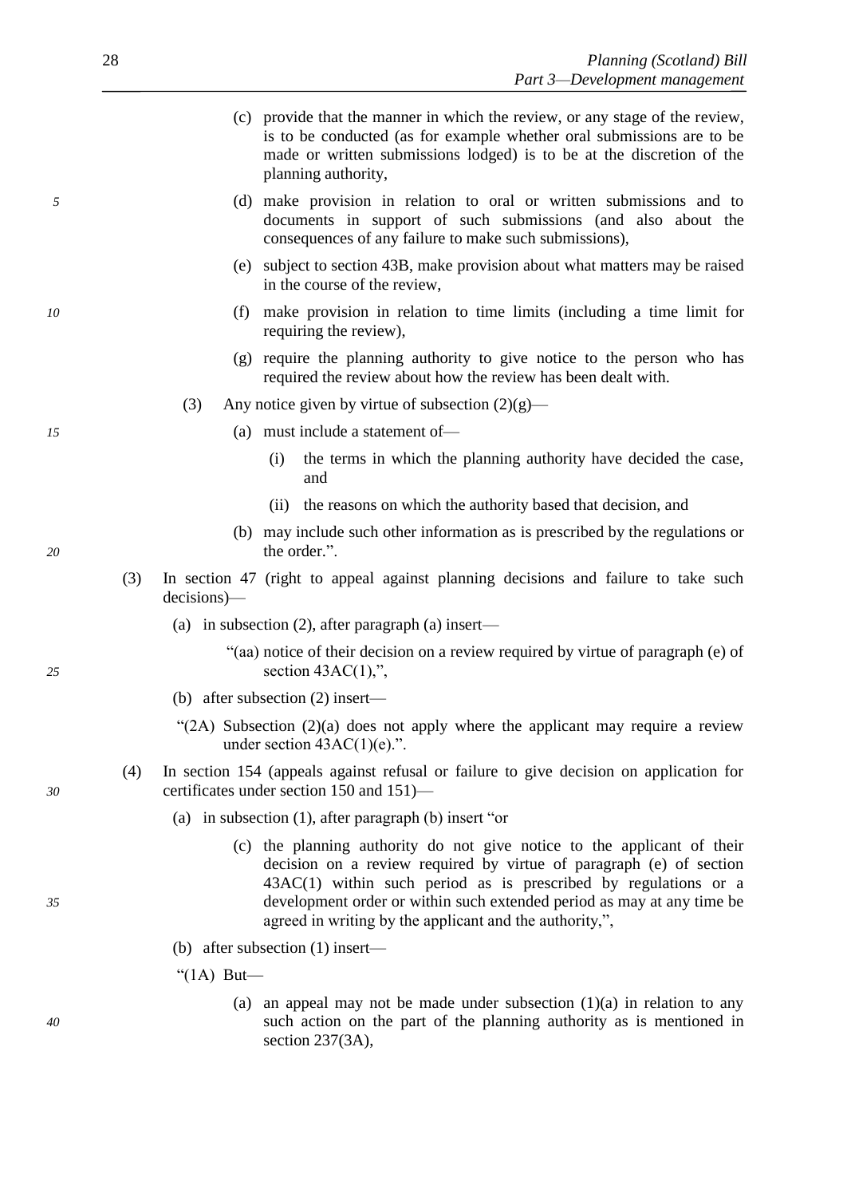(c) provide that the manner in which the review, or any stage of the review, is to be conducted (as for example whether oral submissions are to be made or written submissions lodged) is to be at the discretion of the planning authority,

(d) make provision in relation to oral or written submissions and to documents in support of such submissions (and also about the consequences of any failure to make such submissions),

(e) subject to section 43B, make provision about what matters may be raised in the course of the review,

(f) make provision in relation to time limits (including a time limit for requiring the review),

(g) require the planning authority to give notice to the person who has required the review about how the review has been dealt with.

(3) Any notice given by virtue of subsection (2)(g)—

(a) must include a statement of—

(i) the terms in which the planning authority have decided the case, and

(ii) the reasons on which the authority based that decision, and

(b) may include such other information as is prescribed by the regulations or the order.".

(3) In section 47 (right to appeal against planning decisions and failure to take such decisions)—

(a) in subsection (2), after paragraph (a) insert—

"(aa) notice of their decision on a review required by virtue of paragraph (e) of section 43AC(1),",

(b) after subsection (2) insert—

"(2A) Subsection (2)(a) does not apply where the applicant may require a review under section 43AC(1)(e).".

(4) In section 154 (appeals against refusal or failure to give decision on application for certificates under section 150 and 151)—

(a) in subsection (1), after paragraph (b) insert "or

(c) the planning authority do not give notice to the applicant of their decision on a review required by virtue of paragraph (e) of section 43AC(1) within such period as is prescribed by regulations or a development order or within such extended period as may at any time be agreed in writing by the applicant and the authority,",

(b) after subsection (1) insert—

"(1A) But—

(a) an appeal may not be made under subsection (1)(a) in relation to any such action on the part of the planning authority as is mentioned in section 237(3A),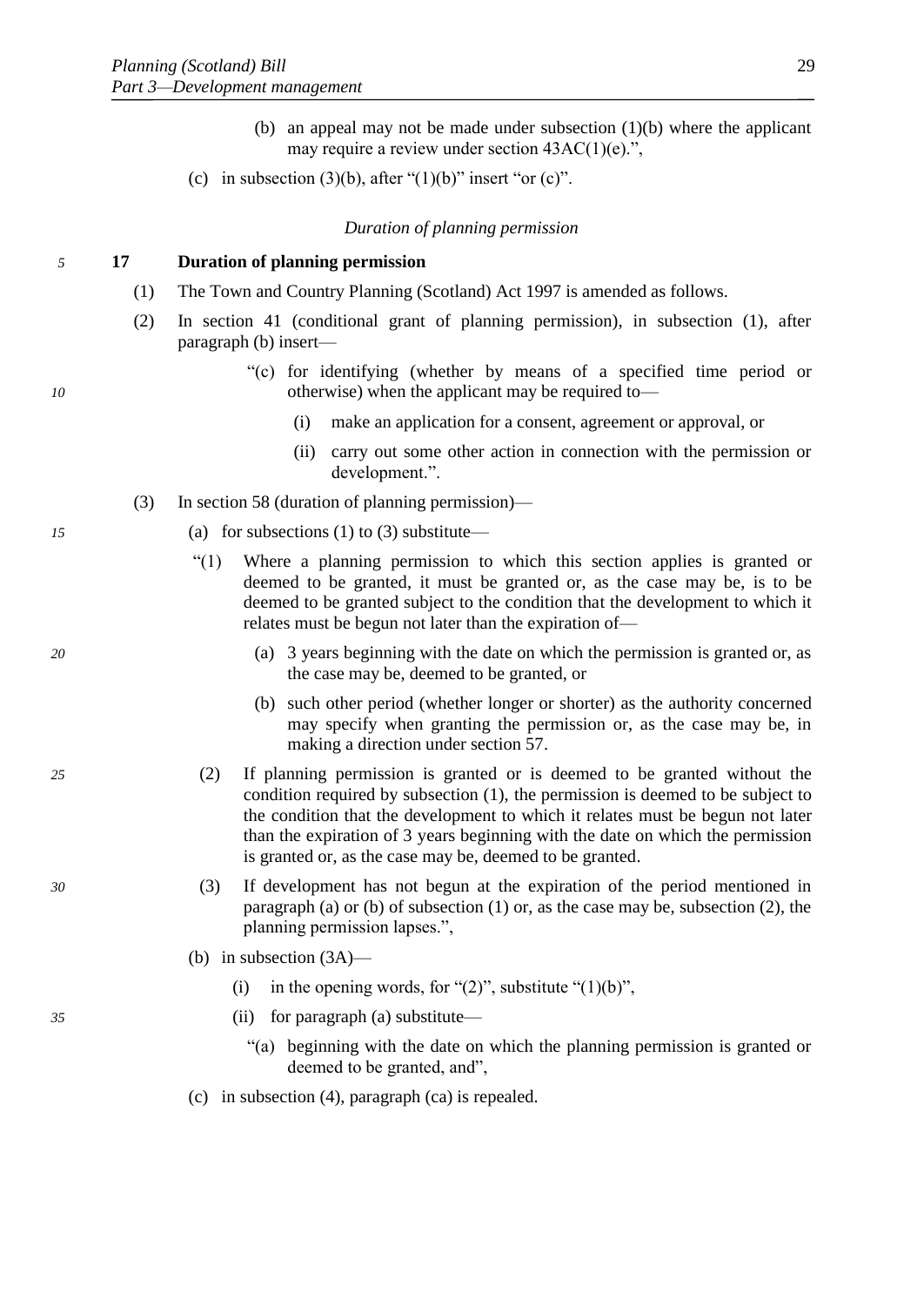(b) an appeal may not be made under subsection (1)(b) where the applicant may require a review under section 43AC(1)(e).",

(c) in subsection (3)(b), after "(1)(b)" insert "or (c)".

*Duration of planning permission*

**17 Duration of planning permission**

(1) The Town and Country Planning (Scotland) Act 1997 is amended as follows.

(2) In section 41 (conditional grant of planning permission), in subsection (1), after paragraph (b) insert—

"(c) for identifying (whether by means of a specified time period or otherwise) when the applicant may be required to—

(i) make an application for a consent, agreement or approval, or

(ii) carry out some other action in connection with the permission or development.".

(3) In section 58 (duration of planning permission)—

(a) for subsections (1) to (3) substitute—

"(1) Where a planning permission to which this section applies is granted or deemed to be granted, it must be granted or, as the case may be, is to be deemed to be granted subject to the condition that the development to which it relates must be begun not later than the expiration of—

(a) 3 years beginning with the date on which the permission is granted or, as the case may be, deemed to be granted, or

(b) such other period (whether longer or shorter) as the authority concerned may specify when granting the permission or, as the case may be, in making a direction under section 57.

(2) If planning permission is granted or is deemed to be granted without the condition required by subsection (1), the permission is deemed to be subject to the condition that the development to which it relates must be begun not later than the expiration of 3 years beginning with the date on which the permission is granted or, as the case may be, deemed to be granted.

(3) If development has not begun at the expiration of the period mentioned in paragraph (a) or (b) of subsection (1) or, as the case may be, subsection (2), the planning permission lapses.",

(b) in subsection (3A)—

(i) in the opening words, for "(2)", substitute "(1)(b)",

(ii) for paragraph (a) substitute—

"(a) beginning with the date on which the planning permission is granted or deemed to be granted, and",

(c) in subsection (4), paragraph (ca) is repealed.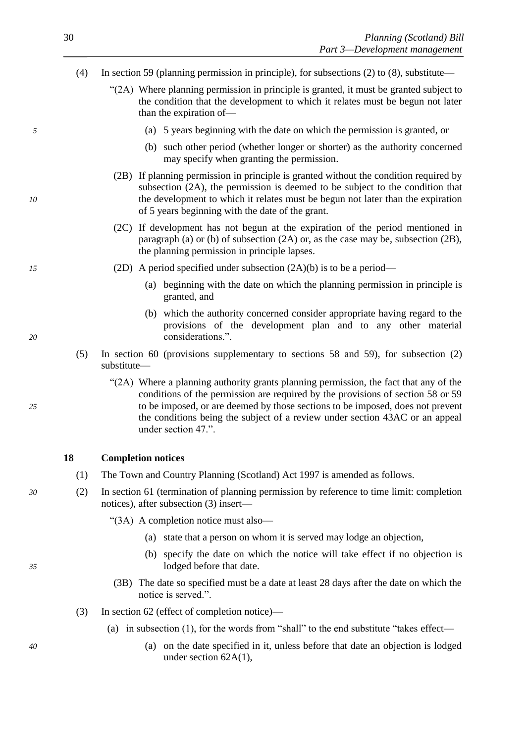(4) In section 59 (planning permission in principle), for subsections (2) to (8), substitute—

"(2A) Where planning permission in principle is granted, it must be granted subject to the condition that the development to which it relates must be begun not later than the expiration of—

(a) 5 years beginning with the date on which the permission is granted, or

(b) such other period (whether longer or shorter) as the authority concerned may specify when granting the permission.

(2B) If planning permission in principle is granted without the condition required by subsection (2A), the permission is deemed to be subject to the condition that the development to which it relates must be begun not later than the expiration of 5 years beginning with the date of the grant.

(2C) If development has not begun at the expiration of the period mentioned in paragraph (a) or (b) of subsection (2A) or, as the case may be, subsection (2B), the planning permission in principle lapses.

(2D) A period specified under subsection (2A)(b) is to be a period—

(a) beginning with the date on which the planning permission in principle is granted, and

(b) which the authority concerned consider appropriate having regard to the provisions of the development plan and to any other material considerations.".

(5) In section 60 (provisions supplementary to sections 58 and 59), for subsection (2) substitute—

"(2A) Where a planning authority grants planning permission, the fact that any of the conditions of the permission are required by the provisions of section 58 or 59 to be imposed, or are deemed by those sections to be imposed, does not prevent the conditions being the subject of a review under section 43AC or an appeal under section 47.".

**18 Completion notices**

(1) The Town and Country Planning (Scotland) Act 1997 is amended as follows.

(2) In section 61 (termination of planning permission by reference to time limit: completion notices), after subsection (3) insert—

"(3A) A completion notice must also—

(a) state that a person on whom it is served may lodge an objection,

(b) specify the date on which the notice will take effect if no objection is lodged before that date.

(3B) The date so specified must be a date at least 28 days after the date on which the notice is served.".

(3) In section 62 (effect of completion notice)—

(a) in subsection (1), for the words from "shall" to the end substitute "takes effect—

(a) on the date specified in it, unless before that date an objection is lodged under section 62A(1),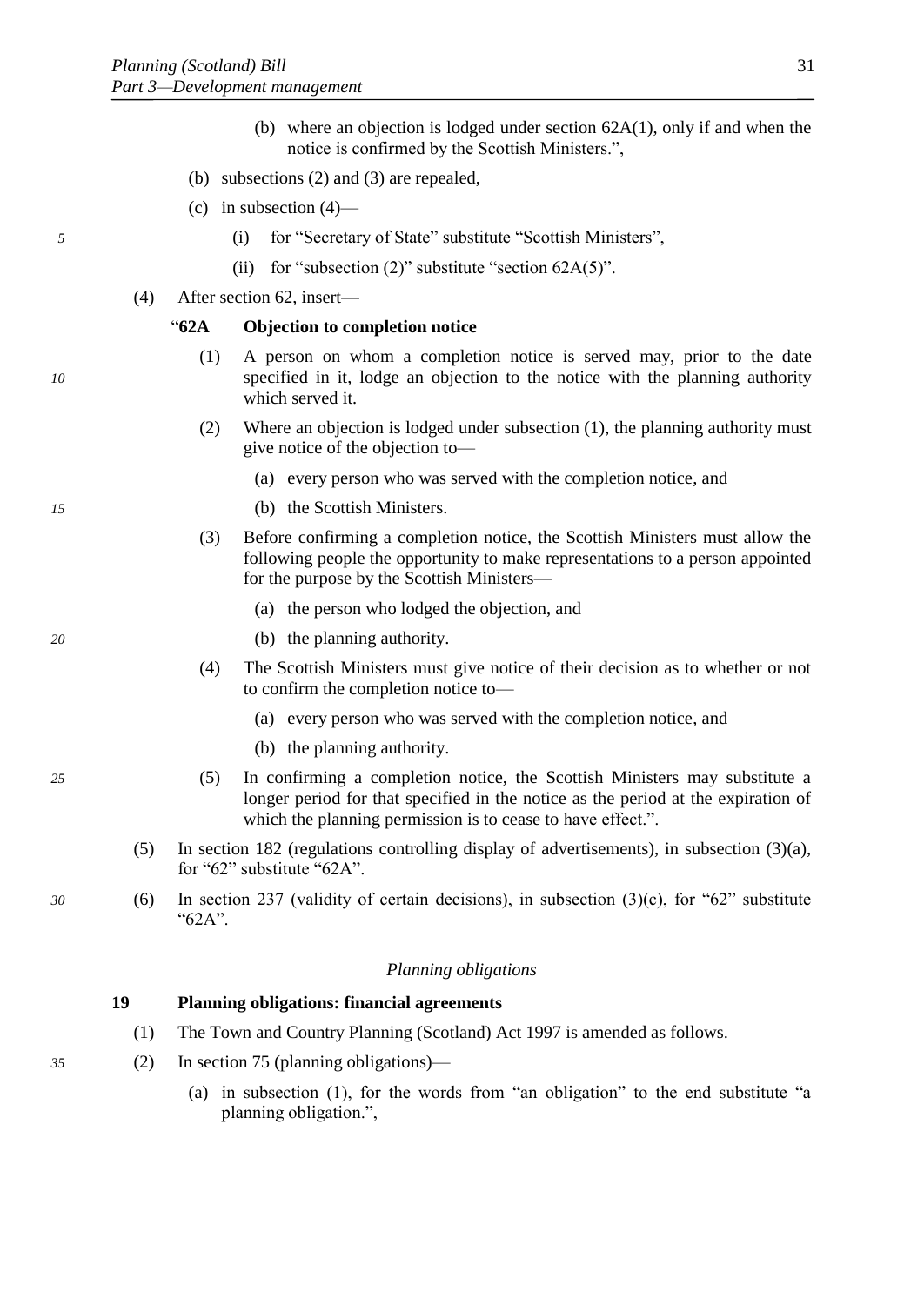(b) where an objection is lodged under section 62A(1), only if and when the notice is confirmed by the Scottish Ministers.",

(b) subsections (2) and (3) are repealed,

(c) in subsection (4)—

(i) for "Secretary of State" substitute "Scottish Ministers",

(ii) for "subsection (2)" substitute "section 62A(5)".

(4) After section 62, insert—

"**62A Objection to completion notice**

(1) A person on whom a completion notice is served may, prior to the date specified in it, lodge an objection to the notice with the planning authority which served it.

(2) Where an objection is lodged under subsection (1), the planning authority must give notice of the objection to—

(a) every person who was served with the completion notice, and

(b) the Scottish Ministers.

(3) Before confirming a completion notice, the Scottish Ministers must allow the following people the opportunity to make representations to a person appointed for the purpose by the Scottish Ministers—

(a) the person who lodged the objection, and

(b) the planning authority.

(4) The Scottish Ministers must give notice of their decision as to whether or not to confirm the completion notice to—

(a) every person who was served with the completion notice, and

(b) the planning authority.

(5) In confirming a completion notice, the Scottish Ministers may substitute a longer period for that specified in the notice as the period at the expiration of which the planning permission is to cease to have effect.".

(5) In section 182 (regulations controlling display of advertisements), in subsection (3)(a), for "62" substitute "62A".

(6) In section 237 (validity of certain decisions), in subsection (3)(c), for "62" substitute "62A".

*Planning obligations*

**19 Planning obligations: financial agreements**

(1) The Town and Country Planning (Scotland) Act 1997 is amended as follows.

(2) In section 75 (planning obligations)—

(a) in subsection (1), for the words from "an obligation" to the end substitute "a planning obligation.",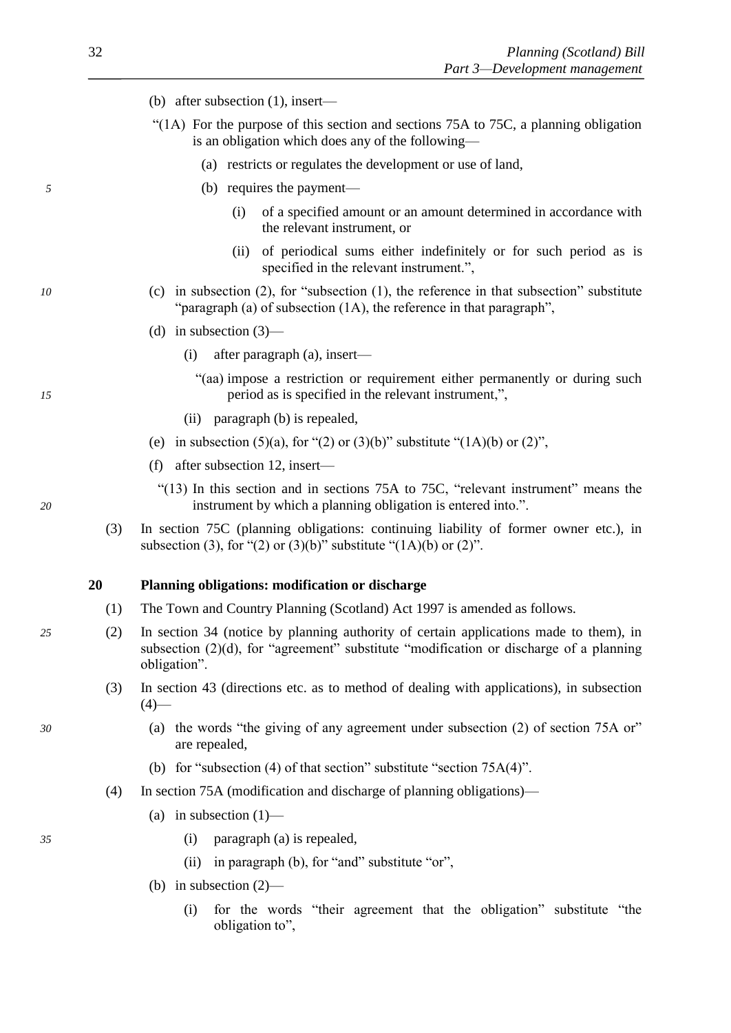(b) after subsection (1), insert—

"(1A) For the purpose of this section and sections 75A to 75C, a planning obligation is an obligation which does any of the following—

(a) restricts or regulates the development or use of land,

(b) requires the payment—

(i) of a specified amount or an amount determined in accordance with the relevant instrument, or

(ii) of periodical sums either indefinitely or for such period as is specified in the relevant instrument.",

(c) in subsection (2), for "subsection (1), the reference in that subsection" substitute "paragraph (a) of subsection (1A), the reference in that paragraph",

(d) in subsection (3)—

(i) after paragraph (a), insert—

"(aa) impose a restriction or requirement either permanently or during such period as is specified in the relevant instrument,",

(ii) paragraph (b) is repealed,

(e) in subsection (5)(a), for "(2) or (3)(b)" substitute "(1A)(b) or (2)",

(f) after subsection 12, insert—

"(13) In this section and in sections 75A to 75C, "relevant instrument" means the instrument by which a planning obligation is entered into.".

(3) In section 75C (planning obligations: continuing liability of former owner etc.), in subsection (3), for "(2) or (3)(b)" substitute "(1A)(b) or (2)".

### 20 Planning obligations: modification or discharge

(1) The Town and Country Planning (Scotland) Act 1997 is amended as follows.

(2) In section 34 (notice by planning authority of certain applications made to them), in subsection (2)(d), for "agreement" substitute "modification or discharge of a planning obligation".

(3) In section 43 (directions etc. as to method of dealing with applications), in subsection (4)—

(a) the words "the giving of any agreement under subsection (2) of section 75A or" are repealed,

(b) for "subsection (4) of that section" substitute "section 75A(4)".

(4) In section 75A (modification and discharge of planning obligations)—

(a) in subsection (1)—

(i) paragraph (a) is repealed,

(ii) in paragraph (b), for "and" substitute "or",

(b) in subsection (2)—

(i) for the words "their agreement that the obligation" substitute "the obligation to",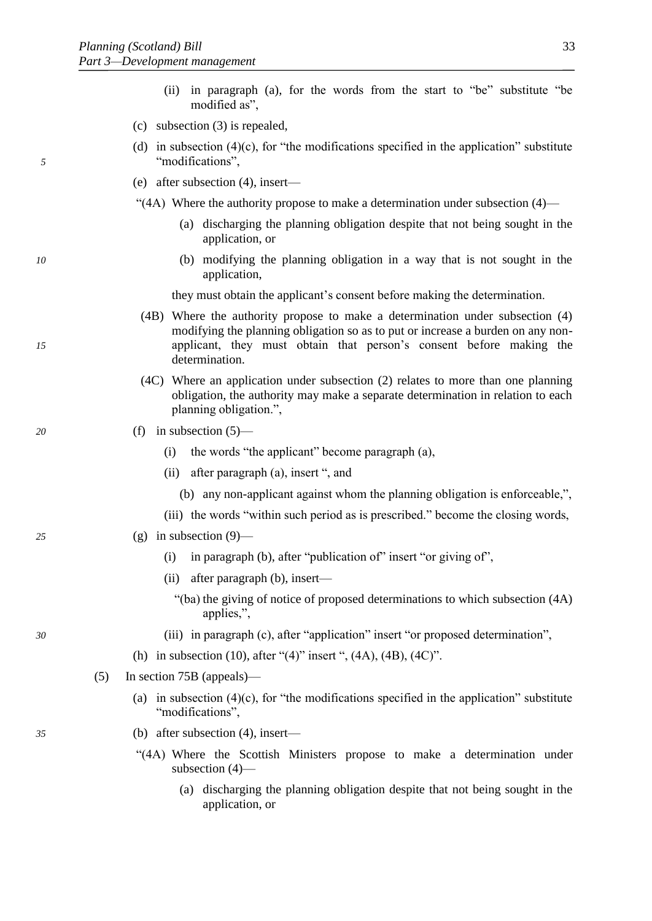(ii) in paragraph (a), for the words from the start to "be" substitute "be modified as",

(c) subsection (3) is repealed,

(d) in subsection (4)(c), for "the modifications specified in the application" substitute "modifications",

(e) after subsection (4), insert—

"(4A) Where the authority propose to make a determination under subsection (4)—

(a) discharging the planning obligation despite that not being sought in the application, or

(b) modifying the planning obligation in a way that is not sought in the application,

they must obtain the applicant's consent before making the determination.

(4B) Where the authority propose to make a determination under subsection (4) modifying the planning obligation so as to put or increase a burden on any non-applicant, they must obtain that person's consent before making the determination.

(4C) Where an application under subsection (2) relates to more than one planning obligation, the authority may make a separate determination in relation to each planning obligation.",

(f) in subsection (5)—

(i) the words "the applicant" become paragraph (a),

(ii) after paragraph (a), insert ", and

(b) any non-applicant against whom the planning obligation is enforceable,",

(iii) the words "within such period as is prescribed." become the closing words,

(g) in subsection (9)—

(i) in paragraph (b), after "publication of" insert "or giving of",

(ii) after paragraph (b), insert—

"(ba) the giving of notice of proposed determinations to which subsection (4A) applies,",

(iii) in paragraph (c), after "application" insert "or proposed determination",

(h) in subsection (10), after "(4)" insert ", (4A), (4B), (4C)".

(5) In section 75B (appeals)—

(a) in subsection (4)(c), for "the modifications specified in the application" substitute "modifications",

(b) after subsection (4), insert—

"(4A) Where the Scottish Ministers propose to make a determination under subsection (4)—

(a) discharging the planning obligation despite that not being sought in the application, or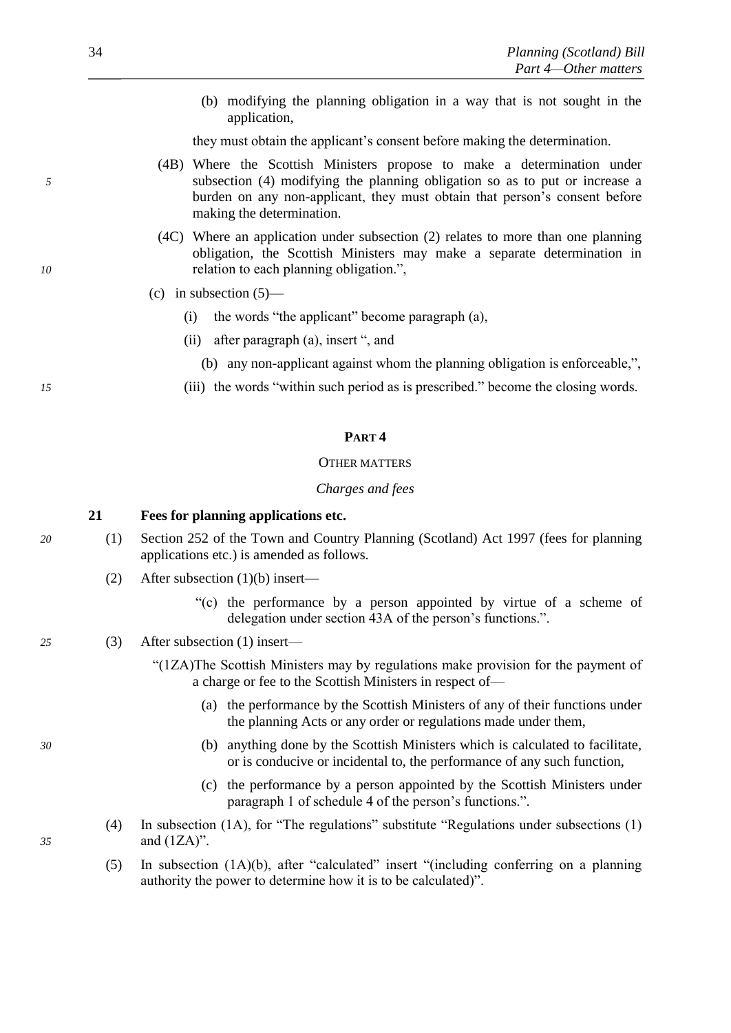(b) modifying the planning obligation in a way that is not sought in the application,

they must obtain the applicant's consent before making the determination.

(4B) Where the Scottish Ministers propose to make a determination under subsection (4) modifying the planning obligation so as to put or increase a burden on any non-applicant, they must obtain that person's consent before making the determination.

(4C) Where an application under subsection (2) relates to more than one planning obligation, the Scottish Ministers may make a separate determination in relation to each planning obligation.",

(c) in subsection (5)—

(i) the words "the applicant" become paragraph (a),

(ii) after paragraph (a), insert ", and

(b) any non-applicant against whom the planning obligation is enforceable,",

(iii) the words "within such period as is prescribed." become the closing words.

## PART 4

### OTHER MATTERS

*Charges and fees*

**21 Fees for planning applications etc.**

(1) Section 252 of the Town and Country Planning (Scotland) Act 1997 (fees for planning applications etc.) is amended as follows.

(2) After subsection (1)(b) insert—

"(c) the performance by a person appointed by virtue of a scheme of delegation under section 43A of the person's functions.".

(3) After subsection (1) insert—

"(1ZA) The Scottish Ministers may by regulations make provision for the payment of a charge or fee to the Scottish Ministers in respect of—

(a) the performance by the Scottish Ministers of any of their functions under the planning Acts or any order or regulations made under them,

(b) anything done by the Scottish Ministers which is calculated to facilitate, or is conducive or incidental to, the performance of any such function,

(c) the performance by a person appointed by the Scottish Ministers under paragraph 1 of schedule 4 of the person's functions.".

(4) In subsection (1A), for "The regulations" substitute "Regulations under subsections (1) and (1ZA)".

(5) In subsection (1A)(b), after "calculated" insert "(including conferring on a planning authority the power to determine how it is to be calculated)".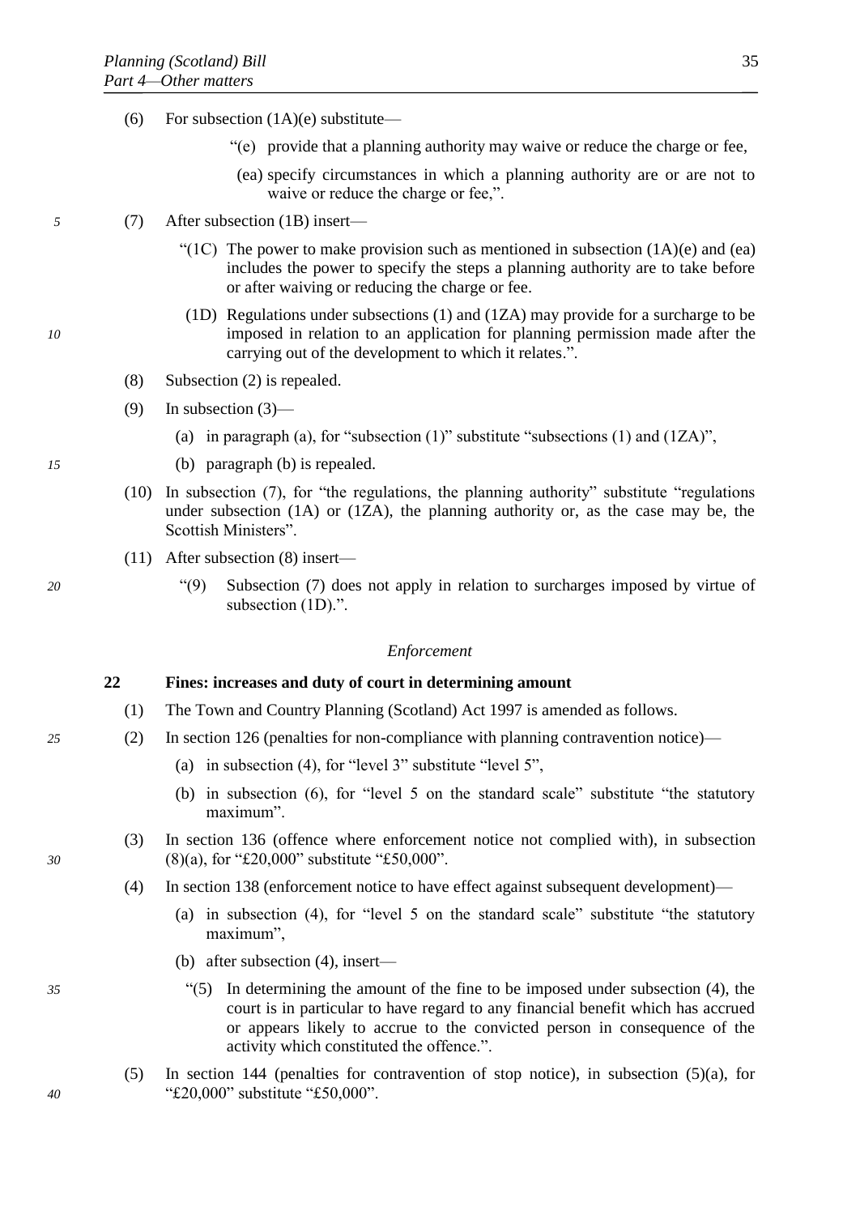(6) For subsection (1A)(e) substitute—

"(e) provide that a planning authority may waive or reduce the charge or fee,

(ea) specify circumstances in which a planning authority are or are not to waive or reduce the charge or fee,".

(7) After subsection (1B) insert—

"(1C) The power to make provision such as mentioned in subsection (1A)(e) and (ea) includes the power to specify the steps a planning authority are to take before or after waiving or reducing the charge or fee.

(1D) Regulations under subsections (1) and (1ZA) may provide for a surcharge to be imposed in relation to an application for planning permission made after the carrying out of the development to which it relates.".

(8) Subsection (2) is repealed.

(9) In subsection (3)—

(a) in paragraph (a), for "subsection (1)" substitute "subsections (1) and (1ZA)",

(b) paragraph (b) is repealed.

(10) In subsection (7), for "the regulations, the planning authority" substitute "regulations under subsection (1A) or (1ZA), the planning authority or, as the case may be, the Scottish Ministers".

(11) After subsection (8) insert—

"(9) Subsection (7) does not apply in relation to surcharges imposed by virtue of subsection (1D).".

*Enforcement*

**22 Fines: increases and duty of court in determining amount**

(1) The Town and Country Planning (Scotland) Act 1997 is amended as follows.

(2) In section 126 (penalties for non-compliance with planning contravention notice)—

(a) in subsection (4), for "level 3" substitute "level 5",

(b) in subsection (6), for "level 5 on the standard scale" substitute "the statutory maximum".

(3) In section 136 (offence where enforcement notice not complied with), in subsection (8)(a), for "£20,000" substitute "£50,000".

(4) In section 138 (enforcement notice to have effect against subsequent development)—

(a) in subsection (4), for "level 5 on the standard scale" substitute "the statutory maximum",

(b) after subsection (4), insert—

"(5) In determining the amount of the fine to be imposed under subsection (4), the court is in particular to have regard to any financial benefit which has accrued or appears likely to accrue to the convicted person in consequence of the activity which constituted the offence.".

(5) In section 144 (penalties for contravention of stop notice), in subsection (5)(a), for "£20,000" substitute "£50,000".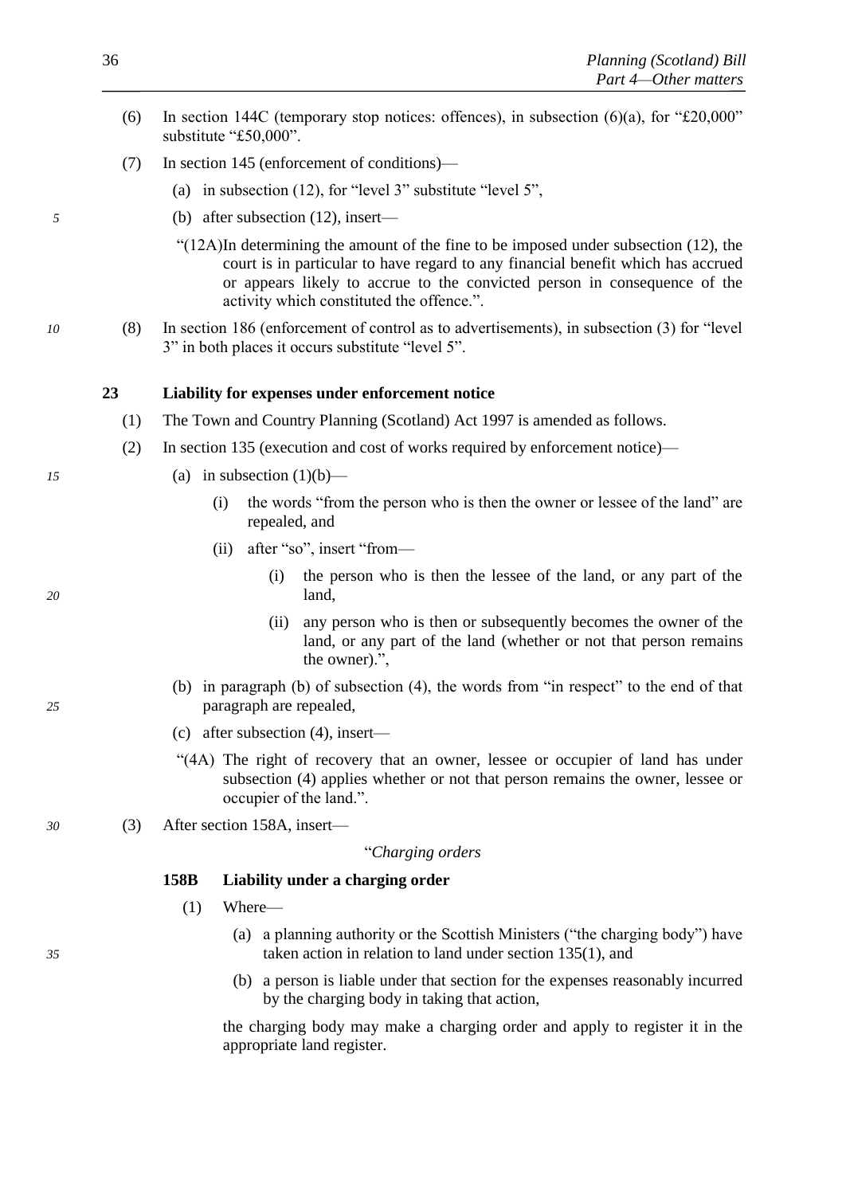(6) In section 144C (temporary stop notices: offences), in subsection (6)(a), for "£20,000" substitute "£50,000".

(7) In section 145 (enforcement of conditions)—

(a) in subsection (12), for "level 3" substitute "level 5",

(b) after subsection (12), insert—

"(12A) In determining the amount of the fine to be imposed under subsection (12), the court is in particular to have regard to any financial benefit which has accrued or appears likely to accrue to the convicted person in consequence of the activity which constituted the offence.".

(8) In section 186 (enforcement of control as to advertisements), in subsection (3) for "level 3" in both places it occurs substitute "level 5".

**23 Liability for expenses under enforcement notice**

(1) The Town and Country Planning (Scotland) Act 1997 is amended as follows.

(2) In section 135 (execution and cost of works required by enforcement notice)—

(a) in subsection (1)(b)—

(i) the words "from the person who is then the owner or lessee of the land" are repealed, and

(ii) after "so", insert "from—

(i) the person who is then the lessee of the land, or any part of the land,

(ii) any person who is then or subsequently becomes the owner of the land, or any part of the land (whether or not that person remains the owner).",

(b) in paragraph (b) of subsection (4), the words from "in respect" to the end of that paragraph are repealed,

(c) after subsection (4), insert—

"(4A) The right of recovery that an owner, lessee or occupier of land has under subsection (4) applies whether or not that person remains the owner, lessee or occupier of the land.".

(3) After section 158A, insert—

"*Charging orders*

**158B Liability under a charging order**

(1) Where—

(a) a planning authority or the Scottish Ministers ("the charging body") have taken action in relation to land under section 135(1), and

(b) a person is liable under that section for the expenses reasonably incurred by the charging body in taking that action,

the charging body may make a charging order and apply to register it in the appropriate land register.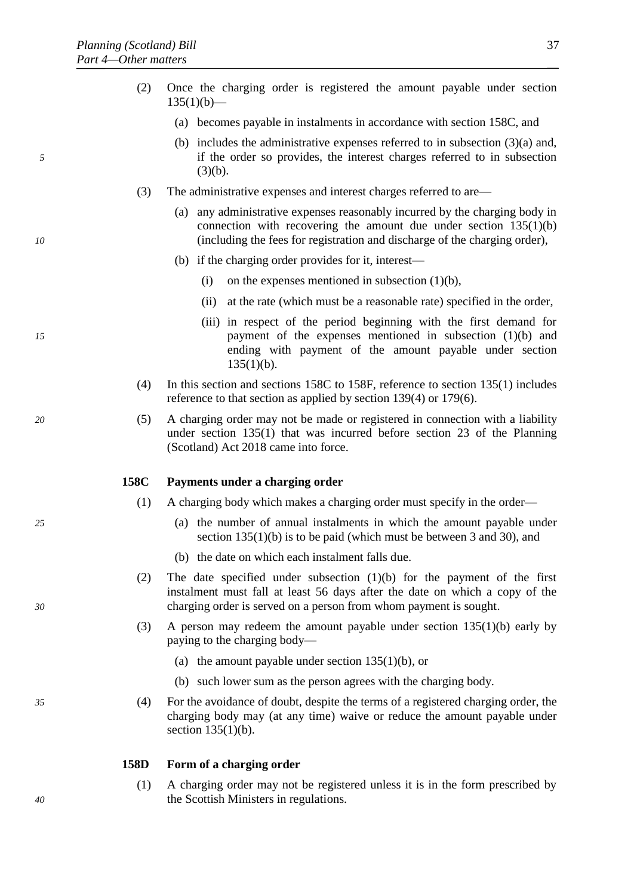(2) Once the charging order is registered the amount payable under section 135(1)(b)—

(a) becomes payable in instalments in accordance with section 158C, and

(b) includes the administrative expenses referred to in subsection (3)(a) and, if the order so provides, the interest charges referred to in subsection (3)(b).

(3) The administrative expenses and interest charges referred to are—

(a) any administrative expenses reasonably incurred by the charging body in connection with recovering the amount due under section 135(1)(b) (including the fees for registration and discharge of the charging order),

(b) if the charging order provides for it, interest—

(i) on the expenses mentioned in subsection (1)(b),

(ii) at the rate (which must be a reasonable rate) specified in the order,

(iii) in respect of the period beginning with the first demand for payment of the expenses mentioned in subsection (1)(b) and ending with payment of the amount payable under section 135(1)(b).

(4) In this section and sections 158C to 158F, reference to section 135(1) includes reference to that section as applied by section 139(4) or 179(6).

(5) A charging order may not be made or registered in connection with a liability under section 135(1) that was incurred before section 23 of the Planning (Scotland) Act 2018 came into force.

**158C Payments under a charging order**

(1) A charging body which makes a charging order must specify in the order—

(a) the number of annual instalments in which the amount payable under section 135(1)(b) is to be paid (which must be between 3 and 30), and

(b) the date on which each instalment falls due.

(2) The date specified under subsection (1)(b) for the payment of the first instalment must fall at least 56 days after the date on which a copy of the charging order is served on a person from whom payment is sought.

(3) A person may redeem the amount payable under section 135(1)(b) early by paying to the charging body—

(a) the amount payable under section 135(1)(b), or

(b) such lower sum as the person agrees with the charging body.

(4) For the avoidance of doubt, despite the terms of a registered charging order, the charging body may (at any time) waive or reduce the amount payable under section 135(1)(b).

**158D Form of a charging order**

(1) A charging order may not be registered unless it is in the form prescribed by the Scottish Ministers in regulations.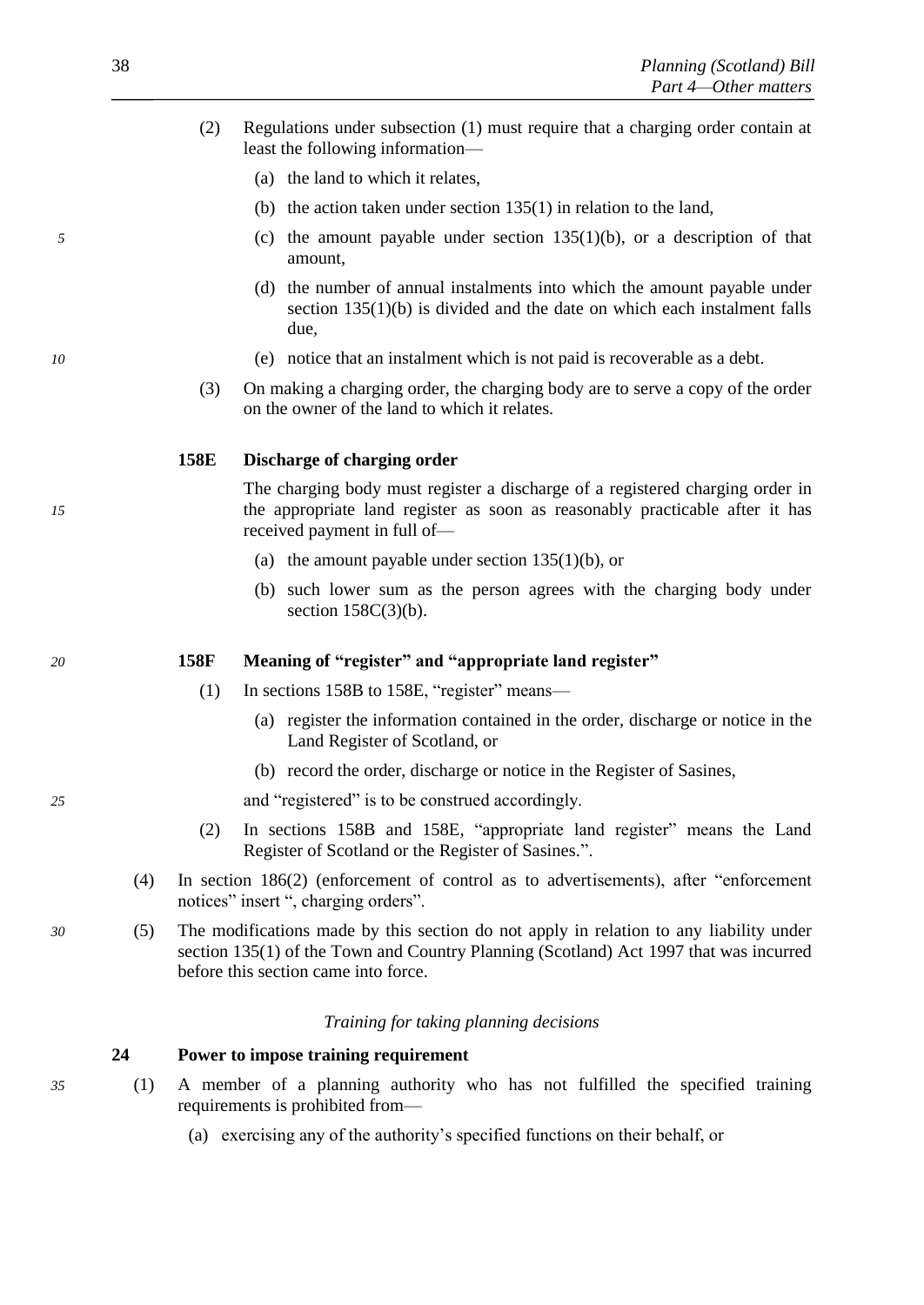(2) Regulations under subsection (1) must require that a charging order contain at least the following information—

(a) the land to which it relates,

(b) the action taken under section 135(1) in relation to the land,

(c) the amount payable under section 135(1)(b), or a description of that amount,

(d) the number of annual instalments into which the amount payable under section 135(1)(b) is divided and the date on which each instalment falls due,

(e) notice that an instalment which is not paid is recoverable as a debt.

(3) On making a charging order, the charging body are to serve a copy of the order on the owner of the land to which it relates.

**158E Discharge of charging order**

The charging body must register a discharge of a registered charging order in the appropriate land register as soon as reasonably practicable after it has received payment in full of—

(a) the amount payable under section 135(1)(b), or

(b) such lower sum as the person agrees with the charging body under section 158C(3)(b).

**158F Meaning of "register" and "appropriate land register"**

(1) In sections 158B to 158E, "register" means—

(a) register the information contained in the order, discharge or notice in the Land Register of Scotland, or

(b) record the order, discharge or notice in the Register of Sasines,

and "registered" is to be construed accordingly.

(2) In sections 158B and 158E, "appropriate land register" means the Land Register of Scotland or the Register of Sasines.".

(4) In section 186(2) (enforcement of control as to advertisements), after "enforcement notices" insert ", charging orders".

(5) The modifications made by this section do not apply in relation to any liability under section 135(1) of the Town and Country Planning (Scotland) Act 1997 that was incurred before this section came into force.

*Training for taking planning decisions*

**24 Power to impose training requirement**

(1) A member of a planning authority who has not fulfilled the specified training requirements is prohibited from—

(a) exercising any of the authority's specified functions on their behalf, or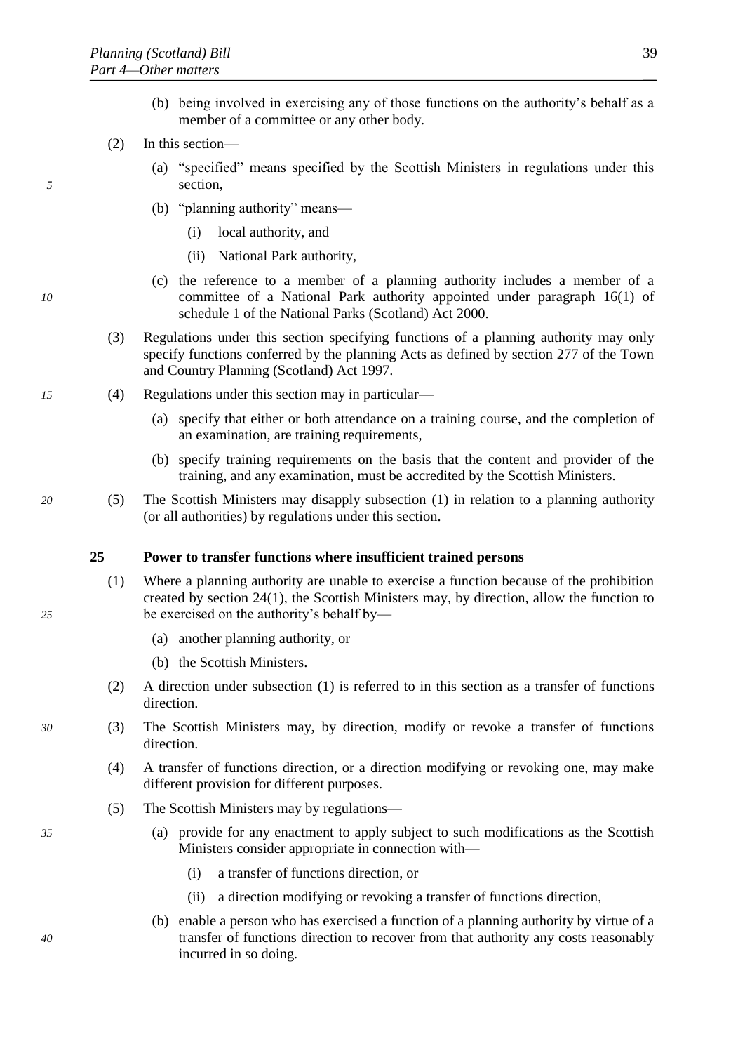(b) being involved in exercising any of those functions on the authority's behalf as a member of a committee or any other body.

(2) In this section—

(a) "specified" means specified by the Scottish Ministers in regulations under this section,

(b) "planning authority" means—

(i) local authority, and

(ii) National Park authority,

(c) the reference to a member of a planning authority includes a member of a committee of a National Park authority appointed under paragraph 16(1) of schedule 1 of the National Parks (Scotland) Act 2000.

(3) Regulations under this section specifying functions of a planning authority may only specify functions conferred by the planning Acts as defined by section 277 of the Town and Country Planning (Scotland) Act 1997.

(4) Regulations under this section may in particular—

(a) specify that either or both attendance on a training course, and the completion of an examination, are training requirements,

(b) specify training requirements on the basis that the content and provider of the training, and any examination, must be accredited by the Scottish Ministers.

(5) The Scottish Ministers may disapply subsection (1) in relation to a planning authority (or all authorities) by regulations under this section.

**25 Power to transfer functions where insufficient trained persons**

(1) Where a planning authority are unable to exercise a function because of the prohibition created by section 24(1), the Scottish Ministers may, by direction, allow the function to be exercised on the authority's behalf by—

(a) another planning authority, or

(b) the Scottish Ministers.

(2) A direction under subsection (1) is referred to in this section as a transfer of functions direction.

(3) The Scottish Ministers may, by direction, modify or revoke a transfer of functions direction.

(4) A transfer of functions direction, or a direction modifying or revoking one, may make different provision for different purposes.

(5) The Scottish Ministers may by regulations—

(a) provide for any enactment to apply subject to such modifications as the Scottish Ministers consider appropriate in connection with—

(i) a transfer of functions direction, or

(ii) a direction modifying or revoking a transfer of functions direction,

(b) enable a person who has exercised a function of a planning authority by virtue of a transfer of functions direction to recover from that authority any costs reasonably incurred in so doing.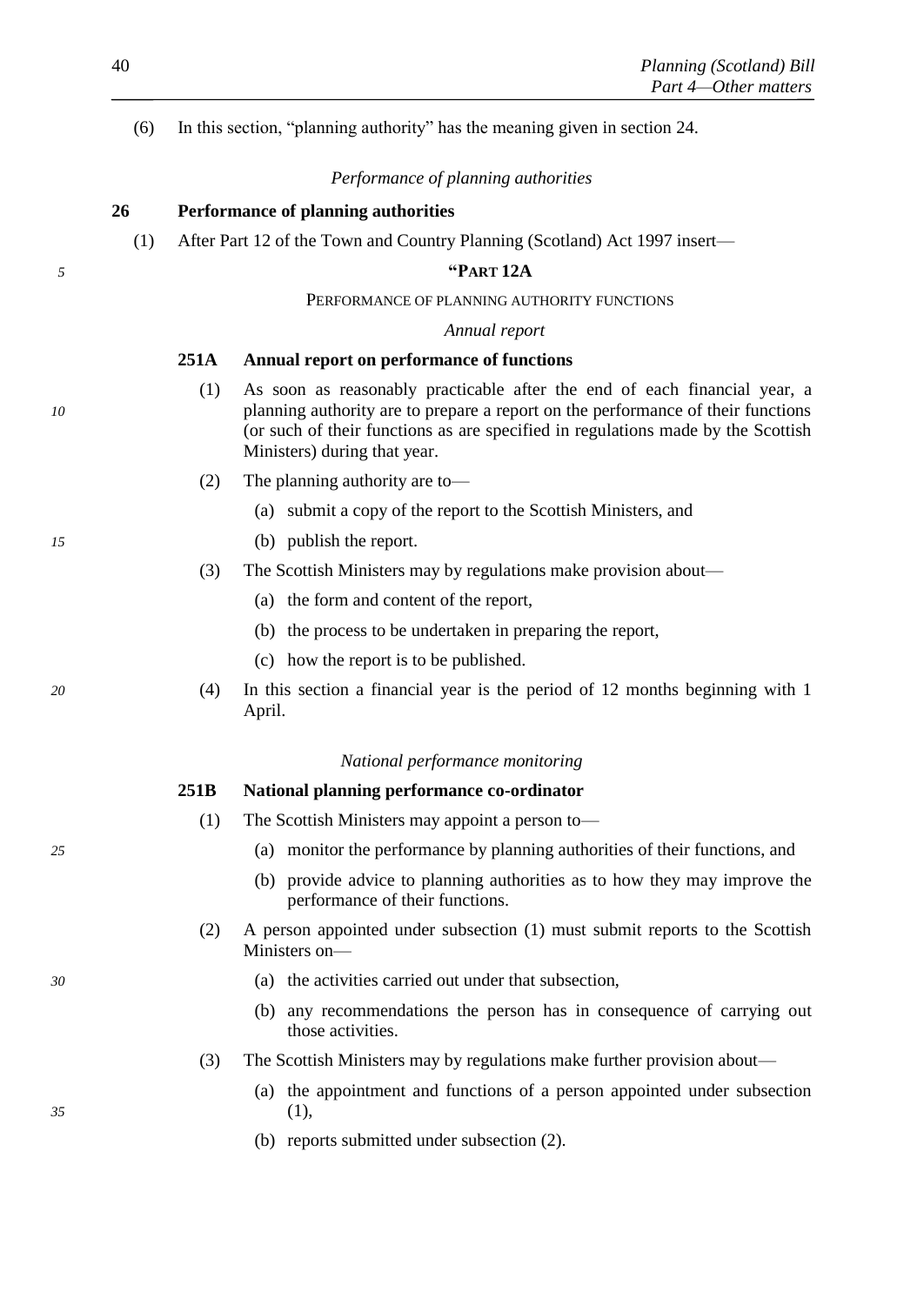(6) In this section, "planning authority" has the meaning given in section 24.

*Performance of planning authorities*

**26 Performance of planning authorities**

(1) After Part 12 of the Town and Country Planning (Scotland) Act 1997 insert—

"PART 12A

PERFORMANCE OF PLANNING AUTHORITY FUNCTIONS

*Annual report*

**251A Annual report on performance of functions**

(1) As soon as reasonably practicable after the end of each financial year, a planning authority are to prepare a report on the performance of their functions (or such of their functions as are specified in regulations made by the Scottish Ministers) during that year.

(2) The planning authority are to—

(a) submit a copy of the report to the Scottish Ministers, and

(b) publish the report.

(3) The Scottish Ministers may by regulations make provision about—

(a) the form and content of the report,

(b) the process to be undertaken in preparing the report,

(c) how the report is to be published.

(4) In this section a financial year is the period of 12 months beginning with 1 April.

*National performance monitoring*

**251B National planning performance co-ordinator**

(1) The Scottish Ministers may appoint a person to—

(a) monitor the performance by planning authorities of their functions, and

(b) provide advice to planning authorities as to how they may improve the performance of their functions.

(2) A person appointed under subsection (1) must submit reports to the Scottish Ministers on—

(a) the activities carried out under that subsection,

(b) any recommendations the person has in consequence of carrying out those activities.

(3) The Scottish Ministers may by regulations make further provision about—

(a) the appointment and functions of a person appointed under subsection (1),

(b) reports submitted under subsection (2).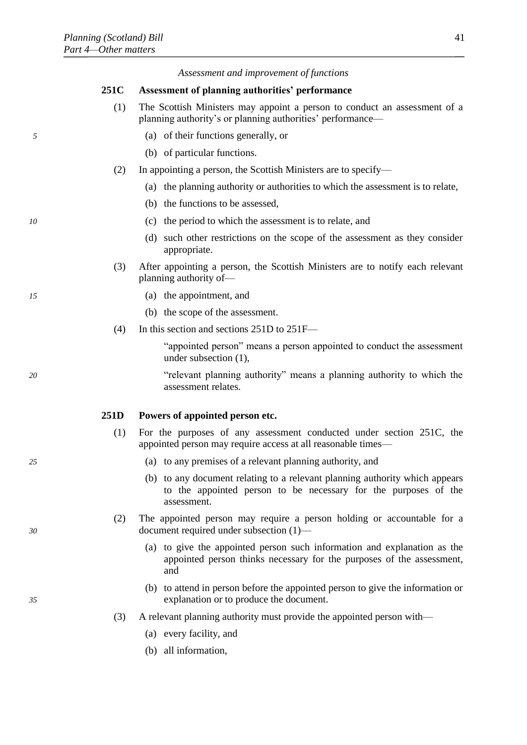*Assessment and improvement of functions*

**251C Assessment of planning authorities' performance**

(1) The Scottish Ministers may appoint a person to conduct an assessment of a planning authority's or planning authorities' performance—

(a) of their functions generally, or

(b) of particular functions.

(2) In appointing a person, the Scottish Ministers are to specify—

(a) the planning authority or authorities to which the assessment is to relate,

(b) the functions to be assessed,

(c) the period to which the assessment is to relate, and

(d) such other restrictions on the scope of the assessment as they consider appropriate.

(3) After appointing a person, the Scottish Ministers are to notify each relevant planning authority of—

(a) the appointment, and

(b) the scope of the assessment.

(4) In this section and sections 251D to 251F—

"appointed person" means a person appointed to conduct the assessment under subsection (1),

"relevant planning authority" means a planning authority to which the assessment relates.

**251D Powers of appointed person etc.**

(1) For the purposes of any assessment conducted under section 251C, the appointed person may require access at all reasonable times—

(a) to any premises of a relevant planning authority, and

(b) to any document relating to a relevant planning authority which appears to the appointed person to be necessary for the purposes of the assessment.

(2) The appointed person may require a person holding or accountable for a document required under subsection (1)—

(a) to give the appointed person such information and explanation as the appointed person thinks necessary for the purposes of the assessment, and

(b) to attend in person before the appointed person to give the information or explanation or to produce the document.

(3) A relevant planning authority must provide the appointed person with—

(a) every facility, and

(b) all information,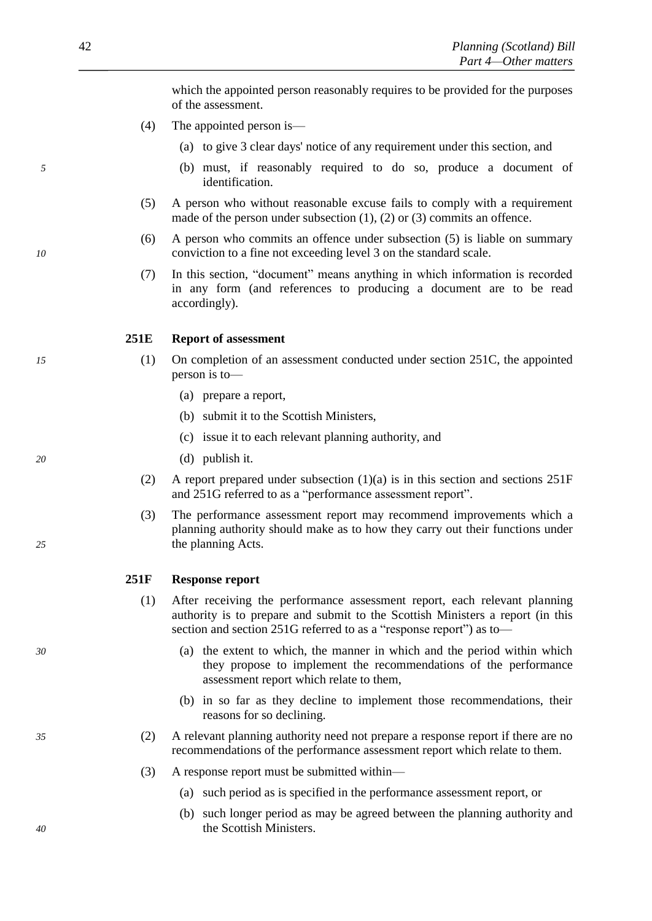which the appointed person reasonably requires to be provided for the purposes of the assessment.

(4) The appointed person is—

(a) to give 3 clear days' notice of any requirement under this section, and

(b) must, if reasonably required to do so, produce a document of identification.

(5) A person who without reasonable excuse fails to comply with a requirement made of the person under subsection (1), (2) or (3) commits an offence.

(6) A person who commits an offence under subsection (5) is liable on summary conviction to a fine not exceeding level 3 on the standard scale.

(7) In this section, "document" means anything in which information is recorded in any form (and references to producing a document are to be read accordingly).

**251E Report of assessment**

(1) On completion of an assessment conducted under section 251C, the appointed person is to—

(a) prepare a report,

(b) submit it to the Scottish Ministers,

(c) issue it to each relevant planning authority, and

(d) publish it.

(2) A report prepared under subsection (1)(a) is in this section and sections 251F and 251G referred to as a "performance assessment report".

(3) The performance assessment report may recommend improvements which a planning authority should make as to how they carry out their functions under the planning Acts.

**251F Response report**

(1) After receiving the performance assessment report, each relevant planning authority is to prepare and submit to the Scottish Ministers a report (in this section and section 251G referred to as a "response report") as to—

(a) the extent to which, the manner in which and the period within which they propose to implement the recommendations of the performance assessment report which relate to them,

(b) in so far as they decline to implement those recommendations, their reasons for so declining.

(2) A relevant planning authority need not prepare a response report if there are no recommendations of the performance assessment report which relate to them.

(3) A response report must be submitted within—

(a) such period as is specified in the performance assessment report, or

(b) such longer period as may be agreed between the planning authority and the Scottish Ministers.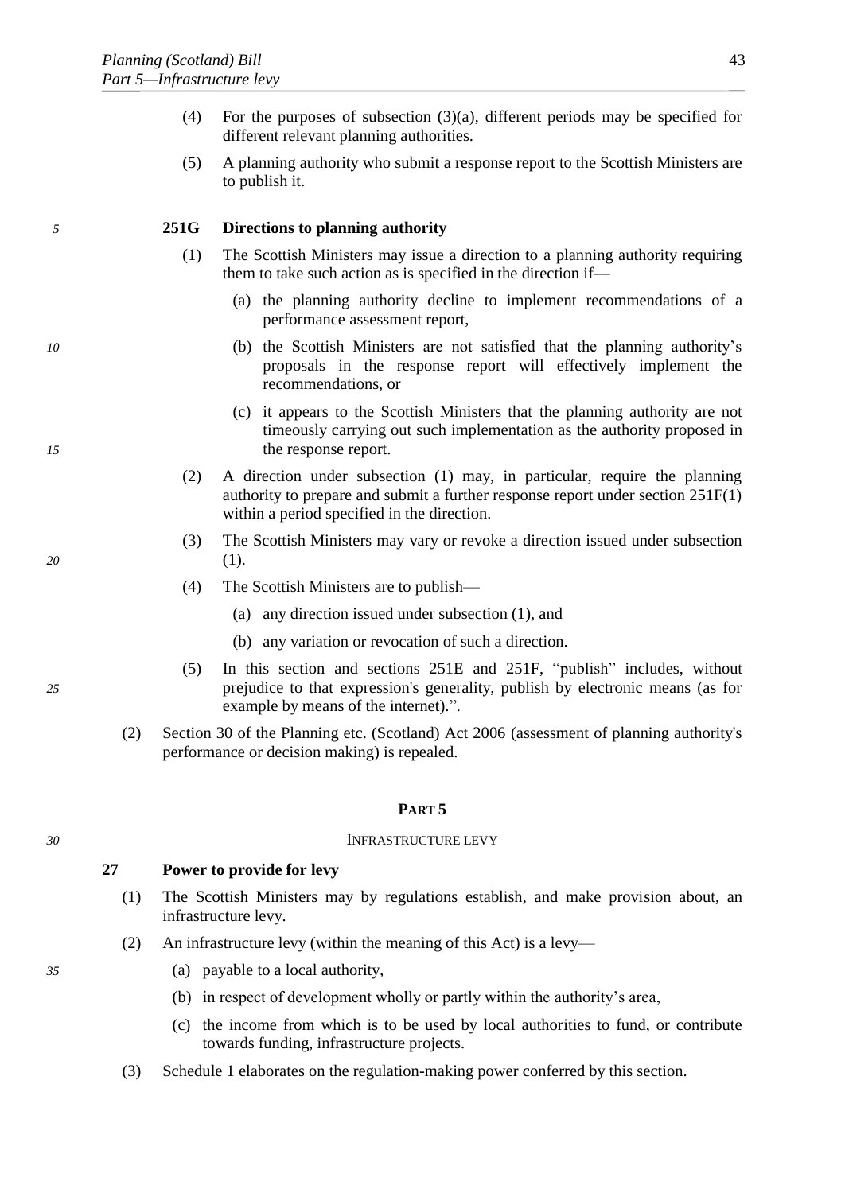(4) For the purposes of subsection (3)(a), different periods may be specified for different relevant planning authorities.

(5) A planning authority who submit a response report to the Scottish Ministers are to publish it.

**251G Directions to planning authority**

(1) The Scottish Ministers may issue a direction to a planning authority requiring them to take such action as is specified in the direction if—

(a) the planning authority decline to implement recommendations of a performance assessment report,

(b) the Scottish Ministers are not satisfied that the planning authority's proposals in the response report will effectively implement the recommendations, or

(c) it appears to the Scottish Ministers that the planning authority are not timeously carrying out such implementation as the authority proposed in the response report.

(2) A direction under subsection (1) may, in particular, require the planning authority to prepare and submit a further response report under section 251F(1) within a period specified in the direction.

(3) The Scottish Ministers may vary or revoke a direction issued under subsection (1).

(4) The Scottish Ministers are to publish—

(a) any direction issued under subsection (1), and

(b) any variation or revocation of such a direction.

(5) In this section and sections 251E and 251F, "publish" includes, without prejudice to that expression's generality, publish by electronic means (as for example by means of the internet).".

(2) Section 30 of the Planning etc. (Scotland) Act 2006 (assessment of planning authority's performance or decision making) is repealed.

## PART 5

## INFRASTRUCTURE LEVY

**27 Power to provide for levy**

(1) The Scottish Ministers may by regulations establish, and make provision about, an infrastructure levy.

(2) An infrastructure levy (within the meaning of this Act) is a levy—

(a) payable to a local authority,

(b) in respect of development wholly or partly within the authority's area,

(c) the income from which is to be used by local authorities to fund, or contribute towards funding, infrastructure projects.

(3) Schedule 1 elaborates on the regulation-making power conferred by this section.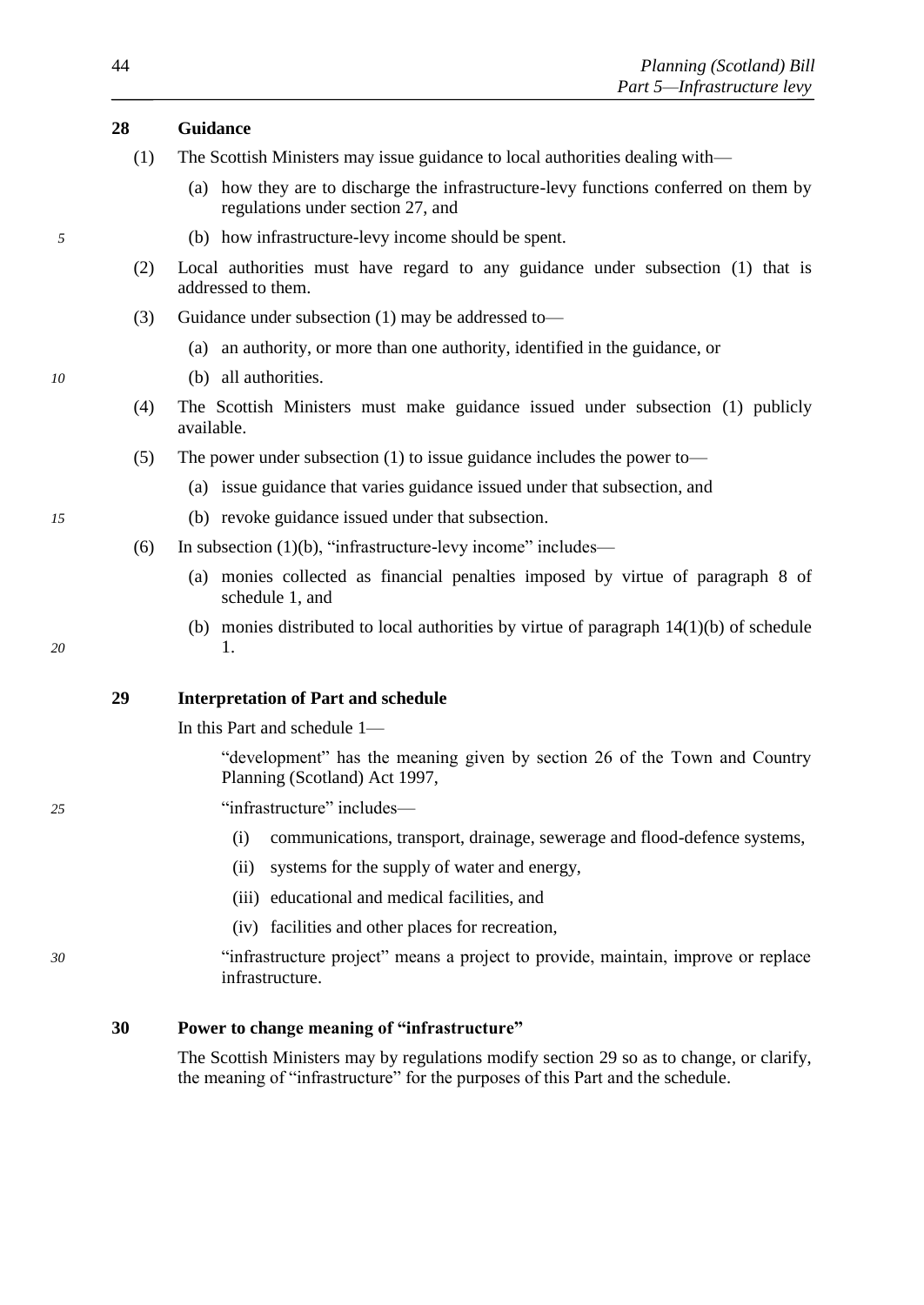### 28 Guidance

(1) The Scottish Ministers may issue guidance to local authorities dealing with—

(a) how they are to discharge the infrastructure-levy functions conferred on them by regulations under section 27, and

(b) how infrastructure-levy income should be spent.

(2) Local authorities must have regard to any guidance under subsection (1) that is addressed to them.

(3) Guidance under subsection (1) may be addressed to—

(a) an authority, or more than one authority, identified in the guidance, or

(b) all authorities.

(4) The Scottish Ministers must make guidance issued under subsection (1) publicly available.

(5) The power under subsection (1) to issue guidance includes the power to—

(a) issue guidance that varies guidance issued under that subsection, and

(b) revoke guidance issued under that subsection.

(6) In subsection (1)(b), "infrastructure-levy income" includes—

(a) monies collected as financial penalties imposed by virtue of paragraph 8 of schedule 1, and

(b) monies distributed to local authorities by virtue of paragraph 14(1)(b) of schedule 1.

### 29 Interpretation of Part and schedule

In this Part and schedule 1—

"development" has the meaning given by section 26 of the Town and Country Planning (Scotland) Act 1997,

"infrastructure" includes—

(i) communications, transport, drainage, sewerage and flood-defence systems,

(ii) systems for the supply of water and energy,

(iii) educational and medical facilities, and

(iv) facilities and other places for recreation,

"infrastructure project" means a project to provide, maintain, improve or replace infrastructure.

### 30 Power to change meaning of "infrastructure"

The Scottish Ministers may by regulations modify section 29 so as to change, or clarify, the meaning of "infrastructure" for the purposes of this Part and the schedule.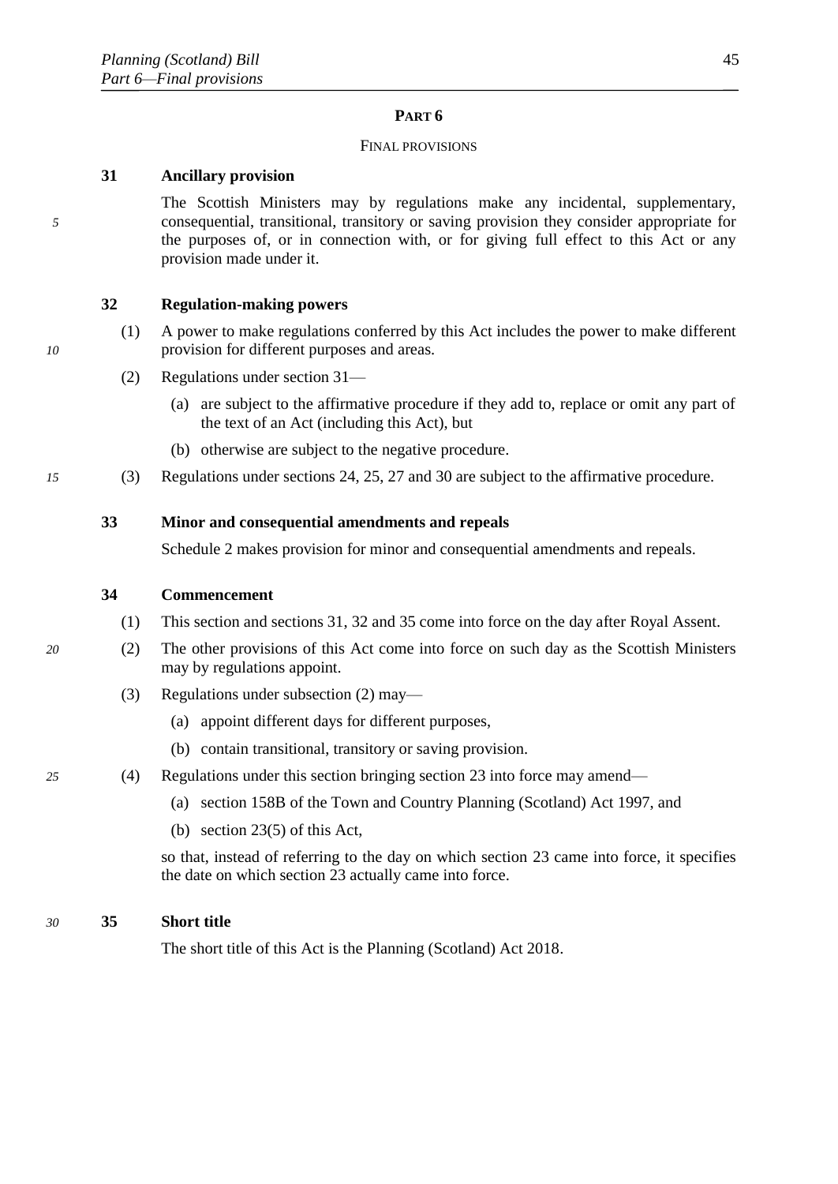# PART 6

## FINAL PROVISIONS

### 31 Ancillary provision

The Scottish Ministers may by regulations make any incidental, supplementary, consequential, transitional, transitory or saving provision they consider appropriate for the purposes of, or in connection with, or for giving full effect to this Act or any provision made under it.

### 32 Regulation-making powers

(1) A power to make regulations conferred by this Act includes the power to make different provision for different purposes and areas.

(2) Regulations under section 31—

- (a) are subject to the affirmative procedure if they add to, replace or omit any part of the text of an Act (including this Act), but
- (b) otherwise are subject to the negative procedure.

(3) Regulations under sections 24, 25, 27 and 30 are subject to the affirmative procedure.

### 33 Minor and consequential amendments and repeals

Schedule 2 makes provision for minor and consequential amendments and repeals.

### 34 Commencement

(1) This section and sections 31, 32 and 35 come into force on the day after Royal Assent.

(2) The other provisions of this Act come into force on such day as the Scottish Ministers may by regulations appoint.

(3) Regulations under subsection (2) may—

- (a) appoint different days for different purposes,
- (b) contain transitional, transitory or saving provision.

(4) Regulations under this section bringing section 23 into force may amend—

- (a) section 158B of the Town and Country Planning (Scotland) Act 1997, and
- (b) section 23(5) of this Act,

so that, instead of referring to the day on which section 23 came into force, it specifies the date on which section 23 actually came into force.

### 35 Short title

The short title of this Act is the Planning (Scotland) Act 2018.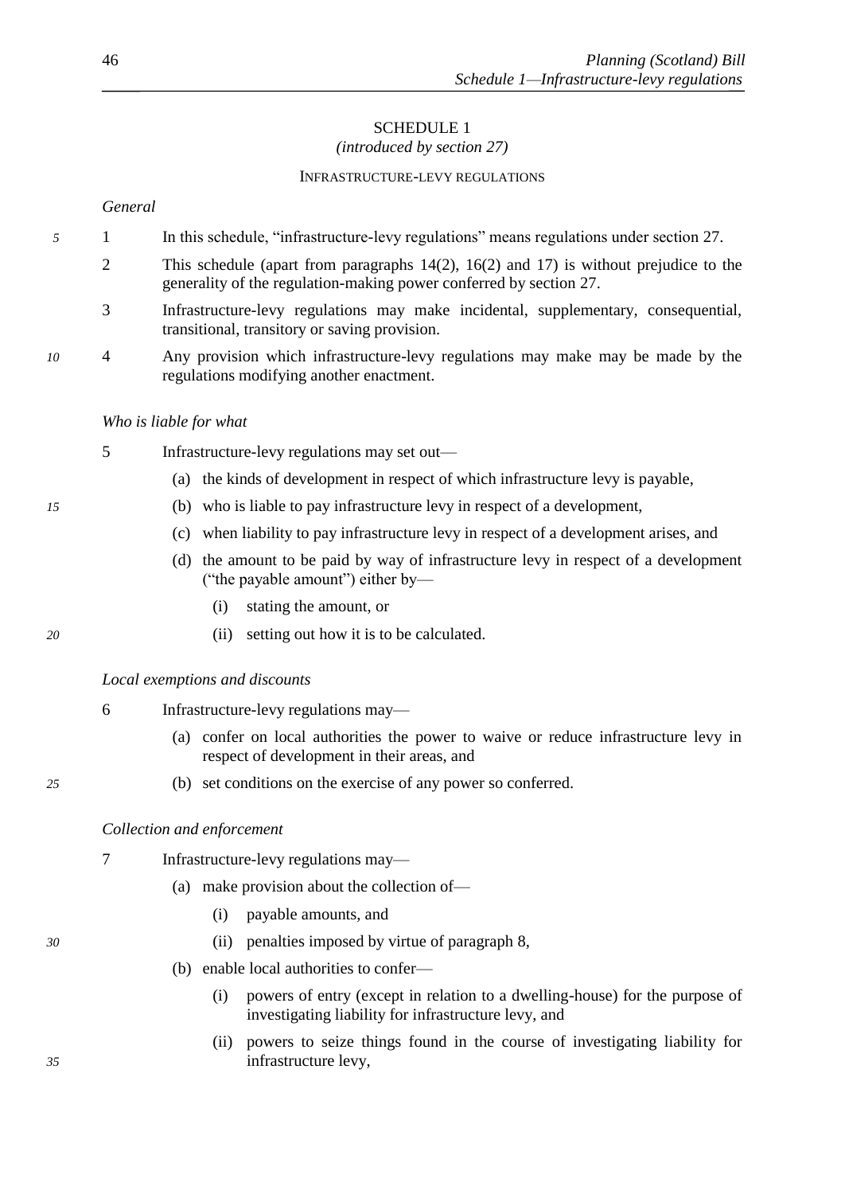# SCHEDULE 1
*(introduced by section 27)*

## INFRASTRUCTURE-LEVY REGULATIONS

*General*

1 In this schedule, "infrastructure-levy regulations" means regulations under section 27.

2 This schedule (apart from paragraphs 14(2), 16(2) and 17) is without prejudice to the generality of the regulation-making power conferred by section 27.

3 Infrastructure-levy regulations may make incidental, supplementary, consequential, transitional, transitory or saving provision.

4 Any provision which infrastructure-levy regulations may make may be made by the regulations modifying another enactment.

*Who is liable for what*

5 Infrastructure-levy regulations may set out—

(a) the kinds of development in respect of which infrastructure levy is payable,

(b) who is liable to pay infrastructure levy in respect of a development,

(c) when liability to pay infrastructure levy in respect of a development arises, and

(d) the amount to be paid by way of infrastructure levy in respect of a development ("the payable amount") either by—

(i) stating the amount, or

(ii) setting out how it is to be calculated.

*Local exemptions and discounts*

6 Infrastructure-levy regulations may—

(a) confer on local authorities the power to waive or reduce infrastructure levy in respect of development in their areas, and

(b) set conditions on the exercise of any power so conferred.

*Collection and enforcement*

7 Infrastructure-levy regulations may—

(a) make provision about the collection of—

(i) payable amounts, and

(ii) penalties imposed by virtue of paragraph 8,

(b) enable local authorities to confer—

(i) powers of entry (except in relation to a dwelling-house) for the purpose of investigating liability for infrastructure levy, and

(ii) powers to seize things found in the course of investigating liability for infrastructure levy,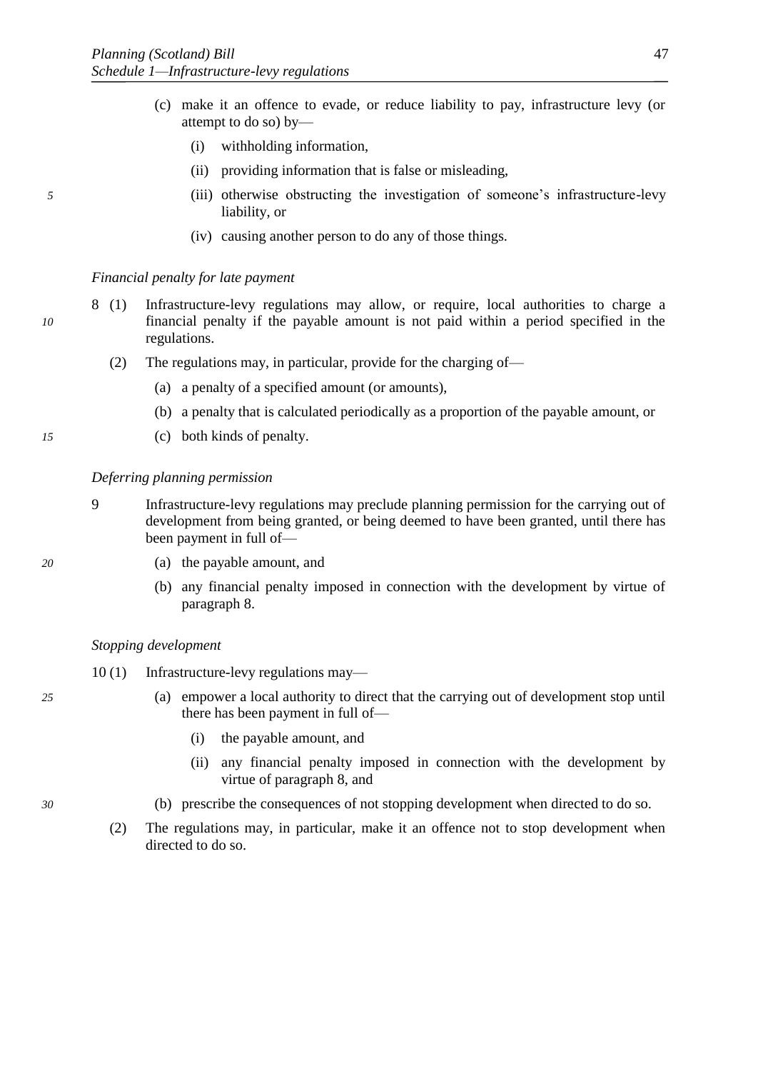(c) make it an offence to evade, or reduce liability to pay, infrastructure levy (or attempt to do so) by—

(i) withholding information,

(ii) providing information that is false or misleading,

(iii) otherwise obstructing the investigation of someone's infrastructure-levy liability, or

(iv) causing another person to do any of those things.

*Financial penalty for late payment*

8 (1) Infrastructure-levy regulations may allow, or require, local authorities to charge a financial penalty if the payable amount is not paid within a period specified in the regulations.

(2) The regulations may, in particular, provide for the charging of—

(a) a penalty of a specified amount (or amounts),

(b) a penalty that is calculated periodically as a proportion of the payable amount, or

(c) both kinds of penalty.

*Deferring planning permission*

9 Infrastructure-levy regulations may preclude planning permission for the carrying out of development from being granted, or being deemed to have been granted, until there has been payment in full of—

(a) the payable amount, and

(b) any financial penalty imposed in connection with the development by virtue of paragraph 8.

*Stopping development*

10 (1) Infrastructure-levy regulations may—

(a) empower a local authority to direct that the carrying out of development stop until there has been payment in full of—

(i) the payable amount, and

(ii) any financial penalty imposed in connection with the development by virtue of paragraph 8, and

(b) prescribe the consequences of not stopping development when directed to do so.

(2) The regulations may, in particular, make it an offence not to stop development when directed to do so.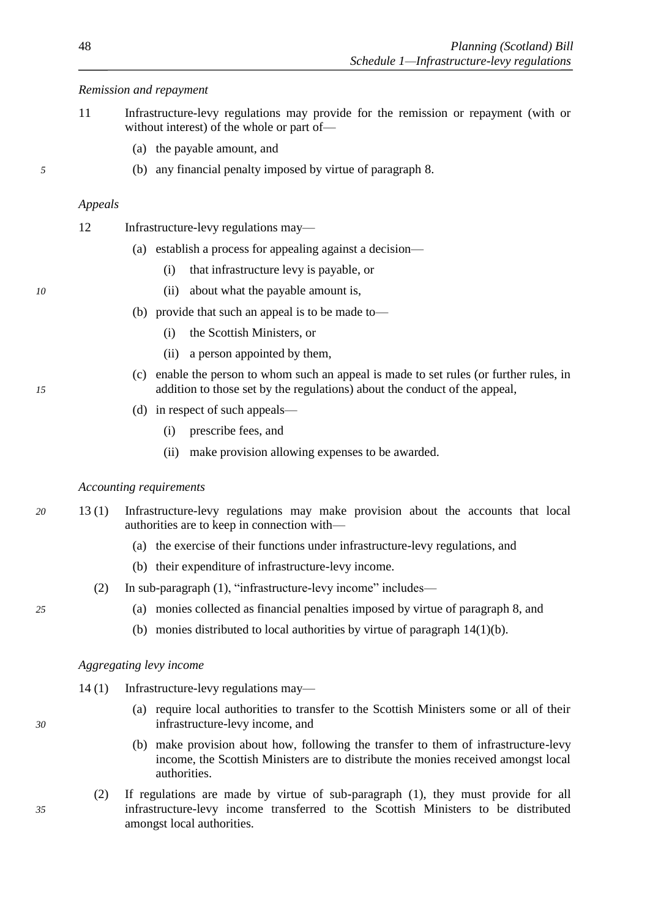*Remission and repayment*

11 Infrastructure-levy regulations may provide for the remission or repayment (with or without interest) of the whole or part of—

- (a) the payable amount, and
- (b) any financial penalty imposed by virtue of paragraph 8.

*Appeals*

12 Infrastructure-levy regulations may—

- (a) establish a process for appealing against a decision—
  - (i) that infrastructure levy is payable, or
  - (ii) about what the payable amount is,
- (b) provide that such an appeal is to be made to—
  - (i) the Scottish Ministers, or
  - (ii) a person appointed by them,
- (c) enable the person to whom such an appeal is made to set rules (or further rules, in addition to those set by the regulations) about the conduct of the appeal,
- (d) in respect of such appeals—
  - (i) prescribe fees, and
  - (ii) make provision allowing expenses to be awarded.

*Accounting requirements*

13 (1) Infrastructure-levy regulations may make provision about the accounts that local authorities are to keep in connection with—

- (a) the exercise of their functions under infrastructure-levy regulations, and
- (b) their expenditure of infrastructure-levy income.

(2) In sub-paragraph (1), "infrastructure-levy income" includes—

- (a) monies collected as financial penalties imposed by virtue of paragraph 8, and
- (b) monies distributed to local authorities by virtue of paragraph 14(1)(b).

*Aggregating levy income*

14 (1) Infrastructure-levy regulations may—

- (a) require local authorities to transfer to the Scottish Ministers some or all of their infrastructure-levy income, and
- (b) make provision about how, following the transfer to them of infrastructure-levy income, the Scottish Ministers are to distribute the monies received amongst local authorities.

(2) If regulations are made by virtue of sub-paragraph (1), they must provide for all infrastructure-levy income transferred to the Scottish Ministers to be distributed amongst local authorities.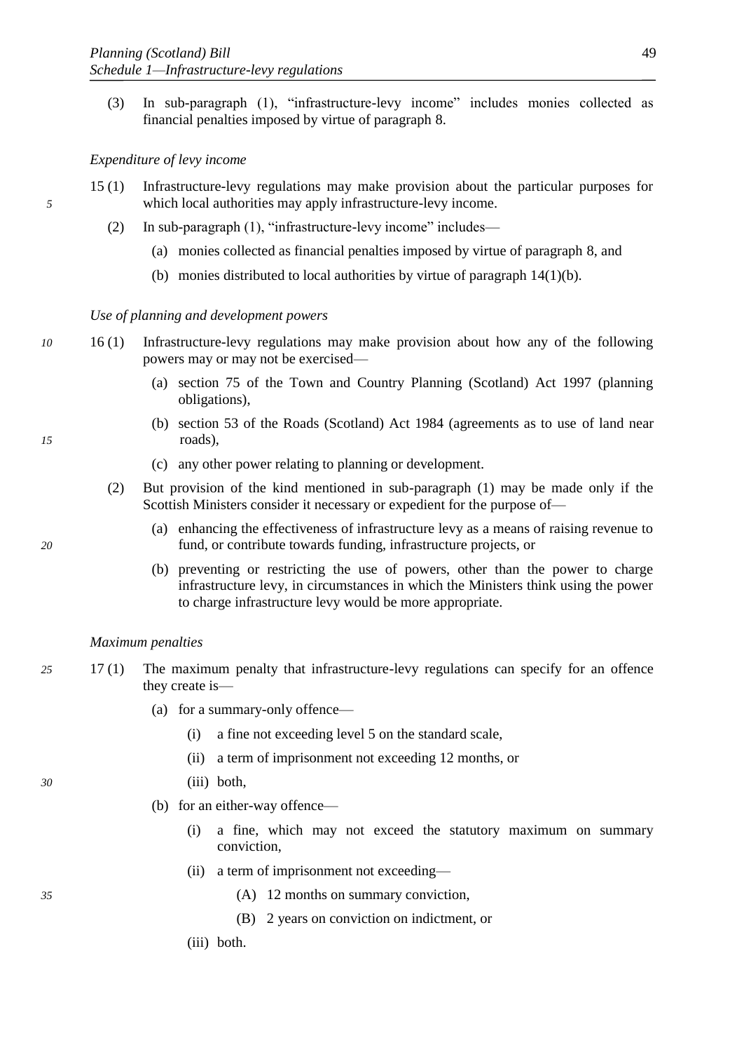(3) In sub-paragraph (1), "infrastructure-levy income" includes monies collected as financial penalties imposed by virtue of paragraph 8.

*Expenditure of levy income*

15 (1) Infrastructure-levy regulations may make provision about the particular purposes for which local authorities may apply infrastructure-levy income.

(2) In sub-paragraph (1), "infrastructure-levy income" includes—

(a) monies collected as financial penalties imposed by virtue of paragraph 8, and

(b) monies distributed to local authorities by virtue of paragraph 14(1)(b).

*Use of planning and development powers*

16 (1) Infrastructure-levy regulations may make provision about how any of the following powers may or may not be exercised—

(a) section 75 of the Town and Country Planning (Scotland) Act 1997 (planning obligations),

(b) section 53 of the Roads (Scotland) Act 1984 (agreements as to use of land near roads),

(c) any other power relating to planning or development.

(2) But provision of the kind mentioned in sub-paragraph (1) may be made only if the Scottish Ministers consider it necessary or expedient for the purpose of—

(a) enhancing the effectiveness of infrastructure levy as a means of raising revenue to fund, or contribute towards funding, infrastructure projects, or

(b) preventing or restricting the use of powers, other than the power to charge infrastructure levy, in circumstances in which the Ministers think using the power to charge infrastructure levy would be more appropriate.

*Maximum penalties*

17 (1) The maximum penalty that infrastructure-levy regulations can specify for an offence they create is—

(a) for a summary-only offence—

(i) a fine not exceeding level 5 on the standard scale,

(ii) a term of imprisonment not exceeding 12 months, or

(iii) both,

(b) for an either-way offence—

(i) a fine, which may not exceed the statutory maximum on summary conviction,

(ii) a term of imprisonment not exceeding—

(A) 12 months on summary conviction,

(B) 2 years on conviction on indictment, or

(iii) both.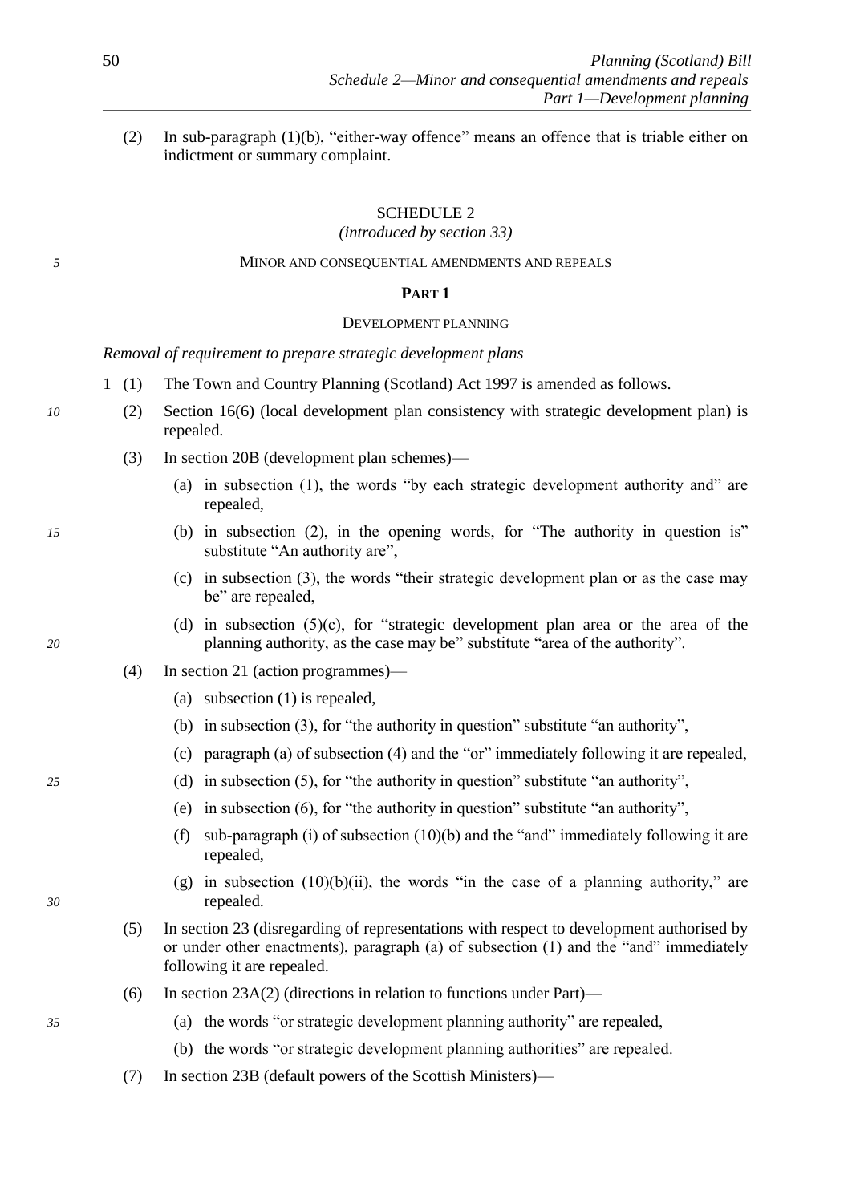(2) In sub-paragraph (1)(b), "either-way offence" means an offence that is triable either on indictment or summary complaint.

## SCHEDULE 2

*(introduced by section 33)*

MINOR AND CONSEQUENTIAL AMENDMENTS AND REPEALS

### PART 1

DEVELOPMENT PLANNING

*Removal of requirement to prepare strategic development plans*

1 (1) The Town and Country Planning (Scotland) Act 1997 is amended as follows.

(2) Section 16(6) (local development plan consistency with strategic development plan) is repealed.

(3) In section 20B (development plan schemes)—

(a) in subsection (1), the words "by each strategic development authority and" are repealed,

(b) in subsection (2), in the opening words, for "The authority in question is" substitute "An authority are",

(c) in subsection (3), the words "their strategic development plan or as the case may be" are repealed,

(d) in subsection (5)(c), for "strategic development plan area or the area of the planning authority, as the case may be" substitute "area of the authority".

(4) In section 21 (action programmes)—

(a) subsection (1) is repealed,

(b) in subsection (3), for "the authority in question" substitute "an authority",

(c) paragraph (a) of subsection (4) and the "or" immediately following it are repealed,

(d) in subsection (5), for "the authority in question" substitute "an authority",

(e) in subsection (6), for "the authority in question" substitute "an authority",

(f) sub-paragraph (i) of subsection (10)(b) and the "and" immediately following it are repealed,

(g) in subsection (10)(b)(ii), the words "in the case of a planning authority," are repealed.

(5) In section 23 (disregarding of representations with respect to development authorised by or under other enactments), paragraph (a) of subsection (1) and the "and" immediately following it are repealed.

(6) In section 23A(2) (directions in relation to functions under Part)—

(a) the words "or strategic development planning authority" are repealed,

(b) the words "or strategic development planning authorities" are repealed.

(7) In section 23B (default powers of the Scottish Ministers)—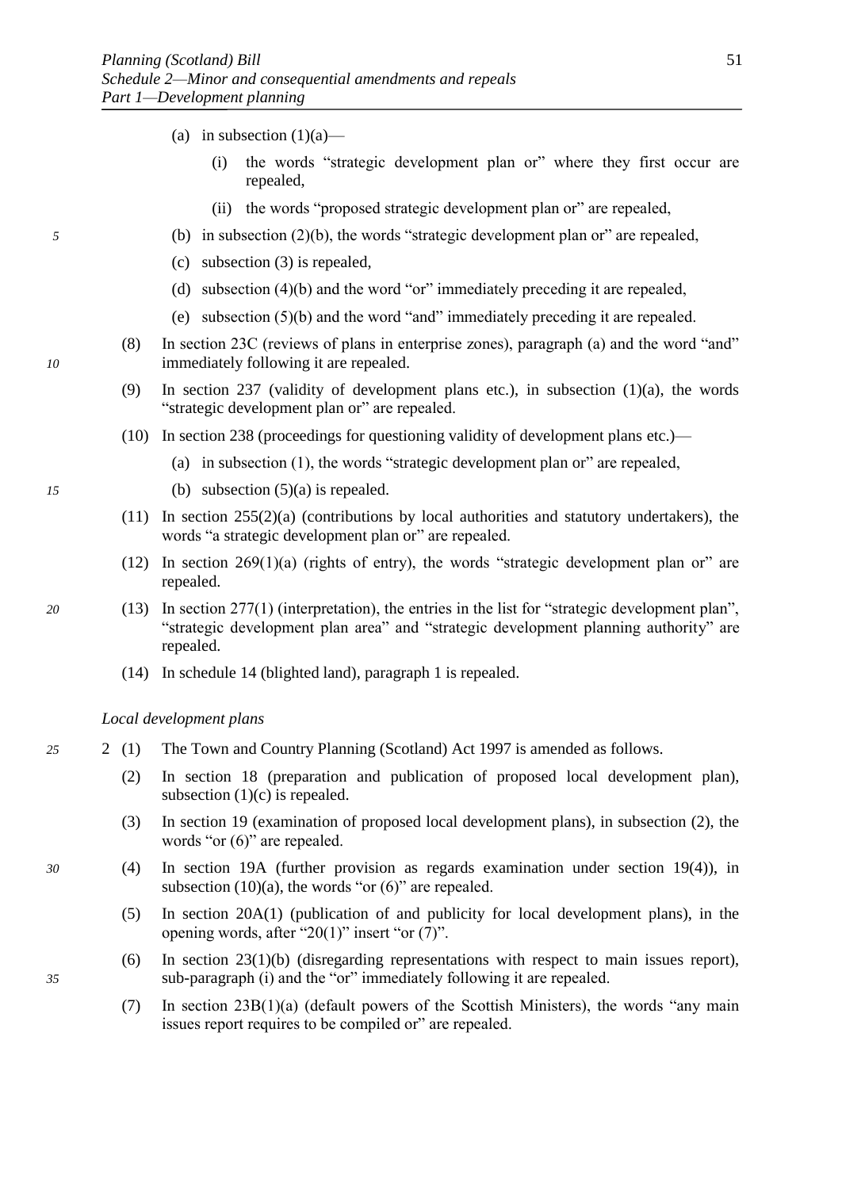(a) in subsection (1)(a)—

(i) the words "strategic development plan or" where they first occur are repealed,

(ii) the words "proposed strategic development plan or" are repealed,

(b) in subsection (2)(b), the words "strategic development plan or" are repealed,

(c) subsection (3) is repealed,

(d) subsection (4)(b) and the word "or" immediately preceding it are repealed,

(e) subsection (5)(b) and the word "and" immediately preceding it are repealed.

(8) In section 23C (reviews of plans in enterprise zones), paragraph (a) and the word "and" immediately following it are repealed.

(9) In section 237 (validity of development plans etc.), in subsection (1)(a), the words "strategic development plan or" are repealed.

(10) In section 238 (proceedings for questioning validity of development plans etc.)—

(a) in subsection (1), the words "strategic development plan or" are repealed,

(b) subsection (5)(a) is repealed.

(11) In section 255(2)(a) (contributions by local authorities and statutory undertakers), the words "a strategic development plan or" are repealed.

(12) In section 269(1)(a) (rights of entry), the words "strategic development plan or" are repealed.

(13) In section 277(1) (interpretation), the entries in the list for "strategic development plan", "strategic development plan area" and "strategic development planning authority" are repealed.

(14) In schedule 14 (blighted land), paragraph 1 is repealed.

*Local development plans*

2 (1) The Town and Country Planning (Scotland) Act 1997 is amended as follows.

(2) In section 18 (preparation and publication of proposed local development plan), subsection (1)(c) is repealed.

(3) In section 19 (examination of proposed local development plans), in subsection (2), the words "or (6)" are repealed.

(4) In section 19A (further provision as regards examination under section 19(4)), in subsection (10)(a), the words "or (6)" are repealed.

(5) In section 20A(1) (publication of and publicity for local development plans), in the opening words, after "20(1)" insert "or (7)".

(6) In section 23(1)(b) (disregarding representations with respect to main issues report), sub-paragraph (i) and the "or" immediately following it are repealed.

(7) In section 23B(1)(a) (default powers of the Scottish Ministers), the words "any main issues report requires to be compiled or" are repealed.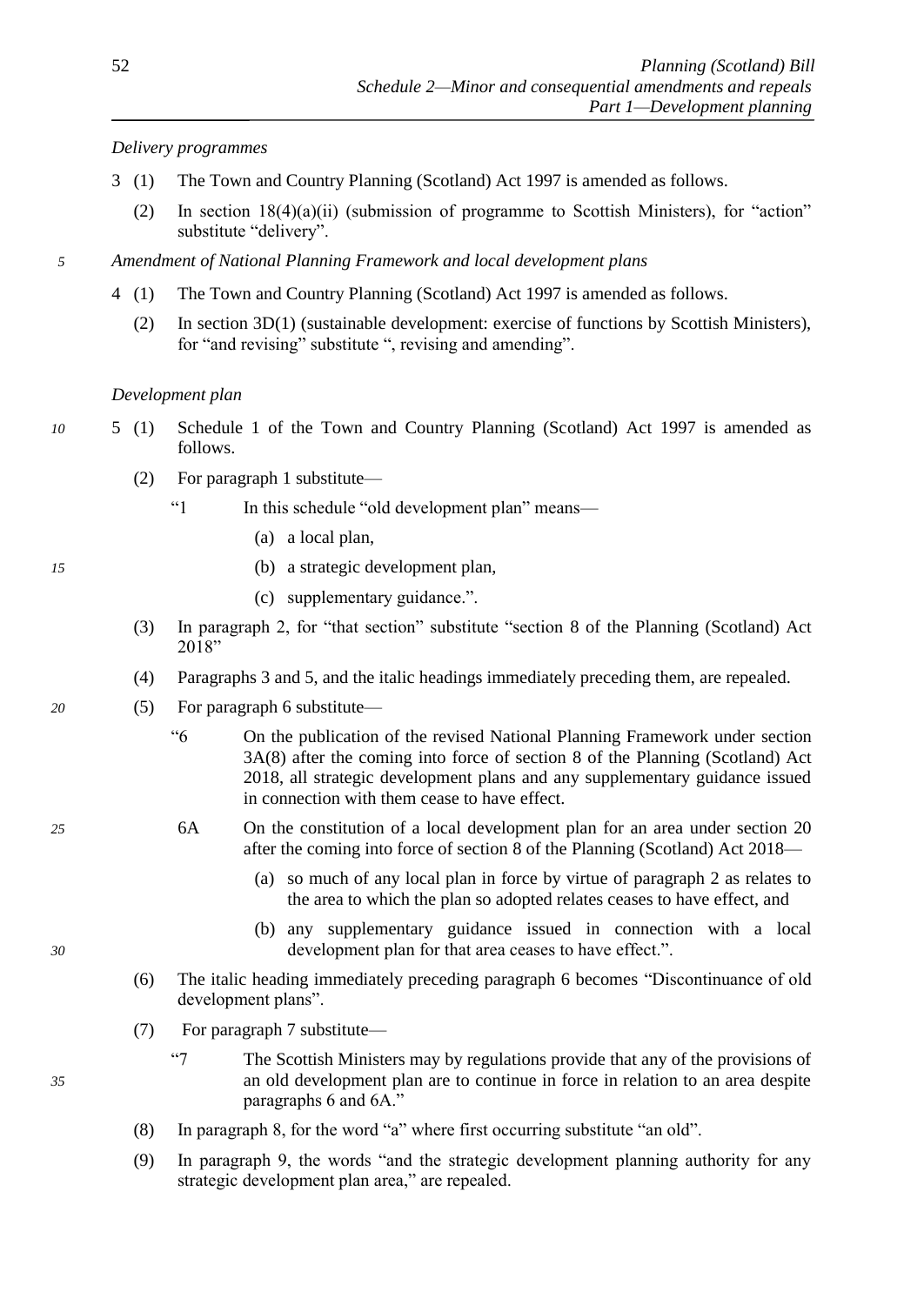*Delivery programmes*

3 (1) The Town and Country Planning (Scotland) Act 1997 is amended as follows.

(2) In section 18(4)(a)(ii) (submission of programme to Scottish Ministers), for "action" substitute "delivery".

*Amendment of National Planning Framework and local development plans*

4 (1) The Town and Country Planning (Scotland) Act 1997 is amended as follows.

(2) In section 3D(1) (sustainable development: exercise of functions by Scottish Ministers), for "and revising" substitute ", revising and amending".

*Development plan*

5 (1) Schedule 1 of the Town and Country Planning (Scotland) Act 1997 is amended as follows.

(2) For paragraph 1 substitute—

"1 In this schedule "old development plan" means—

(a) a local plan,

(b) a strategic development plan,

(c) supplementary guidance.".

(3) In paragraph 2, for "that section" substitute "section 8 of the Planning (Scotland) Act 2018"

(4) Paragraphs 3 and 5, and the italic headings immediately preceding them, are repealed.

(5) For paragraph 6 substitute—

"6 On the publication of the revised National Planning Framework under section 3A(8) after the coming into force of section 8 of the Planning (Scotland) Act 2018, all strategic development plans and any supplementary guidance issued in connection with them cease to have effect.

6A On the constitution of a local development plan for an area under section 20 after the coming into force of section 8 of the Planning (Scotland) Act 2018—

(a) so much of any local plan in force by virtue of paragraph 2 as relates to the area to which the plan so adopted relates ceases to have effect, and

(b) any supplementary guidance issued in connection with a local development plan for that area ceases to have effect.".

(6) The italic heading immediately preceding paragraph 6 becomes "Discontinuance of old development plans".

(7) For paragraph 7 substitute—

"7 The Scottish Ministers may by regulations provide that any of the provisions of an old development plan are to continue in force in relation to an area despite paragraphs 6 and 6A."

(8) In paragraph 8, for the word "a" where first occurring substitute "an old".

(9) In paragraph 9, the words "and the strategic development planning authority for any strategic development plan area," are repealed.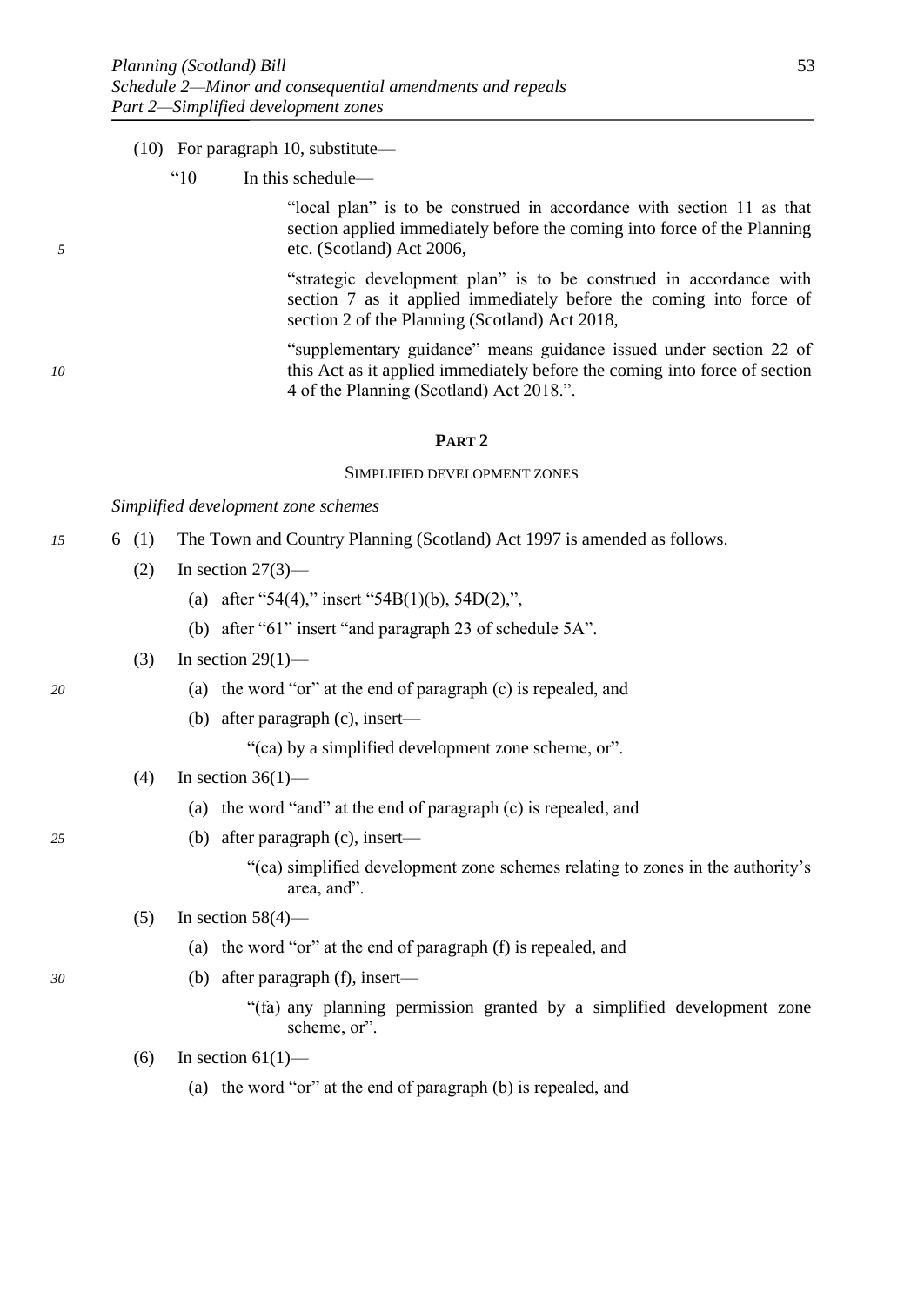(10) For paragraph 10, substitute—

"10 In this schedule—

"local plan" is to be construed in accordance with section 11 as that section applied immediately before the coming into force of the Planning etc. (Scotland) Act 2006,

"strategic development plan" is to be construed in accordance with section 7 as it applied immediately before the coming into force of section 2 of the Planning (Scotland) Act 2018,

"supplementary guidance" means guidance issued under section 22 of this Act as it applied immediately before the coming into force of section 4 of the Planning (Scotland) Act 2018.".

## PART 2

### SIMPLIFIED DEVELOPMENT ZONES

*Simplified development zone schemes*

6 (1) The Town and Country Planning (Scotland) Act 1997 is amended as follows.

(2) In section 27(3)—

(a) after "54(4)," insert "54B(1)(b), 54D(2),",

(b) after "61" insert "and paragraph 23 of schedule 5A".

(3) In section 29(1)—

(a) the word "or" at the end of paragraph (c) is repealed, and

(b) after paragraph (c), insert—

"(ca) by a simplified development zone scheme, or".

(4) In section 36(1)—

(a) the word "and" at the end of paragraph (c) is repealed, and

(b) after paragraph (c), insert—

"(ca) simplified development zone schemes relating to zones in the authority's area, and".

(5) In section 58(4)—

(a) the word "or" at the end of paragraph (f) is repealed, and

(b) after paragraph (f), insert—

"(fa) any planning permission granted by a simplified development zone scheme, or".

(6) In section 61(1)—

(a) the word "or" at the end of paragraph (b) is repealed, and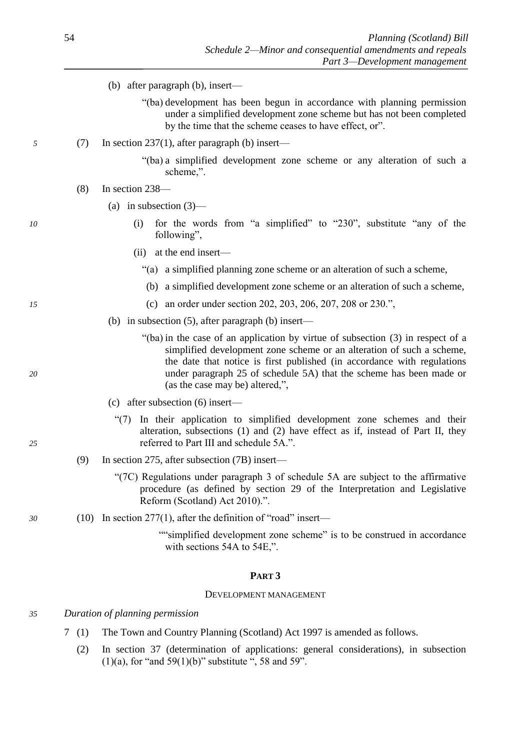(b) after paragraph (b), insert—

> "(ba) development has been begun in accordance with planning permission under a simplified development zone scheme but has not been completed by the time that the scheme ceases to have effect, or".

(7) In section 237(1), after paragraph (b) insert—

> "(ba) a simplified development zone scheme or any alteration of such a scheme,".

(8) In section 238—

(a) in subsection (3)—

(i) for the words from "a simplified" to "230", substitute "any of the following",

(ii) at the end insert—

> "(a) a simplified planning zone scheme or an alteration of such a scheme,
>
> (b) a simplified development zone scheme or an alteration of such a scheme,
>
> (c) an order under section 202, 203, 206, 207, 208 or 230.",

(b) in subsection (5), after paragraph (b) insert—

> "(ba) in the case of an application by virtue of subsection (3) in respect of a simplified development zone scheme or an alteration of such a scheme, the date that notice is first published (in accordance with regulations under paragraph 25 of schedule 5A) that the scheme has been made or (as the case may be) altered,",

(c) after subsection (6) insert—

> "(7) In their application to simplified development zone schemes and their alteration, subsections (1) and (2) have effect as if, instead of Part II, they referred to Part III and schedule 5A.".

(9) In section 275, after subsection (7B) insert—

> "(7C) Regulations under paragraph 3 of schedule 5A are subject to the affirmative procedure (as defined by section 29 of the Interpretation and Legislative Reform (Scotland) Act 2010).".

(10) In section 277(1), after the definition of "road" insert—

> ""simplified development zone scheme" is to be construed in accordance with sections 54A to 54E,".

## PART 3

### DEVELOPMENT MANAGEMENT

*Duration of planning permission*

7 (1) The Town and Country Planning (Scotland) Act 1997 is amended as follows.

(2) In section 37 (determination of applications: general considerations), in subsection (1)(a), for "and 59(1)(b)" substitute ", 58 and 59".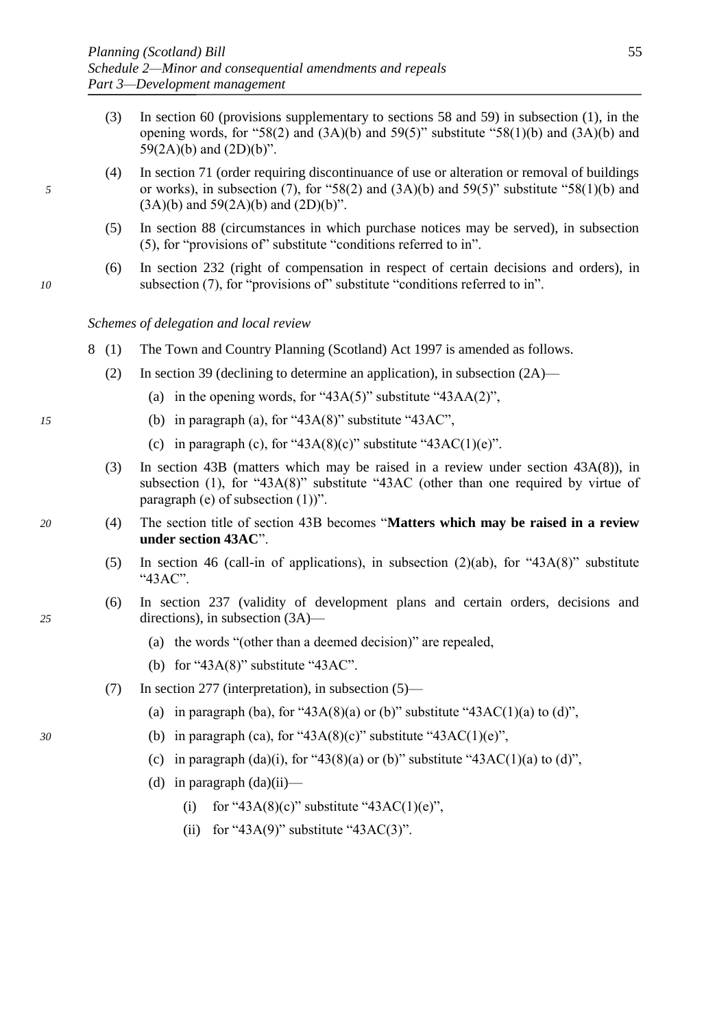(3) In section 60 (provisions supplementary to sections 58 and 59) in subsection (1), in the opening words, for "58(2) and (3A)(b) and 59(5)" substitute "58(1)(b) and (3A)(b) and 59(2A)(b) and (2D)(b)".

(4) In section 71 (order requiring discontinuance of use or alteration or removal of buildings or works), in subsection (7), for "58(2) and (3A)(b) and 59(5)" substitute "58(1)(b) and (3A)(b) and 59(2A)(b) and (2D)(b)".

(5) In section 88 (circumstances in which purchase notices may be served), in subsection (5), for "provisions of" substitute "conditions referred to in".

(6) In section 232 (right of compensation in respect of certain decisions and orders), in subsection (7), for "provisions of" substitute "conditions referred to in".

*Schemes of delegation and local review*

8 (1) The Town and Country Planning (Scotland) Act 1997 is amended as follows.

(2) In section 39 (declining to determine an application), in subsection (2A)—

(a) in the opening words, for "43A(5)" substitute "43AA(2)",

(b) in paragraph (a), for "43A(8)" substitute "43AC",

(c) in paragraph (c), for "43A(8)(c)" substitute "43AC(1)(e)".

(3) In section 43B (matters which may be raised in a review under section 43A(8)), in subsection (1), for "43A(8)" substitute "43AC (other than one required by virtue of paragraph (e) of subsection (1))".

(4) The section title of section 43B becomes "**Matters which may be raised in a review under section 43AC**".

(5) In section 46 (call-in of applications), in subsection (2)(ab), for "43A(8)" substitute "43AC".

(6) In section 237 (validity of development plans and certain orders, decisions and directions), in subsection (3A)—

(a) the words "(other than a deemed decision)" are repealed,

(b) for "43A(8)" substitute "43AC".

(7) In section 277 (interpretation), in subsection (5)—

(a) in paragraph (ba), for "43A(8)(a) or (b)" substitute "43AC(1)(a) to (d)",

(b) in paragraph (ca), for "43A(8)(c)" substitute "43AC(1)(e)",

(c) in paragraph (da)(i), for "43(8)(a) or (b)" substitute "43AC(1)(a) to (d)",

(d) in paragraph (da)(ii)—

(i) for "43A(8)(c)" substitute "43AC(1)(e)",

(ii) for "43A(9)" substitute "43AC(3)".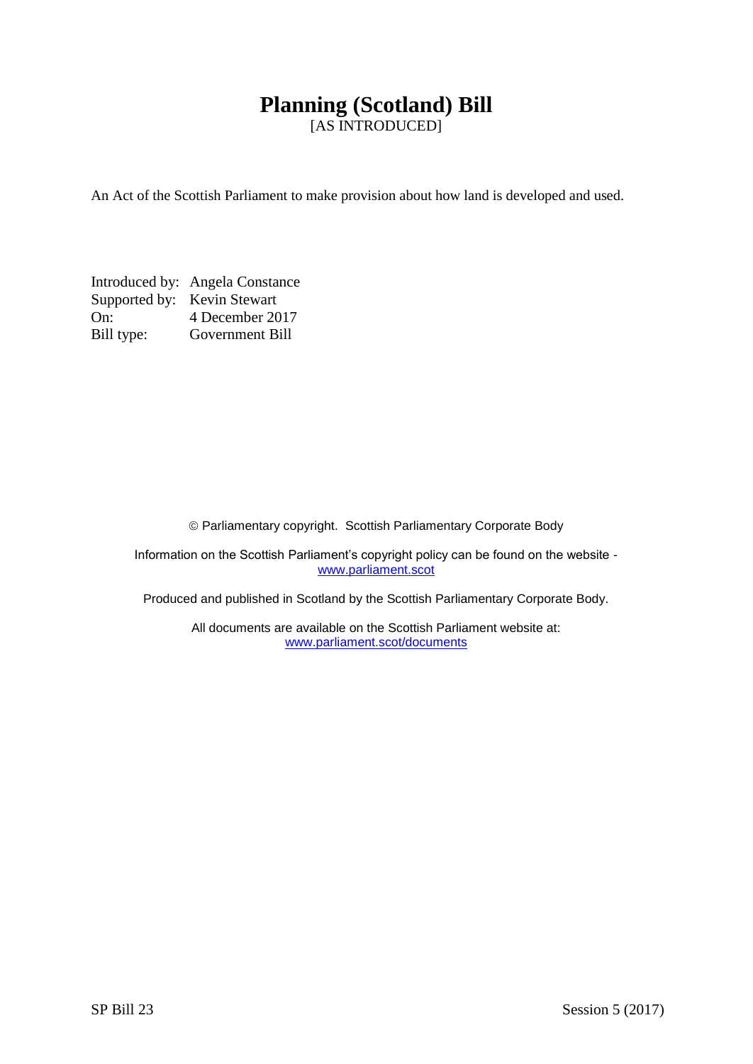# Planning (Scotland) Bill

[AS INTRODUCED]

An Act of the Scottish Parliament to make provision about how land is developed and used.

| | |
|---|---|
| Introduced by: | Angela Constance |
| Supported by: | Kevin Stewart |
| On: | 4 December 2017 |
| Bill type: | Government Bill |

© Parliamentary copyright. Scottish Parliamentary Corporate Body

Information on the Scottish Parliament's copyright policy can be found on the website - www.parliament.scot

Produced and published in Scotland by the Scottish Parliamentary Corporate Body.

All documents are available on the Scottish Parliament website at: www.parliament.scot/documents

SP Bill 23 Session 5 (2017)